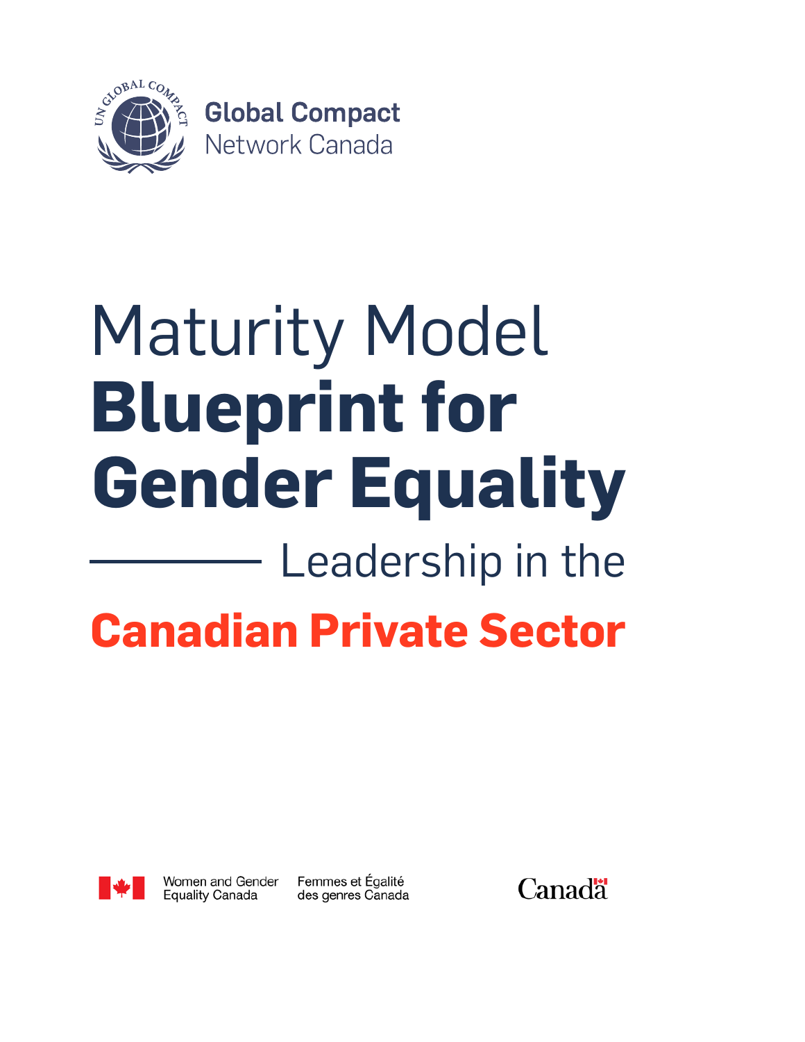Global Compact
Network Canada

# Maturity Model **Blueprint for Gender Equality** Leadership in the **Canadian Private Sector**

Women and Gender Equality Canada | Femmes et Égalité des genres Canada

Canada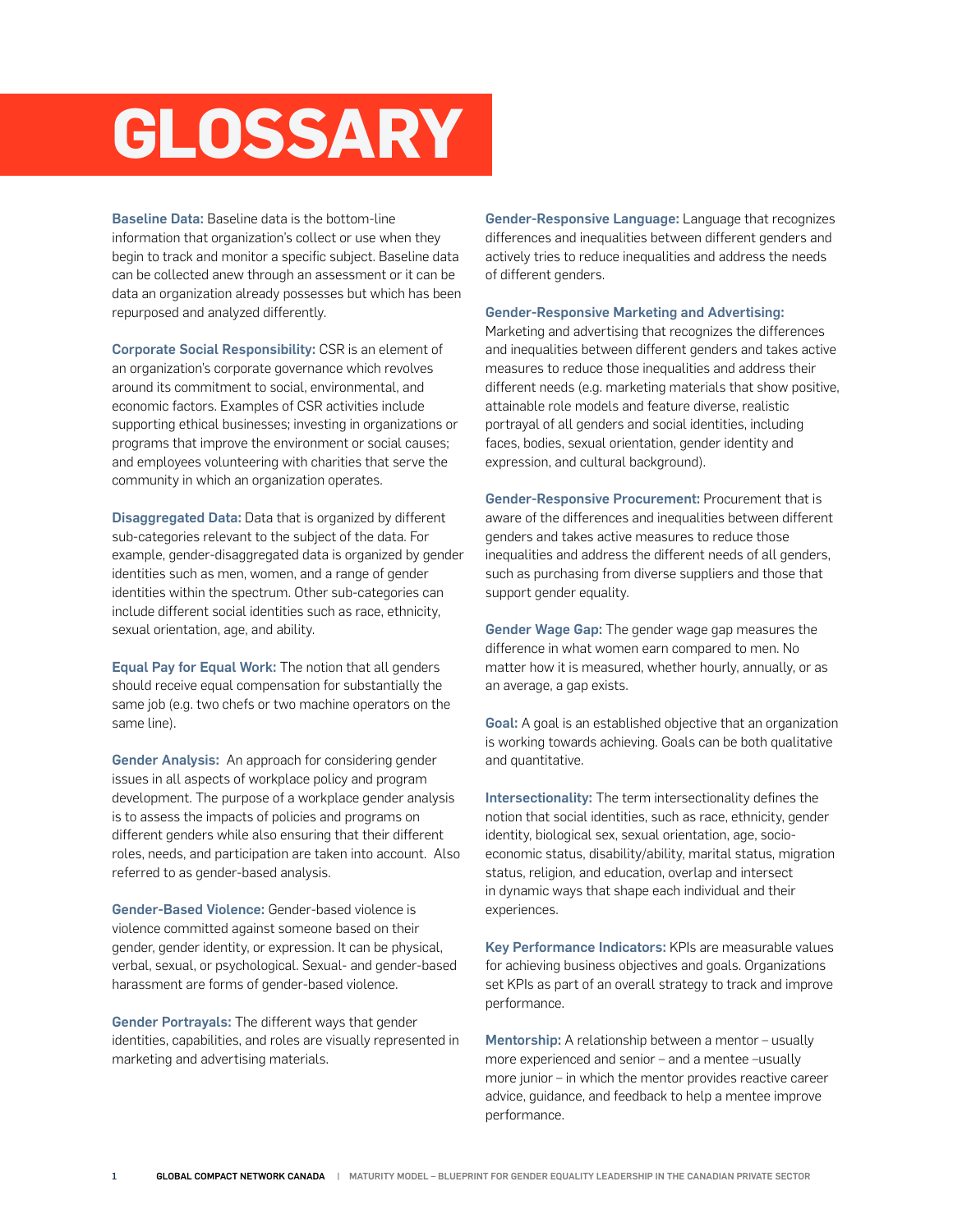# GLOSSARY

**Baseline Data:** Baseline data is the bottom-line information that organization's collect or use when they begin to track and monitor a specific subject. Baseline data can be collected anew through an assessment or it can be data an organization already possesses but which has been repurposed and analyzed differently.

**Corporate Social Responsibility:** CSR is an element of an organization's corporate governance which revolves around its commitment to social, environmental, and economic factors. Examples of CSR activities include supporting ethical businesses; investing in organizations or programs that improve the environment or social causes; and employees volunteering with charities that serve the community in which an organization operates.

**Disaggregated Data:** Data that is organized by different sub-categories relevant to the subject of the data. For example, gender-disaggregated data is organized by gender identities such as men, women, and a range of gender identities within the spectrum. Other sub-categories can include different social identities such as race, ethnicity, sexual orientation, age, and ability.

**Equal Pay for Equal Work:** The notion that all genders should receive equal compensation for substantially the same job (e.g. two chefs or two machine operators on the same line).

**Gender Analysis:** An approach for considering gender issues in all aspects of workplace policy and program development. The purpose of a workplace gender analysis is to assess the impacts of policies and programs on different genders while also ensuring that their different roles, needs, and participation are taken into account. Also referred to as gender-based analysis.

**Gender-Based Violence:** Gender-based violence is violence committed against someone based on their gender, gender identity, or expression. It can be physical, verbal, sexual, or psychological. Sexual- and gender-based harassment are forms of gender-based violence.

**Gender Portrayals:** The different ways that gender identities, capabilities, and roles are visually represented in marketing and advertising materials.

**Gender-Responsive Language:** Language that recognizes differences and inequalities between different genders and actively tries to reduce inequalities and address the needs of different genders.

**Gender-Responsive Marketing and Advertising:** Marketing and advertising that recognizes the differences and inequalities between different genders and takes active measures to reduce those inequalities and address their different needs (e.g. marketing materials that show positive, attainable role models and feature diverse, realistic portrayal of all genders and social identities, including faces, bodies, sexual orientation, gender identity and expression, and cultural background).

**Gender-Responsive Procurement:** Procurement that is aware of the differences and inequalities between different genders and takes active measures to reduce those inequalities and address the different needs of all genders, such as purchasing from diverse suppliers and those that support gender equality.

**Gender Wage Gap:** The gender wage gap measures the difference in what women earn compared to men. No matter how it is measured, whether hourly, annually, or as an average, a gap exists.

**Goal:** A goal is an established objective that an organization is working towards achieving. Goals can be both qualitative and quantitative.

**Intersectionality:** The term intersectionality defines the notion that social identities, such as race, ethnicity, gender identity, biological sex, sexual orientation, age, socio-economic status, disability/ability, marital status, migration status, religion, and education, overlap and intersect in dynamic ways that shape each individual and their experiences.

**Key Performance Indicators:** KPIs are measurable values for achieving business objectives and goals. Organizations set KPIs as part of an overall strategy to track and improve performance.

**Mentorship:** A relationship between a mentor – usually more experienced and senior – and a mentee –usually more junior – in which the mentor provides reactive career advice, guidance, and feedback to help a mentee improve performance.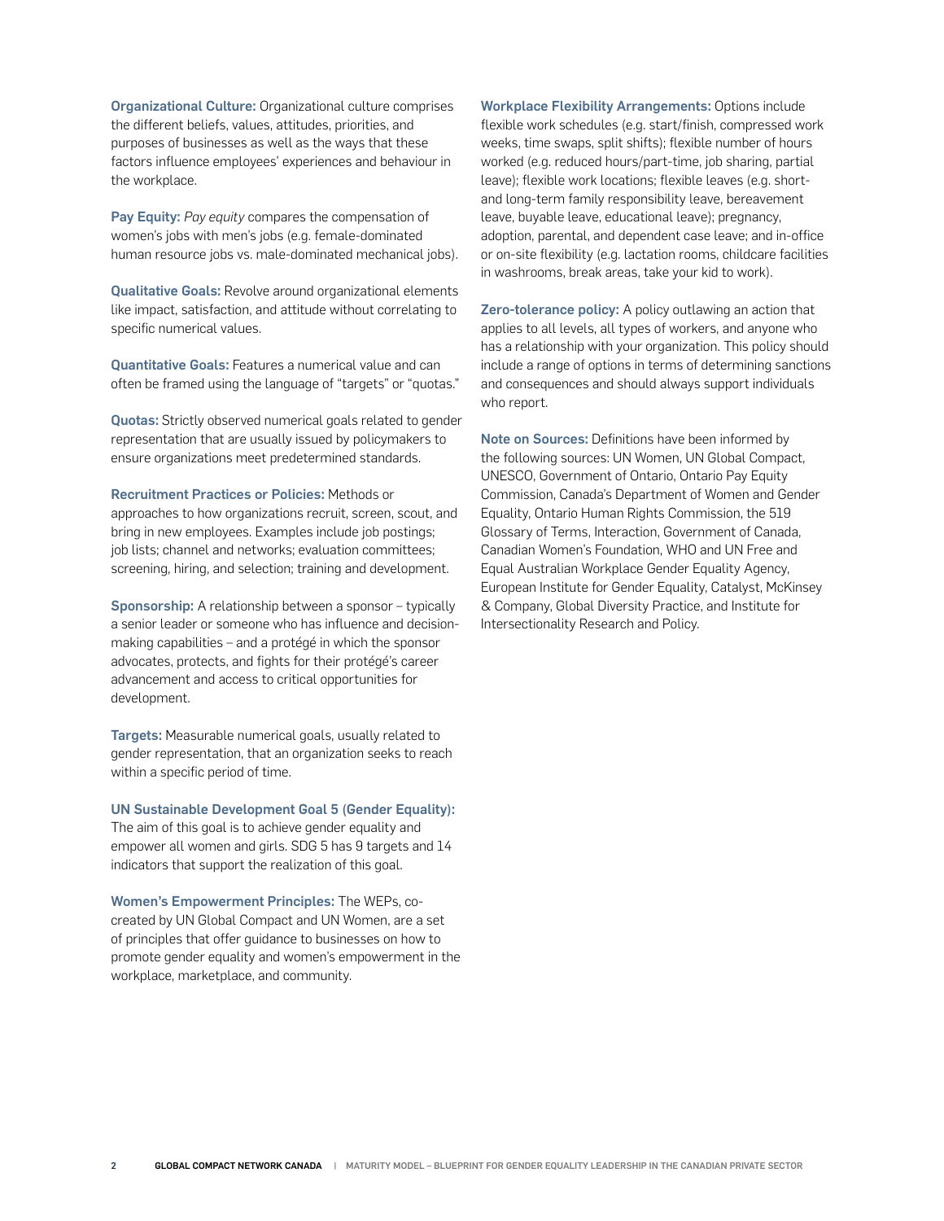**Organizational Culture:** Organizational culture comprises the different beliefs, values, attitudes, priorities, and purposes of businesses as well as the ways that these factors influence employees' experiences and behaviour in the workplace.

**Pay Equity:** *Pay equity* compares the compensation of women's jobs with men's jobs (e.g. female-dominated human resource jobs vs. male-dominated mechanical jobs).

**Qualitative Goals:** Revolve around organizational elements like impact, satisfaction, and attitude without correlating to specific numerical values.

**Quantitative Goals:** Features a numerical value and can often be framed using the language of "targets" or "quotas."

**Quotas:** Strictly observed numerical goals related to gender representation that are usually issued by policymakers to ensure organizations meet predetermined standards.

**Recruitment Practices or Policies:** Methods or approaches to how organizations recruit, screen, scout, and bring in new employees. Examples include job postings; job lists; channel and networks; evaluation committees; screening, hiring, and selection; training and development.

**Sponsorship:** A relationship between a sponsor – typically a senior leader or someone who has influence and decision-making capabilities – and a protégé in which the sponsor advocates, protects, and fights for their protégé's career advancement and access to critical opportunities for development.

**Targets:** Measurable numerical goals, usually related to gender representation, that an organization seeks to reach within a specific period of time.

**UN Sustainable Development Goal 5 (Gender Equality):** The aim of this goal is to achieve gender equality and empower all women and girls. SDG 5 has 9 targets and 14 indicators that support the realization of this goal.

**Women's Empowerment Principles:** The WEPs, co-created by UN Global Compact and UN Women, are a set of principles that offer guidance to businesses on how to promote gender equality and women's empowerment in the workplace, marketplace, and community.

**Workplace Flexibility Arrangements:** Options include flexible work schedules (e.g. start/finish, compressed work weeks, time swaps, split shifts); flexible number of hours worked (e.g. reduced hours/part-time, job sharing, partial leave); flexible work locations; flexible leaves (e.g. short- and long-term family responsibility leave, bereavement leave, buyable leave, educational leave); pregnancy, adoption, parental, and dependent case leave; and in-office or on-site flexibility (e.g. lactation rooms, childcare facilities in washrooms, break areas, take your kid to work).

**Zero-tolerance policy:** A policy outlawing an action that applies to all levels, all types of workers, and anyone who has a relationship with your organization. This policy should include a range of options in terms of determining sanctions and consequences and should always support individuals who report.

**Note on Sources:** Definitions have been informed by the following sources: UN Women, UN Global Compact, UNESCO, Government of Ontario, Ontario Pay Equity Commission, Canada's Department of Women and Gender Equality, Ontario Human Rights Commission, the 519 Glossary of Terms, Interaction, Government of Canada, Canadian Women's Foundation, WHO and UN Free and Equal Australian Workplace Gender Equality Agency, European Institute for Gender Equality, Catalyst, McKinsey & Company, Global Diversity Practice, and Institute for Intersectionality Research and Policy.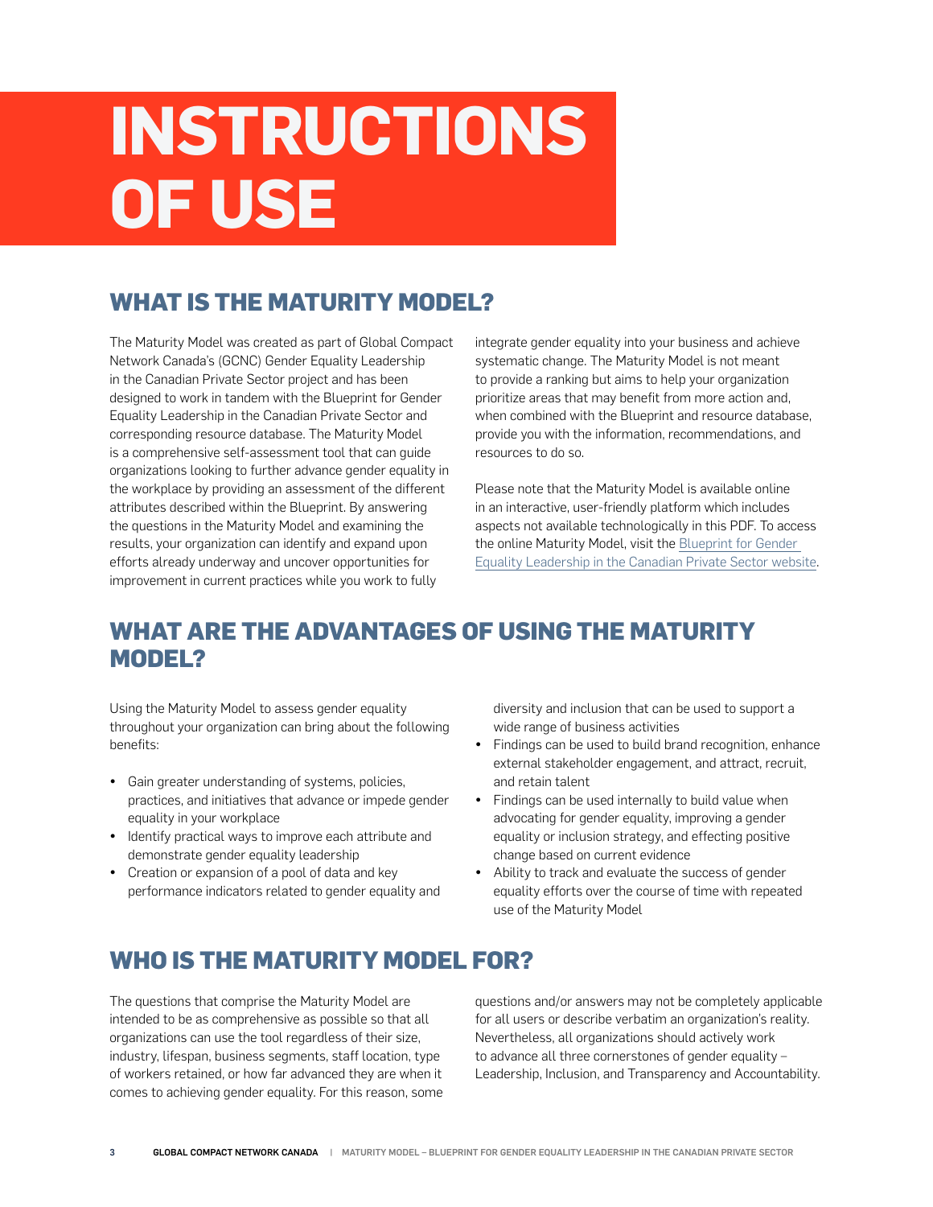# INSTRUCTIONS OF USE

## WHAT IS THE MATURITY MODEL?

The Maturity Model was created as part of Global Compact Network Canada's (GCNC) Gender Equality Leadership in the Canadian Private Sector project and has been designed to work in tandem with the Blueprint for Gender Equality Leadership in the Canadian Private Sector and corresponding resource database. The Maturity Model is a comprehensive self-assessment tool that can guide organizations looking to further advance gender equality in the workplace by providing an assessment of the different attributes described within the Blueprint. By answering the questions in the Maturity Model and examining the results, your organization can identify and expand upon efforts already underway and uncover opportunities for improvement in current practices while you work to fully integrate gender equality into your business and achieve systematic change. The Maturity Model is not meant to provide a ranking but aims to help your organization prioritize areas that may benefit from more action and, when combined with the Blueprint and resource database, provide you with the information, recommendations, and resources to do so.

Please note that the Maturity Model is available online in an interactive, user-friendly platform which includes aspects not available technologically in this PDF. To access the online Maturity Model, visit the Blueprint for Gender Equality Leadership in the Canadian Private Sector website.

## WHAT ARE THE ADVANTAGES OF USING THE MATURITY MODEL?

Using the Maturity Model to assess gender equality throughout your organization can bring about the following benefits:

- Gain greater understanding of systems, policies, practices, and initiatives that advance or impede gender equality in your workplace
- Identify practical ways to improve each attribute and demonstrate gender equality leadership
- Creation or expansion of a pool of data and key performance indicators related to gender equality and diversity and inclusion that can be used to support a wide range of business activities
- Findings can be used to build brand recognition, enhance external stakeholder engagement, and attract, recruit, and retain talent
- Findings can be used internally to build value when advocating for gender equality, improving a gender equality or inclusion strategy, and effecting positive change based on current evidence
- Ability to track and evaluate the success of gender equality efforts over the course of time with repeated use of the Maturity Model

## WHO IS THE MATURITY MODEL FOR?

The questions that comprise the Maturity Model are intended to be as comprehensive as possible so that all organizations can use the tool regardless of their size, industry, lifespan, business segments, staff location, type of workers retained, or how far advanced they are when it comes to achieving gender equality. For this reason, some questions and/or answers may not be completely applicable for all users or describe verbatim an organization's reality. Nevertheless, all organizations should actively work to advance all three cornerstones of gender equality – Leadership, Inclusion, and Transparency and Accountability.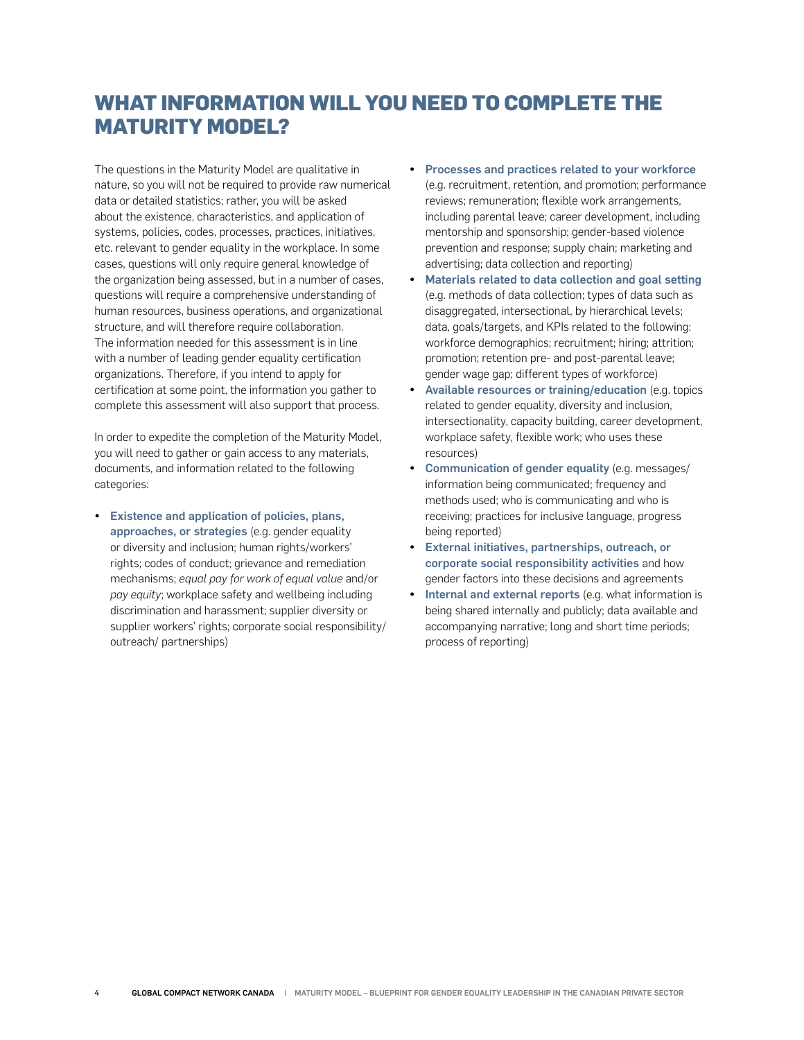# WHAT INFORMATION WILL YOU NEED TO COMPLETE THE MATURITY MODEL?

The questions in the Maturity Model are qualitative in nature, so you will not be required to provide raw numerical data or detailed statistics; rather, you will be asked about the existence, characteristics, and application of systems, policies, codes, processes, practices, initiatives, etc. relevant to gender equality in the workplace. In some cases, questions will only require general knowledge of the organization being assessed, but in a number of cases, questions will require a comprehensive understanding of human resources, business operations, and organizational structure, and will therefore require collaboration. The information needed for this assessment is in line with a number of leading gender equality certification organizations. Therefore, if you intend to apply for certification at some point, the information you gather to complete this assessment will also support that process.

In order to expedite the completion of the Maturity Model, you will need to gather or gain access to any materials, documents, and information related to the following categories:

- **Existence and application of policies, plans, approaches, or strategies** (e.g. gender equality or diversity and inclusion; human rights/workers' rights; codes of conduct; grievance and remediation mechanisms; *equal pay for work of equal value* and/or *pay equity*; workplace safety and wellbeing including discrimination and harassment; supplier diversity or supplier workers' rights; corporate social responsibility/ outreach/ partnerships)
- **Processes and practices related to your workforce** (e.g. recruitment, retention, and promotion; performance reviews; remuneration; flexible work arrangements, including parental leave; career development, including mentorship and sponsorship; gender-based violence prevention and response; supply chain; marketing and advertising; data collection and reporting)
- **Materials related to data collection and goal setting** (e.g. methods of data collection; types of data such as disaggregated, intersectional, by hierarchical levels; data, goals/targets, and KPIs related to the following: workforce demographics; recruitment; hiring; attrition; promotion; retention pre- and post-parental leave; gender wage gap; different types of workforce)
- **Available resources or training/education** (e.g. topics related to gender equality, diversity and inclusion, intersectionality, capacity building, career development, workplace safety, flexible work; who uses these resources)
- **Communication of gender equality** (e.g. messages/ information being communicated; frequency and methods used; who is communicating and who is receiving; practices for inclusive language, progress being reported)
- **External initiatives, partnerships, outreach, or corporate social responsibility activities** and how gender factors into these decisions and agreements
- **Internal and external reports** (e.g. what information is being shared internally and publicly; data available and accompanying narrative; long and short time periods; process of reporting)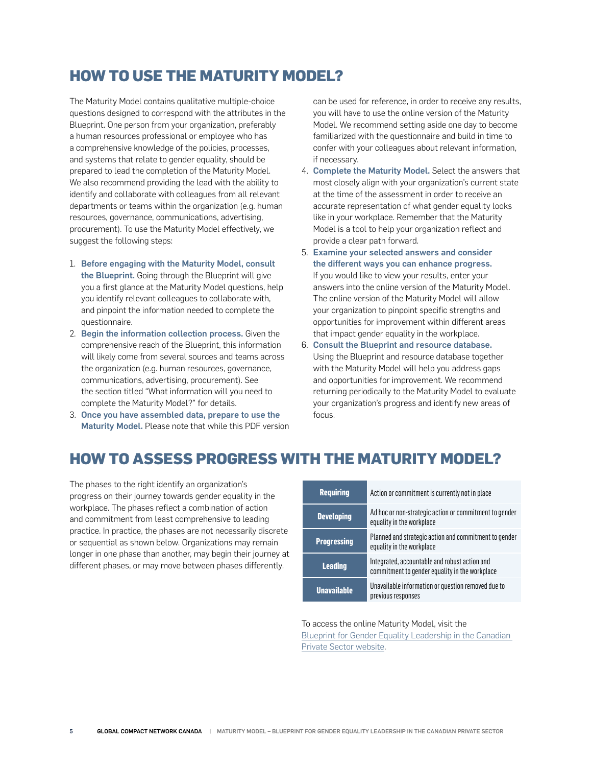# HOW TO USE THE MATURITY MODEL?

The Maturity Model contains qualitative multiple-choice questions designed to correspond with the attributes in the Blueprint. One person from your organization, preferably a human resources professional or employee who has a comprehensive knowledge of the policies, processes, and systems that relate to gender equality, should be prepared to lead the completion of the Maturity Model. We also recommend providing the lead with the ability to identify and collaborate with colleagues from all relevant departments or teams within the organization (e.g. human resources, governance, communications, advertising, procurement). To use the Maturity Model effectively, we suggest the following steps:

1. **Before engaging with the Maturity Model, consult the Blueprint.** Going through the Blueprint will give you a first glance at the Maturity Model questions, help you identify relevant colleagues to collaborate with, and pinpoint the information needed to complete the questionnaire.
2. **Begin the information collection process.** Given the comprehensive reach of the Blueprint, this information will likely come from several sources and teams across the organization (e.g. human resources, governance, communications, advertising, procurement). See the section titled "What information will you need to complete the Maturity Model?" for details.
3. **Once you have assembled data, prepare to use the Maturity Model.** Please note that while this PDF version can be used for reference, in order to receive any results, you will have to use the online version of the Maturity Model. We recommend setting aside one day to become familiarized with the questionnaire and build in time to confer with your colleagues about relevant information, if necessary.
4. **Complete the Maturity Model.** Select the answers that most closely align with your organization's current state at the time of the assessment in order to receive an accurate representation of what gender equality looks like in your workplace. Remember that the Maturity Model is a tool to help your organization reflect and provide a clear path forward.
5. **Examine your selected answers and consider the different ways you can enhance progress.** If you would like to view your results, enter your answers into the online version of the Maturity Model. The online version of the Maturity Model will allow your organization to pinpoint specific strengths and opportunities for improvement within different areas that impact gender equality in the workplace.
6. **Consult the Blueprint and resource database.** Using the Blueprint and resource database together with the Maturity Model will help you address gaps and opportunities for improvement. We recommend returning periodically to the Maturity Model to evaluate your organization's progress and identify new areas of focus.

# HOW TO ASSESS PROGRESS WITH THE MATURITY MODEL?

The phases to the right identify an organization's progress on their journey towards gender equality in the workplace. The phases reflect a combination of action and commitment from least comprehensive to leading practice. In practice, the phases are not necessarily discrete or sequential as shown below. Organizations may remain longer in one phase than another, may begin their journey at different phases, or may move between phases differently.

| Phase | Description |
|---|---|
| **Requiring** | Action or commitment is currently not in place |
| **Developing** | Ad hoc or non-strategic action or commitment to gender equality in the workplace |
| **Progressing** | Planned and strategic action and commitment to gender equality in the workplace |
| **Leading** | Integrated, accountable and robust action and commitment to gender equality in the workplace |
| **Unavailable** | Unavailable information or question removed due to previous responses |

To access the online Maturity Model, visit the Blueprint for Gender Equality Leadership in the Canadian Private Sector website.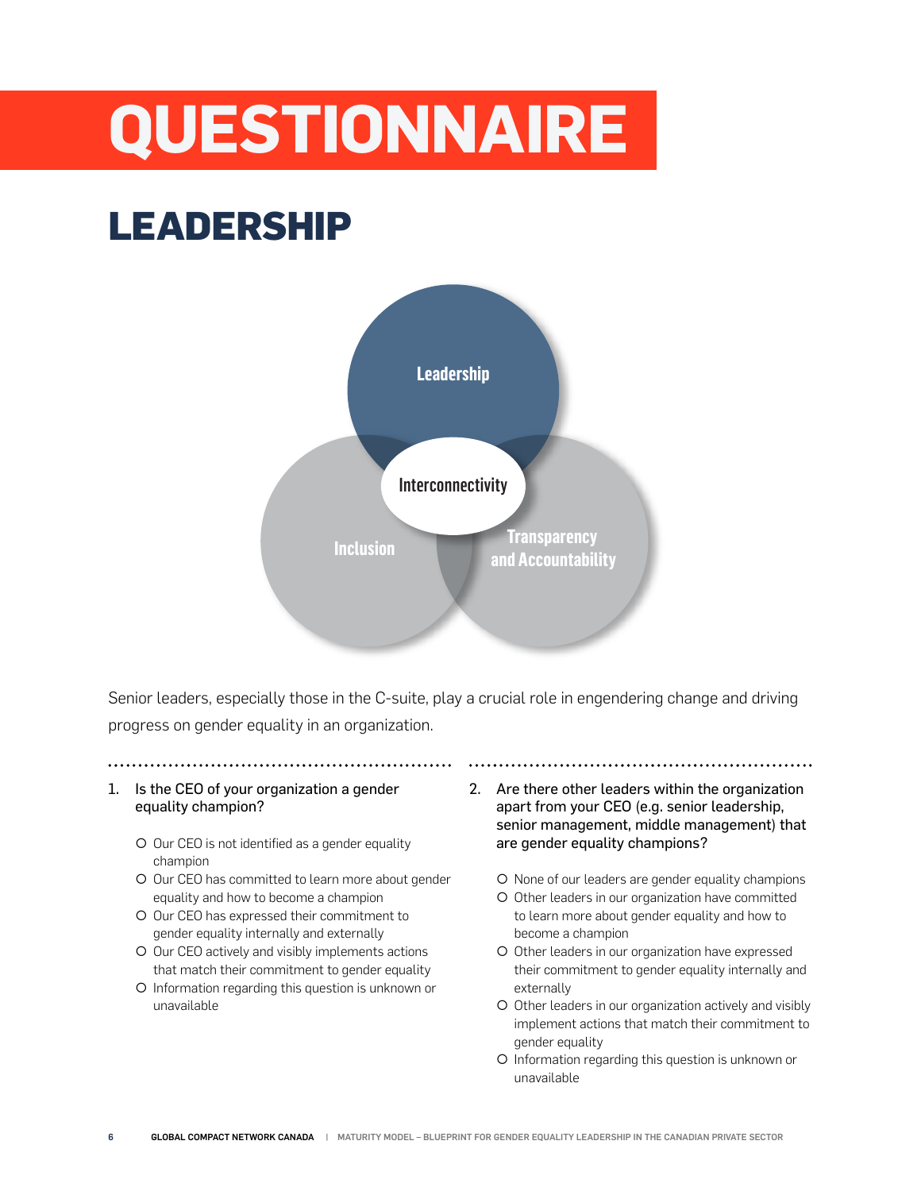# QUESTIONNAIRE

## LEADERSHIP

Leadership

Interconnectivity

Inclusion

Transparency and Accountability

Senior leaders, especially those in the C-suite, play a crucial role in engendering change and driving progress on gender equality in an organization.

1. Is the CEO of your organization a gender equality champion?

   - Our CEO is not identified as a gender equality champion
   - Our CEO has committed to learn more about gender equality and how to become a champion
   - Our CEO has expressed their commitment to gender equality internally and externally
   - Our CEO actively and visibly implements actions that match their commitment to gender equality
   - Information regarding this question is unknown or unavailable

2. Are there other leaders within the organization apart from your CEO (e.g. senior leadership, senior management, middle management) that are gender equality champions?

   - None of our leaders are gender equality champions
   - Other leaders in our organization have committed to learn more about gender equality and how to become a champion
   - Other leaders in our organization have expressed their commitment to gender equality internally and externally
   - Other leaders in our organization actively and visibly implement actions that match their commitment to gender equality
   - Information regarding this question is unknown or unavailable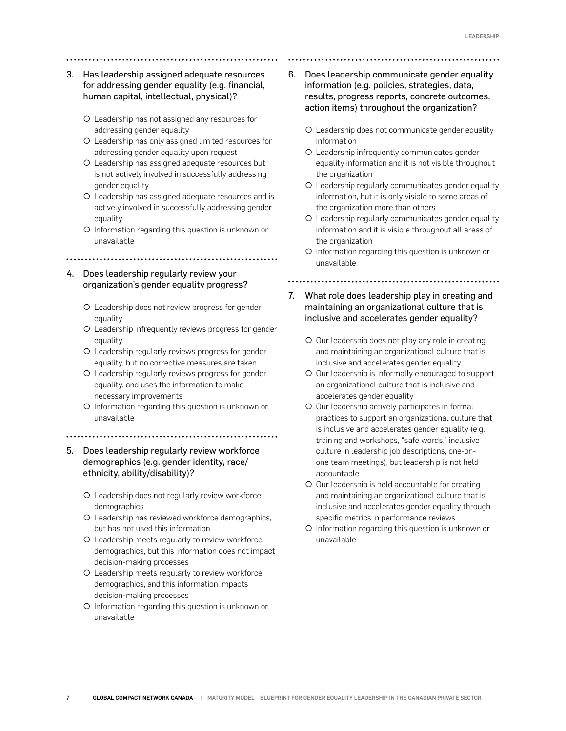3. Has leadership assigned adequate resources for addressing gender equality (e.g. financial, human capital, intellectual, physical)?

   - Leadership has not assigned any resources for addressing gender equality
   - Leadership has only assigned limited resources for addressing gender equality upon request
   - Leadership has assigned adequate resources but is not actively involved in successfully addressing gender equality
   - Leadership has assigned adequate resources and is actively involved in successfully addressing gender equality
   - Information regarding this question is unknown or unavailable

4. Does leadership regularly review your organization's gender equality progress?

   - Leadership does not review progress for gender equality
   - Leadership infrequently reviews progress for gender equality
   - Leadership regularly reviews progress for gender equality, but no corrective measures are taken
   - Leadership regularly reviews progress for gender equality, and uses the information to make necessary improvements
   - Information regarding this question is unknown or unavailable

5. Does leadership regularly review workforce demographics (e.g. gender identity, race/ethnicity, ability/disability)?

   - Leadership does not regularly review workforce demographics
   - Leadership has reviewed workforce demographics, but has not used this information
   - Leadership meets regularly to review workforce demographics, but this information does not impact decision-making processes
   - Leadership meets regularly to review workforce demographics, and this information impacts decision-making processes
   - Information regarding this question is unknown or unavailable

6. Does leadership communicate gender equality information (e.g. policies, strategies, data, results, progress reports, concrete outcomes, action items) throughout the organization?

   - Leadership does not communicate gender equality information
   - Leadership infrequently communicates gender equality information and it is not visible throughout the organization
   - Leadership regularly communicates gender equality information, but it is only visible to some areas of the organization more than others
   - Leadership regularly communicates gender equality information and it is visible throughout all areas of the organization
   - Information regarding this question is unknown or unavailable

7. What role does leadership play in creating and maintaining an organizational culture that is inclusive and accelerates gender equality?

   - Our leadership does not play any role in creating and maintaining an organizational culture that is inclusive and accelerates gender equality
   - Our leadership is informally encouraged to support an organizational culture that is inclusive and accelerates gender equality
   - Our leadership actively participates in formal practices to support an organizational culture that is inclusive and accelerates gender equality (e.g. training and workshops, "safe words," inclusive culture in leadership job descriptions, one-on-one team meetings), but leadership is not held accountable
   - Our leadership is held accountable for creating and maintaining an organizational culture that is inclusive and accelerates gender equality through specific metrics in performance reviews
   - Information regarding this question is unknown or unavailable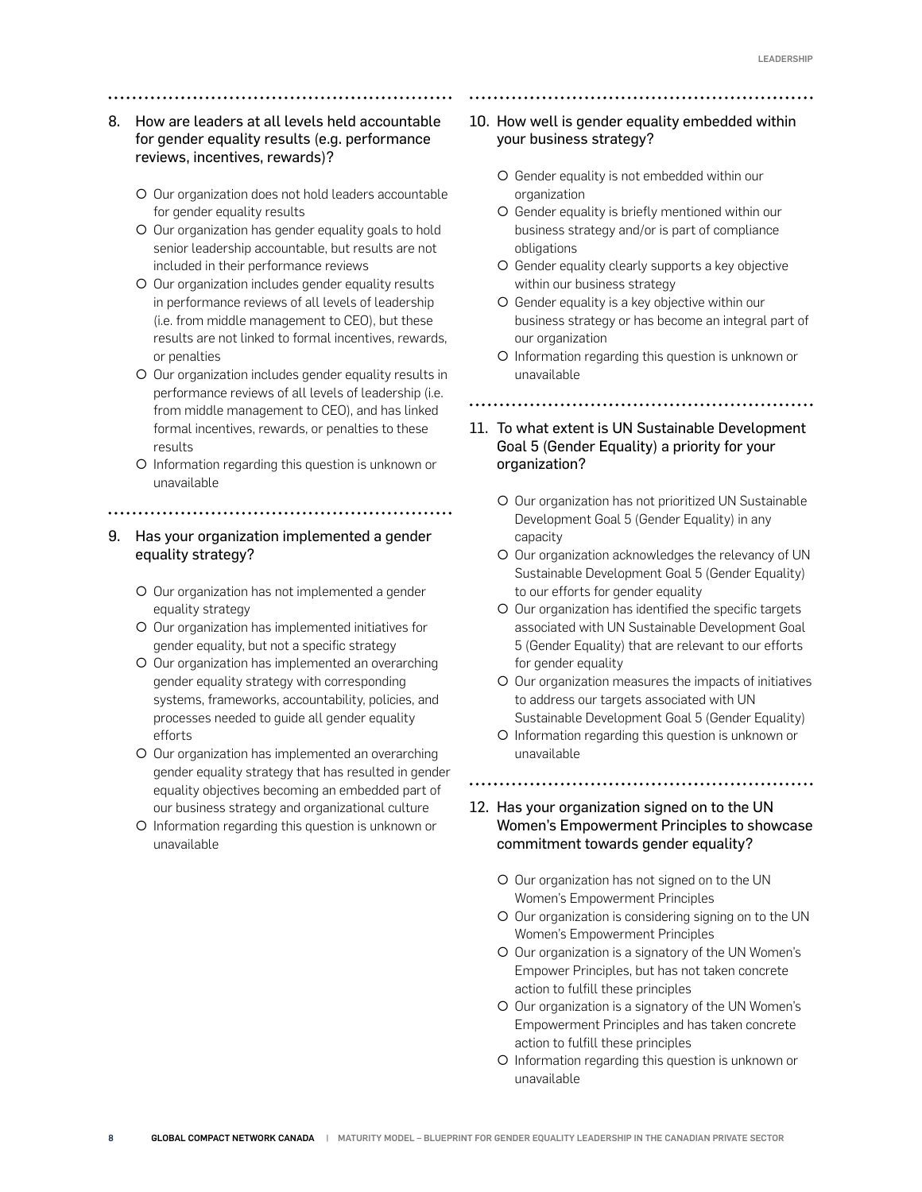8. How are leaders at all levels held accountable for gender equality results (e.g. performance reviews, incentives, rewards)?

   - Our organization does not hold leaders accountable for gender equality results
   - Our organization has gender equality goals to hold senior leadership accountable, but results are not included in their performance reviews
   - Our organization includes gender equality results in performance reviews of all levels of leadership (i.e. from middle management to CEO), but these results are not linked to formal incentives, rewards, or penalties
   - Our organization includes gender equality results in performance reviews of all levels of leadership (i.e. from middle management to CEO), and has linked formal incentives, rewards, or penalties to these results
   - Information regarding this question is unknown or unavailable

9. Has your organization implemented a gender equality strategy?

   - Our organization has not implemented a gender equality strategy
   - Our organization has implemented initiatives for gender equality, but not a specific strategy
   - Our organization has implemented an overarching gender equality strategy with corresponding systems, frameworks, accountability, policies, and processes needed to guide all gender equality efforts
   - Our organization has implemented an overarching gender equality strategy that has resulted in gender equality objectives becoming an embedded part of our business strategy and organizational culture
   - Information regarding this question is unknown or unavailable

10. How well is gender equality embedded within your business strategy?

   - Gender equality is not embedded within our organization
   - Gender equality is briefly mentioned within our business strategy and/or is part of compliance obligations
   - Gender equality clearly supports a key objective within our business strategy
   - Gender equality is a key objective within our business strategy or has become an integral part of our organization
   - Information regarding this question is unknown or unavailable

11. To what extent is UN Sustainable Development Goal 5 (Gender Equality) a priority for your organization?

   - Our organization has not prioritized UN Sustainable Development Goal 5 (Gender Equality) in any capacity
   - Our organization acknowledges the relevancy of UN Sustainable Development Goal 5 (Gender Equality) to our efforts for gender equality
   - Our organization has identified the specific targets associated with UN Sustainable Development Goal 5 (Gender Equality) that are relevant to our efforts for gender equality
   - Our organization measures the impacts of initiatives to address our targets associated with UN Sustainable Development Goal 5 (Gender Equality)
   - Information regarding this question is unknown or unavailable

12. Has your organization signed on to the UN Women's Empowerment Principles to showcase commitment towards gender equality?

   - Our organization has not signed on to the UN Women's Empowerment Principles
   - Our organization is considering signing on to the UN Women's Empowerment Principles
   - Our organization is a signatory of the UN Women's Empower Principles, but has not taken concrete action to fulfill these principles
   - Our organization is a signatory of the UN Women's Empowerment Principles and has taken concrete action to fulfill these principles
   - Information regarding this question is unknown or unavailable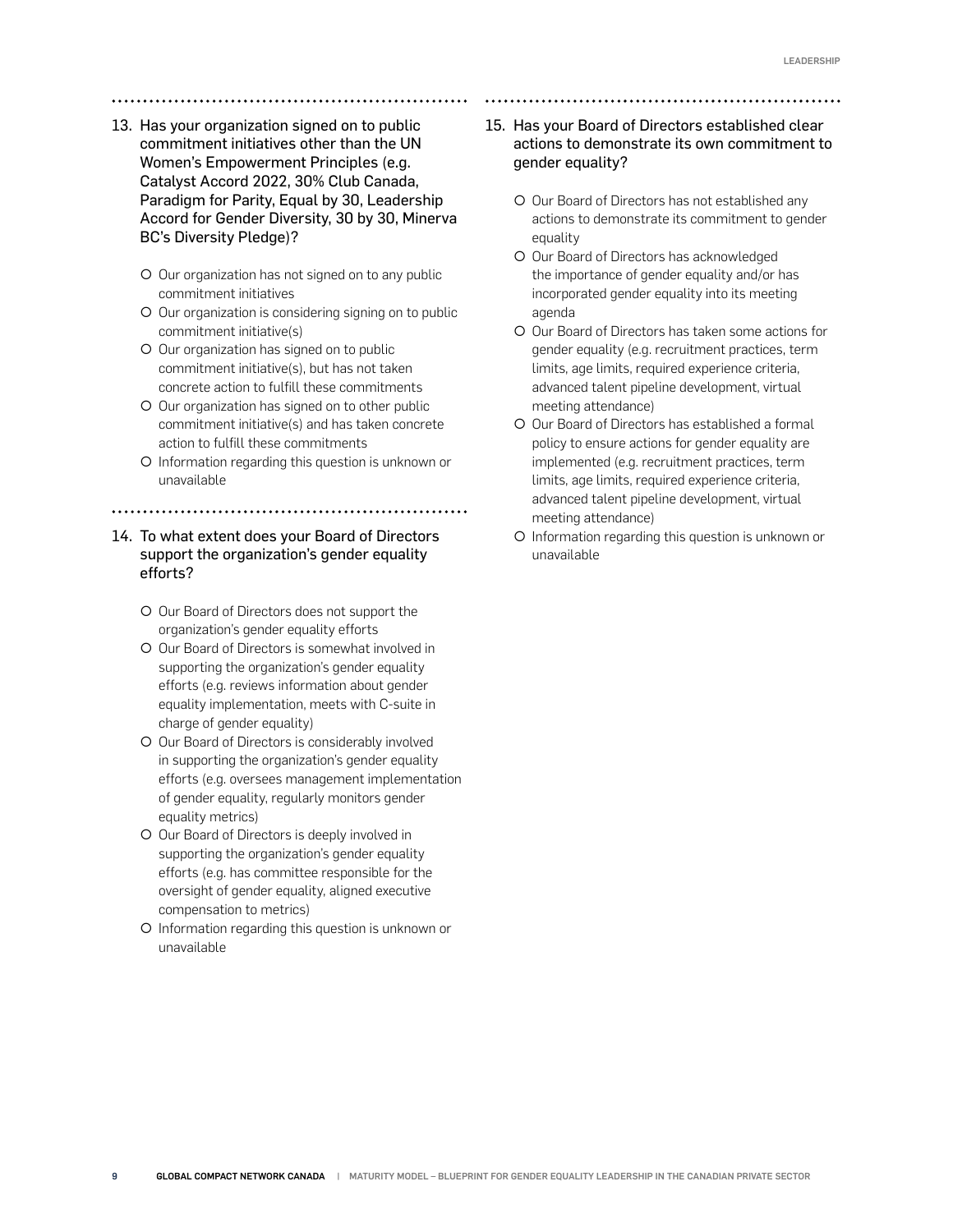13. Has your organization signed on to public commitment initiatives other than the UN Women's Empowerment Principles (e.g. Catalyst Accord 2022, 30% Club Canada, Paradigm for Parity, Equal by 30, Leadership Accord for Gender Diversity, 30 by 30, Minerva BC's Diversity Pledge)?

   - Our organization has not signed on to any public commitment initiatives
   - Our organization is considering signing on to public commitment initiative(s)
   - Our organization has signed on to public commitment initiative(s), but has not taken concrete action to fulfill these commitments
   - Our organization has signed on to other public commitment initiative(s) and has taken concrete action to fulfill these commitments
   - Information regarding this question is unknown or unavailable

14. To what extent does your Board of Directors support the organization's gender equality efforts?

   - Our Board of Directors does not support the organization's gender equality efforts
   - Our Board of Directors is somewhat involved in supporting the organization's gender equality efforts (e.g. reviews information about gender equality implementation, meets with C-suite in charge of gender equality)
   - Our Board of Directors is considerably involved in supporting the organization's gender equality efforts (e.g. oversees management implementation of gender equality, regularly monitors gender equality metrics)
   - Our Board of Directors is deeply involved in supporting the organization's gender equality efforts (e.g. has committee responsible for the oversight of gender equality, aligned executive compensation to metrics)
   - Information regarding this question is unknown or unavailable

15. Has your Board of Directors established clear actions to demonstrate its own commitment to gender equality?

   - Our Board of Directors has not established any actions to demonstrate its commitment to gender equality
   - Our Board of Directors has acknowledged the importance of gender equality and/or has incorporated gender equality into its meeting agenda
   - Our Board of Directors has taken some actions for gender equality (e.g. recruitment practices, term limits, age limits, required experience criteria, advanced talent pipeline development, virtual meeting attendance)
   - Our Board of Directors has established a formal policy to ensure actions for gender equality are implemented (e.g. recruitment practices, term limits, age limits, required experience criteria, advanced talent pipeline development, virtual meeting attendance)
   - Information regarding this question is unknown or unavailable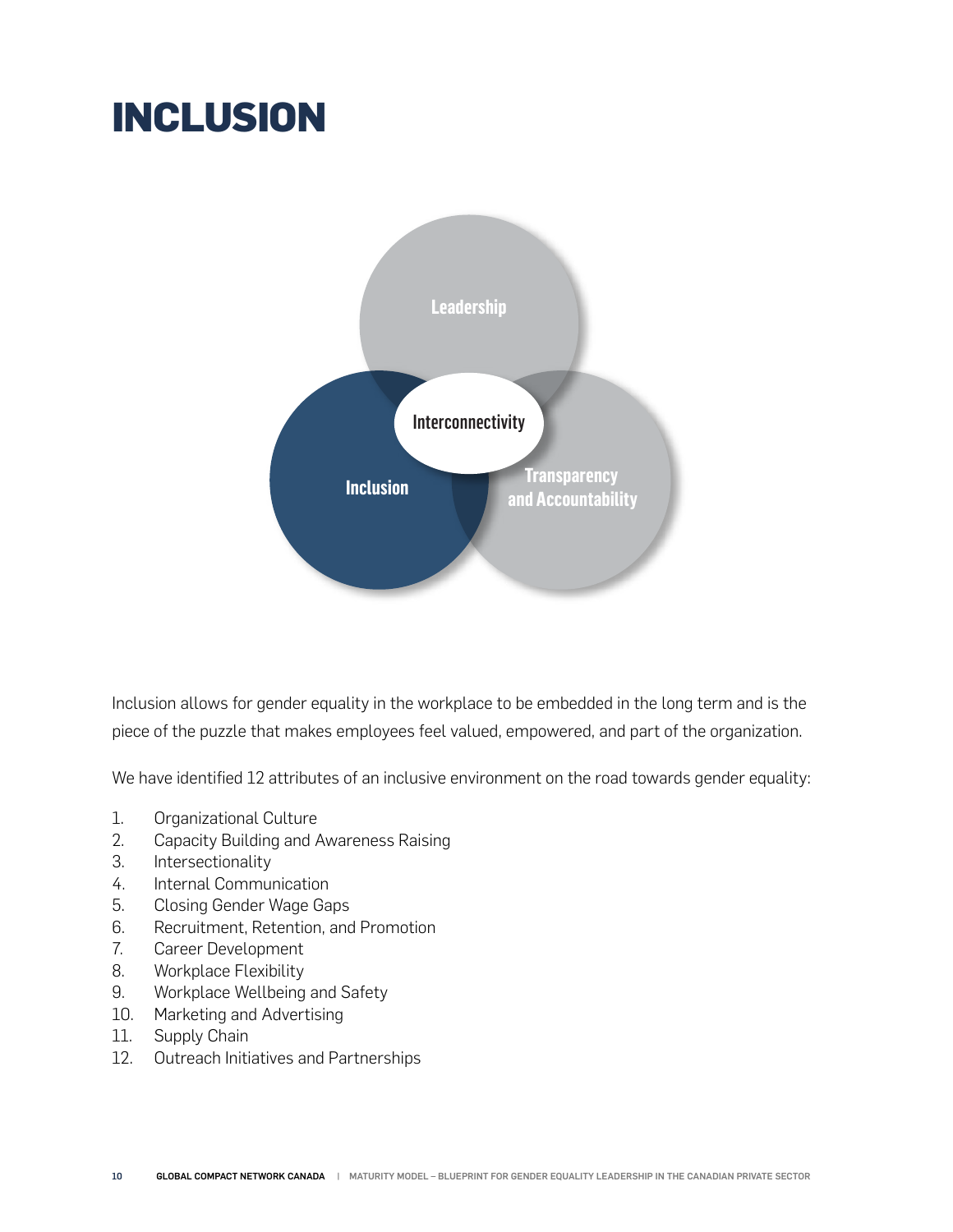# INCLUSION

Leadership

Interconnectivity

Inclusion

Transparency and Accountability

Inclusion allows for gender equality in the workplace to be embedded in the long term and is the piece of the puzzle that makes employees feel valued, empowered, and part of the organization.

We have identified 12 attributes of an inclusive environment on the road towards gender equality:

1. Organizational Culture
2. Capacity Building and Awareness Raising
3. Intersectionality
4. Internal Communication
5. Closing Gender Wage Gaps
6. Recruitment, Retention, and Promotion
7. Career Development
8. Workplace Flexibility
9. Workplace Wellbeing and Safety
10. Marketing and Advertising
11. Supply Chain
12. Outreach Initiatives and Partnerships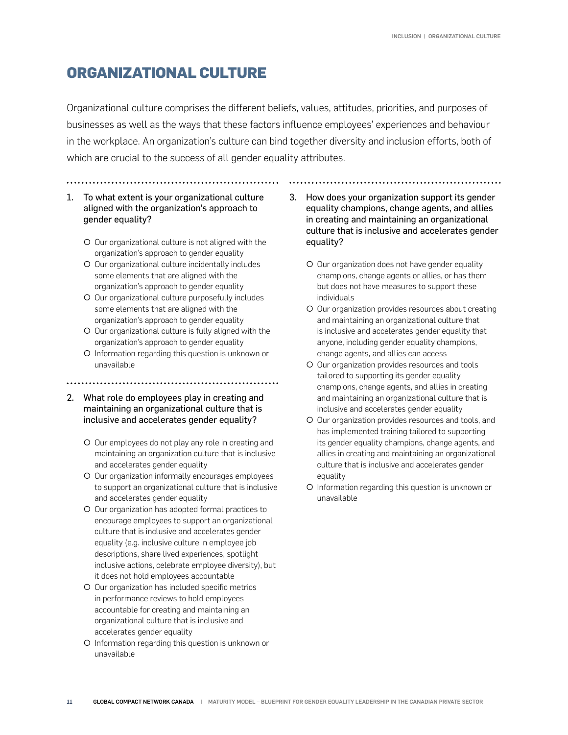# ORGANIZATIONAL CULTURE

Organizational culture comprises the different beliefs, values, attitudes, priorities, and purposes of businesses as well as the ways that these factors influence employees' experiences and behaviour in the workplace. An organization's culture can bind together diversity and inclusion efforts, both of which are crucial to the success of all gender equality attributes.

1. To what extent is your organizational culture aligned with the organization's approach to gender equality?

   - Our organizational culture is not aligned with the organization's approach to gender equality
   - Our organizational culture incidentally includes some elements that are aligned with the organization's approach to gender equality
   - Our organizational culture purposefully includes some elements that are aligned with the organization's approach to gender equality
   - Our organizational culture is fully aligned with the organization's approach to gender equality
   - Information regarding this question is unknown or unavailable

2. What role do employees play in creating and maintaining an organizational culture that is inclusive and accelerates gender equality?

   - Our employees do not play any role in creating and maintaining an organization culture that is inclusive and accelerates gender equality
   - Our organization informally encourages employees to support an organizational culture that is inclusive and accelerates gender equality
   - Our organization has adopted formal practices to encourage employees to support an organizational culture that is inclusive and accelerates gender equality (e.g. inclusive culture in employee job descriptions, share lived experiences, spotlight inclusive actions, celebrate employee diversity), but it does not hold employees accountable
   - Our organization has included specific metrics in performance reviews to hold employees accountable for creating and maintaining an organizational culture that is inclusive and accelerates gender equality
   - Information regarding this question is unknown or unavailable

3. How does your organization support its gender equality champions, change agents, and allies in creating and maintaining an organizational culture that is inclusive and accelerates gender equality?

   - Our organization does not have gender equality champions, change agents or allies, or has them but does not have measures to support these individuals
   - Our organization provides resources about creating and maintaining an organizational culture that is inclusive and accelerates gender equality that anyone, including gender equality champions, change agents, and allies can access
   - Our organization provides resources and tools tailored to supporting its gender equality champions, change agents, and allies in creating and maintaining an organizational culture that is inclusive and accelerates gender equality
   - Our organization provides resources and tools, and has implemented training tailored to supporting its gender equality champions, change agents, and allies in creating and maintaining an organizational culture that is inclusive and accelerates gender equality
   - Information regarding this question is unknown or unavailable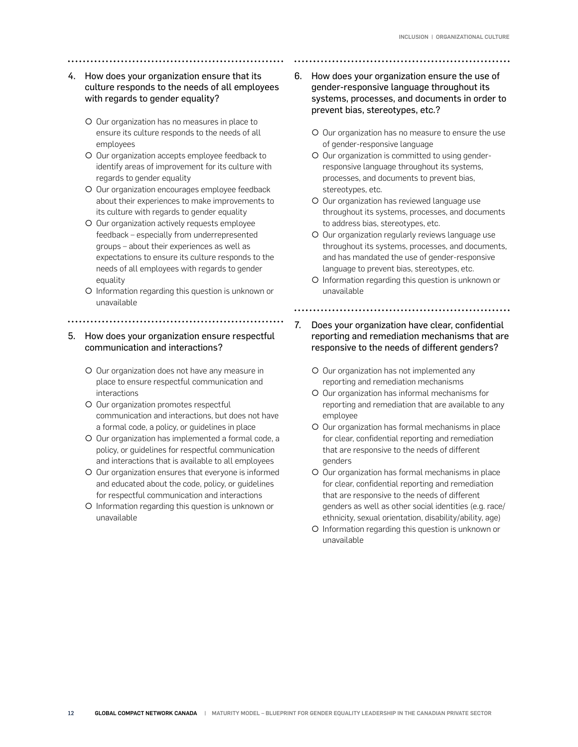4. How does your organization ensure that its culture responds to the needs of all employees with regards to gender equality?

   - Our organization has no measures in place to ensure its culture responds to the needs of all employees
   - Our organization accepts employee feedback to identify areas of improvement for its culture with regards to gender equality
   - Our organization encourages employee feedback about their experiences to make improvements to its culture with regards to gender equality
   - Our organization actively requests employee feedback – especially from underrepresented groups – about their experiences as well as expectations to ensure its culture responds to the needs of all employees with regards to gender equality
   - Information regarding this question is unknown or unavailable

5. How does your organization ensure respectful communication and interactions?

   - Our organization does not have any measure in place to ensure respectful communication and interactions
   - Our organization promotes respectful communication and interactions, but does not have a formal code, a policy, or guidelines in place
   - Our organization has implemented a formal code, a policy, or guidelines for respectful communication and interactions that is available to all employees
   - Our organization ensures that everyone is informed and educated about the code, policy, or guidelines for respectful communication and interactions
   - Information regarding this question is unknown or unavailable

6. How does your organization ensure the use of gender-responsive language throughout its systems, processes, and documents in order to prevent bias, stereotypes, etc.?

   - Our organization has no measure to ensure the use of gender-responsive language
   - Our organization is committed to using gender-responsive language throughout its systems, processes, and documents to prevent bias, stereotypes, etc.
   - Our organization has reviewed language use throughout its systems, processes, and documents to address bias, stereotypes, etc.
   - Our organization regularly reviews language use throughout its systems, processes, and documents, and has mandated the use of gender-responsive language to prevent bias, stereotypes, etc.
   - Information regarding this question is unknown or unavailable

7. Does your organization have clear, confidential reporting and remediation mechanisms that are responsive to the needs of different genders?

   - Our organization has not implemented any reporting and remediation mechanisms
   - Our organization has informal mechanisms for reporting and remediation that are available to any employee
   - Our organization has formal mechanisms in place for clear, confidential reporting and remediation that are responsive to the needs of different genders
   - Our organization has formal mechanisms in place for clear, confidential reporting and remediation that are responsive to the needs of different genders as well as other social identities (e.g. race/ethnicity, sexual orientation, disability/ability, age)
   - Information regarding this question is unknown or unavailable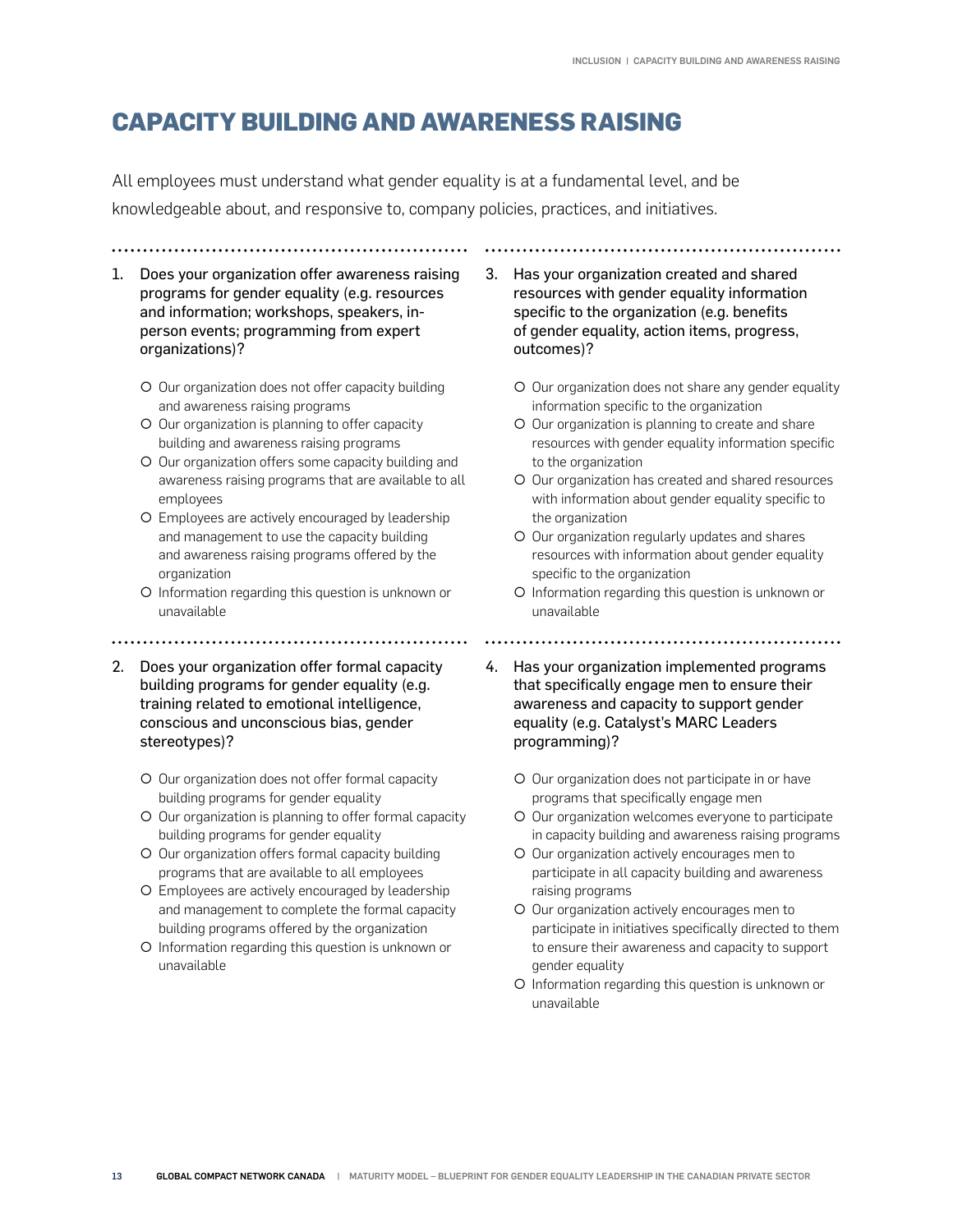# CAPACITY BUILDING AND AWARENESS RAISING

All employees must understand what gender equality is at a fundamental level, and be knowledgeable about, and responsive to, company policies, practices, and initiatives.

1. Does your organization offer awareness raising programs for gender equality (e.g. resources and information; workshops, speakers, in-person events; programming from expert organizations)?

   - Our organization does not offer capacity building and awareness raising programs
   - Our organization is planning to offer capacity building and awareness raising programs
   - Our organization offers some capacity building and awareness raising programs that are available to all employees
   - Employees are actively encouraged by leadership and management to use the capacity building and awareness raising programs offered by the organization
   - Information regarding this question is unknown or unavailable

2. Does your organization offer formal capacity building programs for gender equality (e.g. training related to emotional intelligence, conscious and unconscious bias, gender stereotypes)?

   - Our organization does not offer formal capacity building programs for gender equality
   - Our organization is planning to offer formal capacity building programs for gender equality
   - Our organization offers formal capacity building programs that are available to all employees
   - Employees are actively encouraged by leadership and management to complete the formal capacity building programs offered by the organization
   - Information regarding this question is unknown or unavailable

3. Has your organization created and shared resources with gender equality information specific to the organization (e.g. benefits of gender equality, action items, progress, outcomes)?

   - Our organization does not share any gender equality information specific to the organization
   - Our organization is planning to create and share resources with gender equality information specific to the organization
   - Our organization has created and shared resources with information about gender equality specific to the organization
   - Our organization regularly updates and shares resources with information about gender equality specific to the organization
   - Information regarding this question is unknown or unavailable

4. Has your organization implemented programs that specifically engage men to ensure their awareness and capacity to support gender equality (e.g. Catalyst's MARC Leaders programming)?

   - Our organization does not participate in or have programs that specifically engage men
   - Our organization welcomes everyone to participate in capacity building and awareness raising programs
   - Our organization actively encourages men to participate in all capacity building and awareness raising programs
   - Our organization actively encourages men to participate in initiatives specifically directed to them to ensure their awareness and capacity to support gender equality
   - Information regarding this question is unknown or unavailable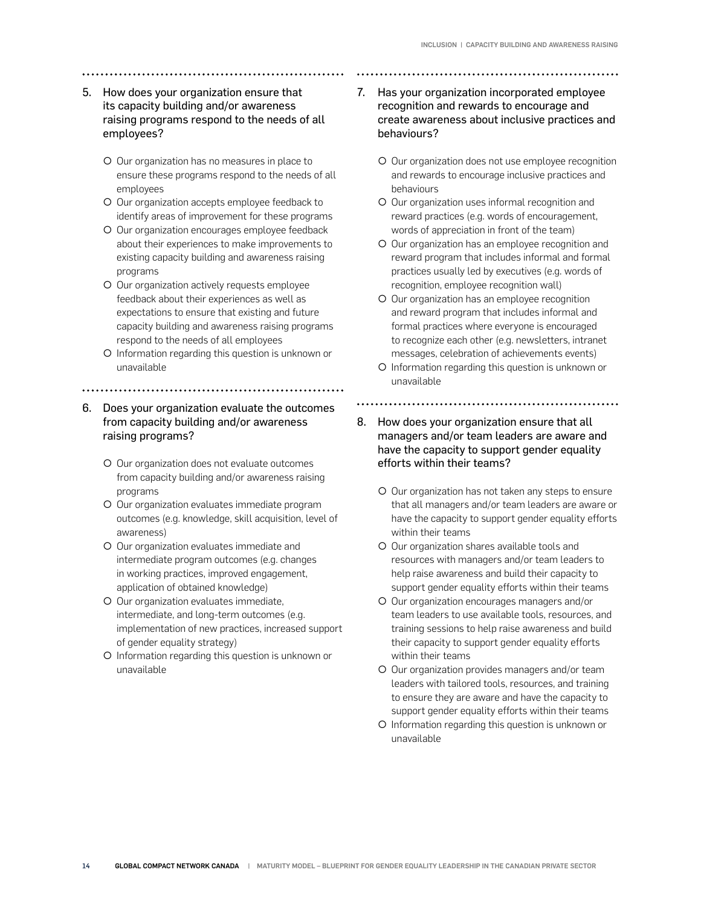5. How does your organization ensure that its capacity building and/or awareness raising programs respond to the needs of all employees?

   - Our organization has no measures in place to ensure these programs respond to the needs of all employees
   - Our organization accepts employee feedback to identify areas of improvement for these programs
   - Our organization encourages employee feedback about their experiences to make improvements to existing capacity building and awareness raising programs
   - Our organization actively requests employee feedback about their experiences as well as expectations to ensure that existing and future capacity building and awareness raising programs respond to the needs of all employees
   - Information regarding this question is unknown or unavailable

6. Does your organization evaluate the outcomes from capacity building and/or awareness raising programs?

   - Our organization does not evaluate outcomes from capacity building and/or awareness raising programs
   - Our organization evaluates immediate program outcomes (e.g. knowledge, skill acquisition, level of awareness)
   - Our organization evaluates immediate and intermediate program outcomes (e.g. changes in working practices, improved engagement, application of obtained knowledge)
   - Our organization evaluates immediate, intermediate, and long-term outcomes (e.g. implementation of new practices, increased support of gender equality strategy)
   - Information regarding this question is unknown or unavailable

7. Has your organization incorporated employee recognition and rewards to encourage and create awareness about inclusive practices and behaviours?

   - Our organization does not use employee recognition and rewards to encourage inclusive practices and behaviours
   - Our organization uses informal recognition and reward practices (e.g. words of encouragement, words of appreciation in front of the team)
   - Our organization has an employee recognition and reward program that includes informal and formal practices usually led by executives (e.g. words of recognition, employee recognition wall)
   - Our organization has an employee recognition and reward program that includes informal and formal practices where everyone is encouraged to recognize each other (e.g. newsletters, intranet messages, celebration of achievements events)
   - Information regarding this question is unknown or unavailable

8. How does your organization ensure that all managers and/or team leaders are aware and have the capacity to support gender equality efforts within their teams?

   - Our organization has not taken any steps to ensure that all managers and/or team leaders are aware or have the capacity to support gender equality efforts within their teams
   - Our organization shares available tools and resources with managers and/or team leaders to help raise awareness and build their capacity to support gender equality efforts within their teams
   - Our organization encourages managers and/or team leaders to use available tools, resources, and training sessions to help raise awareness and build their capacity to support gender equality efforts within their teams
   - Our organization provides managers and/or team leaders with tailored tools, resources, and training to ensure they are aware and have the capacity to support gender equality efforts within their teams
   - Information regarding this question is unknown or unavailable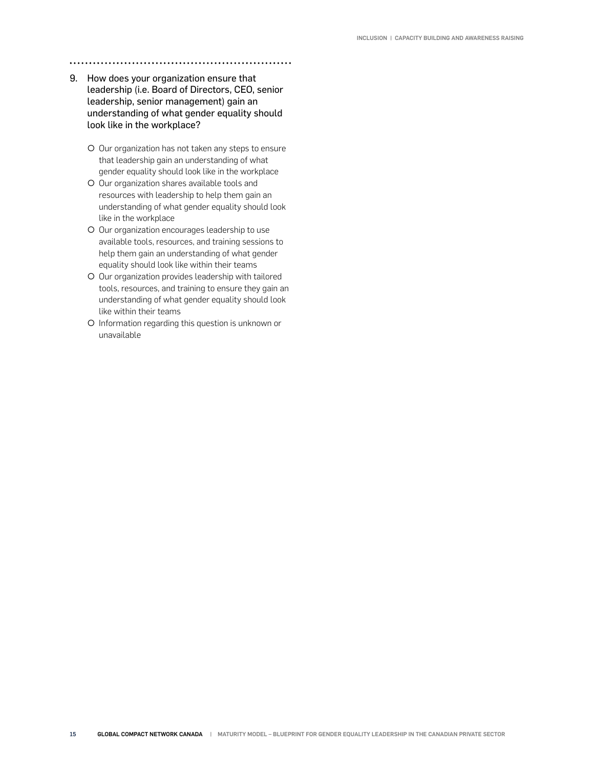9. How does your organization ensure that leadership (i.e. Board of Directors, CEO, senior leadership, senior management) gain an understanding of what gender equality should look like in the workplace?

   - Our organization has not taken any steps to ensure that leadership gain an understanding of what gender equality should look like in the workplace
   - Our organization shares available tools and resources with leadership to help them gain an understanding of what gender equality should look like in the workplace
   - Our organization encourages leadership to use available tools, resources, and training sessions to help them gain an understanding of what gender equality should look like within their teams
   - Our organization provides leadership with tailored tools, resources, and training to ensure they gain an understanding of what gender equality should look like within their teams
   - Information regarding this question is unknown or unavailable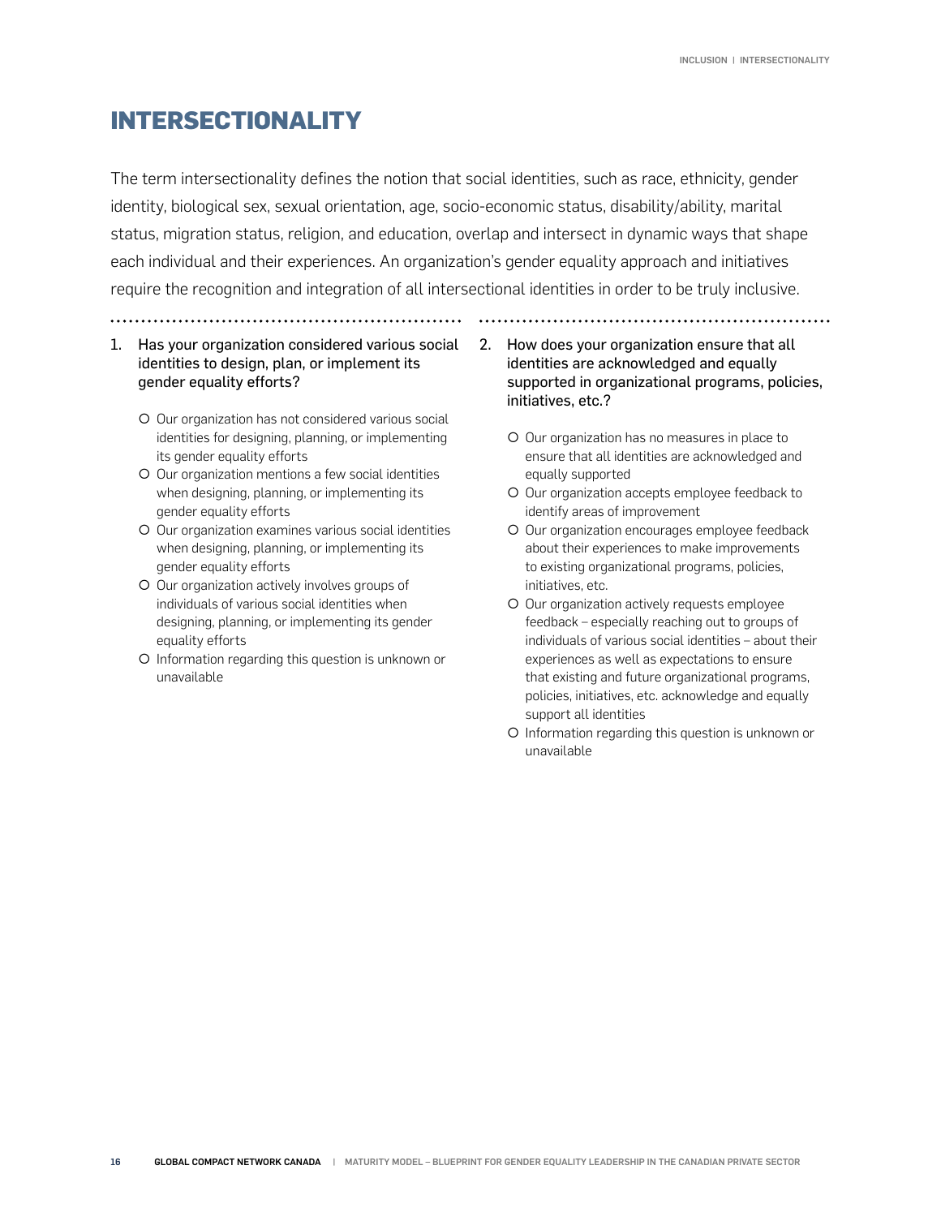# INTERSECTIONALITY

The term intersectionality defines the notion that social identities, such as race, ethnicity, gender identity, biological sex, sexual orientation, age, socio-economic status, disability/ability, marital status, migration status, religion, and education, overlap and intersect in dynamic ways that shape each individual and their experiences. An organization's gender equality approach and initiatives require the recognition and integration of all intersectional identities in order to be truly inclusive.

1. Has your organization considered various social identities to design, plan, or implement its gender equality efforts?

   - Our organization has not considered various social identities for designing, planning, or implementing its gender equality efforts
   - Our organization mentions a few social identities when designing, planning, or implementing its gender equality efforts
   - Our organization examines various social identities when designing, planning, or implementing its gender equality efforts
   - Our organization actively involves groups of individuals of various social identities when designing, planning, or implementing its gender equality efforts
   - Information regarding this question is unknown or unavailable

2. How does your organization ensure that all identities are acknowledged and equally supported in organizational programs, policies, initiatives, etc.?

   - Our organization has no measures in place to ensure that all identities are acknowledged and equally supported
   - Our organization accepts employee feedback to identify areas of improvement
   - Our organization encourages employee feedback about their experiences to make improvements to existing organizational programs, policies, initiatives, etc.
   - Our organization actively requests employee feedback – especially reaching out to groups of individuals of various social identities – about their experiences as well as expectations to ensure that existing and future organizational programs, policies, initiatives, etc. acknowledge and equally support all identities
   - Information regarding this question is unknown or unavailable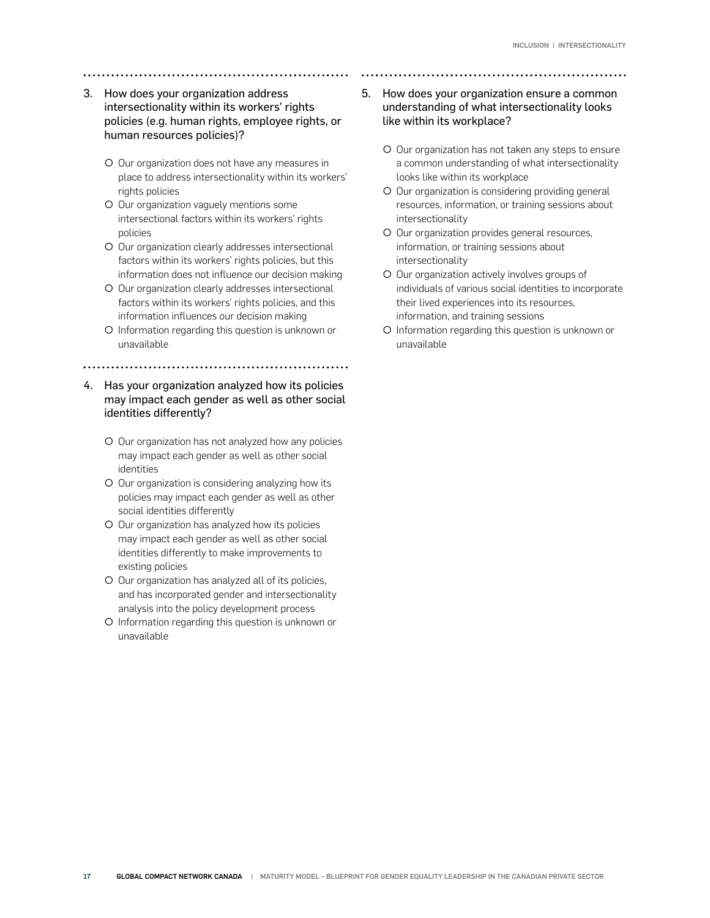3. How does your organization address intersectionality within its workers' rights policies (e.g. human rights, employee rights, or human resources policies)?

   - Our organization does not have any measures in place to address intersectionality within its workers' rights policies
   - Our organization vaguely mentions some intersectional factors within its workers' rights policies
   - Our organization clearly addresses intersectional factors within its workers' rights policies, but this information does not influence our decision making
   - Our organization clearly addresses intersectional factors within its workers' rights policies, and this information influences our decision making
   - Information regarding this question is unknown or unavailable

4. Has your organization analyzed how its policies may impact each gender as well as other social identities differently?

   - Our organization has not analyzed how any policies may impact each gender as well as other social identities
   - Our organization is considering analyzing how its policies may impact each gender as well as other social identities differently
   - Our organization has analyzed how its policies may impact each gender as well as other social identities differently to make improvements to existing policies
   - Our organization has analyzed all of its policies, and has incorporated gender and intersectionality analysis into the policy development process
   - Information regarding this question is unknown or unavailable

5. How does your organization ensure a common understanding of what intersectionality looks like within its workplace?

   - Our organization has not taken any steps to ensure a common understanding of what intersectionality looks like within its workplace
   - Our organization is considering providing general resources, information, or training sessions about intersectionality
   - Our organization provides general resources, information, or training sessions about intersectionality
   - Our organization actively involves groups of individuals of various social identities to incorporate their lived experiences into its resources, information, and training sessions
   - Information regarding this question is unknown or unavailable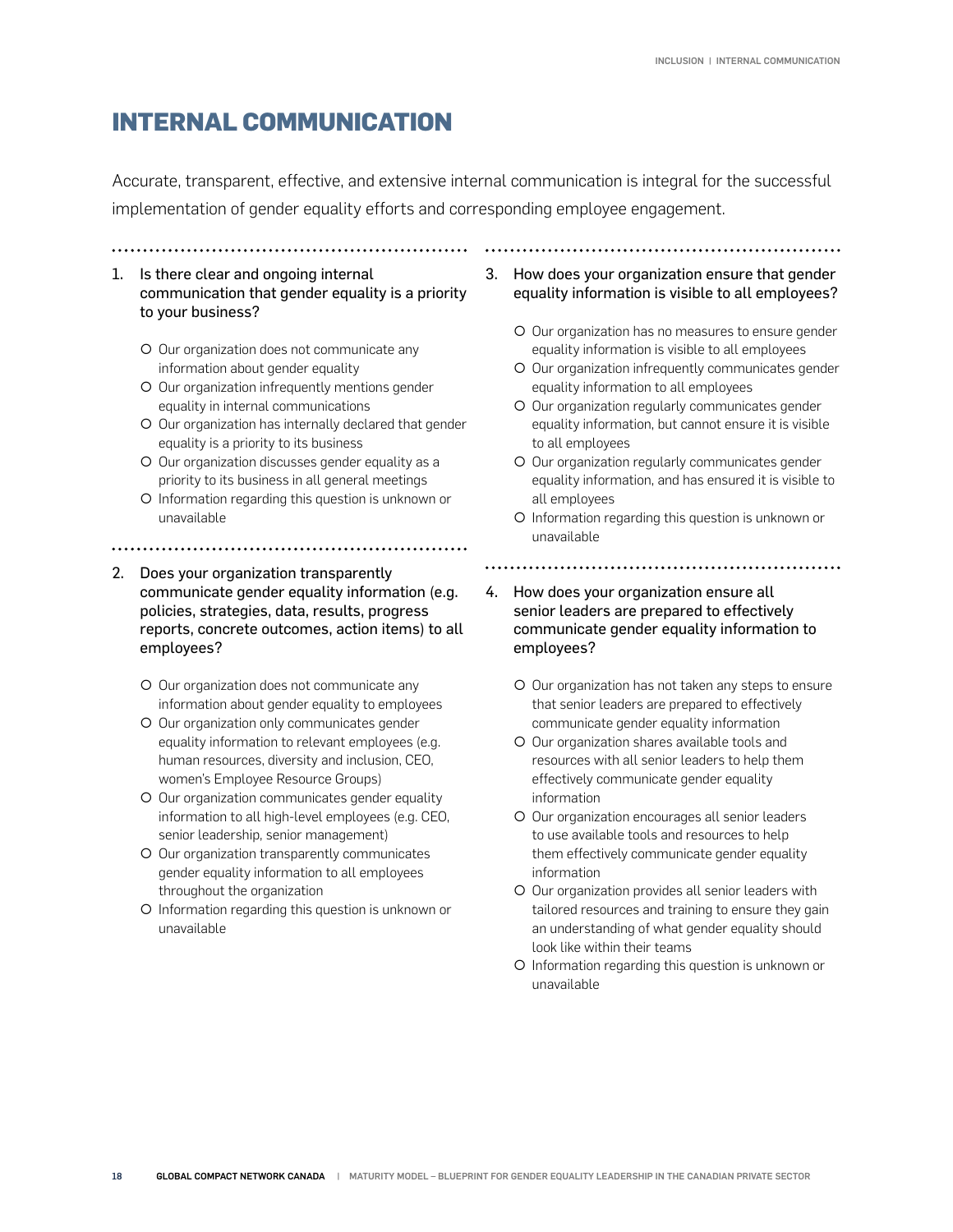# INTERNAL COMMUNICATION

Accurate, transparent, effective, and extensive internal communication is integral for the successful implementation of gender equality efforts and corresponding employee engagement.

1. Is there clear and ongoing internal communication that gender equality is a priority to your business?

   - Our organization does not communicate any information about gender equality
   - Our organization infrequently mentions gender equality in internal communications
   - Our organization has internally declared that gender equality is a priority to its business
   - Our organization discusses gender equality as a priority to its business in all general meetings
   - Information regarding this question is unknown or unavailable

2. Does your organization transparently communicate gender equality information (e.g. policies, strategies, data, results, progress reports, concrete outcomes, action items) to all employees?

   - Our organization does not communicate any information about gender equality to employees
   - Our organization only communicates gender equality information to relevant employees (e.g. human resources, diversity and inclusion, CEO, women's Employee Resource Groups)
   - Our organization communicates gender equality information to all high-level employees (e.g. CEO, senior leadership, senior management)
   - Our organization transparently communicates gender equality information to all employees throughout the organization
   - Information regarding this question is unknown or unavailable

3. How does your organization ensure that gender equality information is visible to all employees?

   - Our organization has no measures to ensure gender equality information is visible to all employees
   - Our organization infrequently communicates gender equality information to all employees
   - Our organization regularly communicates gender equality information, but cannot ensure it is visible to all employees
   - Our organization regularly communicates gender equality information, and has ensured it is visible to all employees
   - Information regarding this question is unknown or unavailable

4. How does your organization ensure all senior leaders are prepared to effectively communicate gender equality information to employees?

   - Our organization has not taken any steps to ensure that senior leaders are prepared to effectively communicate gender equality information
   - Our organization shares available tools and resources with all senior leaders to help them effectively communicate gender equality information
   - Our organization encourages all senior leaders to use available tools and resources to help them effectively communicate gender equality information
   - Our organization provides all senior leaders with tailored resources and training to ensure they gain an understanding of what gender equality should look like within their teams
   - Information regarding this question is unknown or unavailable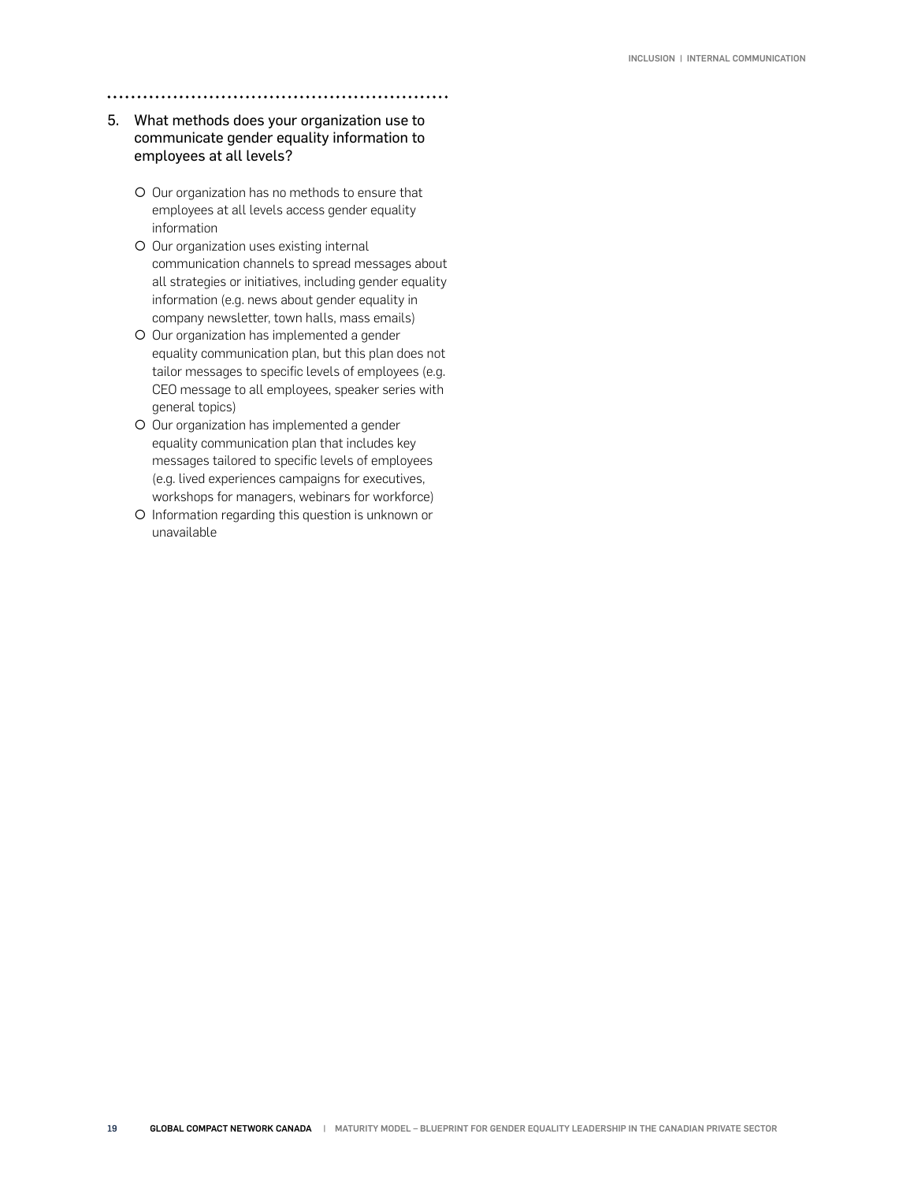5. What methods does your organization use to communicate gender equality information to employees at all levels?

   - Our organization has no methods to ensure that employees at all levels access gender equality information
   - Our organization uses existing internal communication channels to spread messages about all strategies or initiatives, including gender equality information (e.g. news about gender equality in company newsletter, town halls, mass emails)
   - Our organization has implemented a gender equality communication plan, but this plan does not tailor messages to specific levels of employees (e.g. CEO message to all employees, speaker series with general topics)
   - Our organization has implemented a gender equality communication plan that includes key messages tailored to specific levels of employees (e.g. lived experiences campaigns for executives, workshops for managers, webinars for workforce)
   - Information regarding this question is unknown or unavailable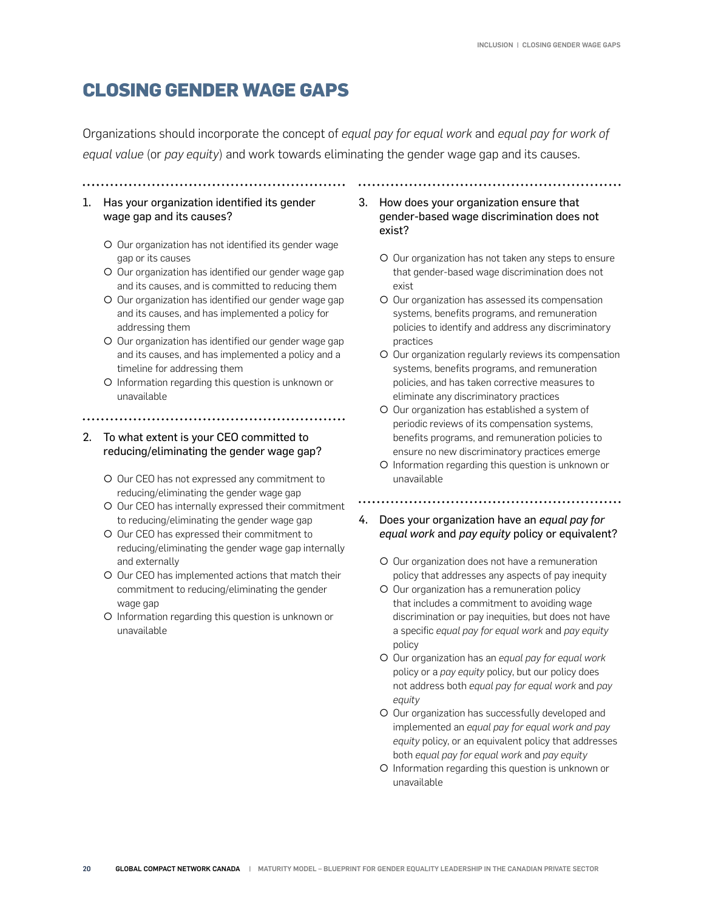# CLOSING GENDER WAGE GAPS

Organizations should incorporate the concept of *equal pay for equal work* and *equal pay for work of equal value* (or *pay equity*) and work towards eliminating the gender wage gap and its causes.

1. Has your organization identified its gender wage gap and its causes?

   - Our organization has not identified its gender wage gap or its causes
   - Our organization has identified our gender wage gap and its causes, and is committed to reducing them
   - Our organization has identified our gender wage gap and its causes, and has implemented a policy for addressing them
   - Our organization has identified our gender wage gap and its causes, and has implemented a policy and a timeline for addressing them
   - Information regarding this question is unknown or unavailable

2. To what extent is your CEO committed to reducing/eliminating the gender wage gap?

   - Our CEO has not expressed any commitment to reducing/eliminating the gender wage gap
   - Our CEO has internally expressed their commitment to reducing/eliminating the gender wage gap
   - Our CEO has expressed their commitment to reducing/eliminating the gender wage gap internally and externally
   - Our CEO has implemented actions that match their commitment to reducing/eliminating the gender wage gap
   - Information regarding this question is unknown or unavailable

3. How does your organization ensure that gender-based wage discrimination does not exist?

   - Our organization has not taken any steps to ensure that gender-based wage discrimination does not exist
   - Our organization has assessed its compensation systems, benefits programs, and remuneration policies to identify and address any discriminatory practices
   - Our organization regularly reviews its compensation systems, benefits programs, and remuneration policies, and has taken corrective measures to eliminate any discriminatory practices
   - Our organization has established a system of periodic reviews of its compensation systems, benefits programs, and remuneration policies to ensure no new discriminatory practices emerge
   - Information regarding this question is unknown or unavailable

4. Does your organization have an *equal pay for equal work* and *pay equity* policy or equivalent?

   - Our organization does not have a remuneration policy that addresses any aspects of pay inequity
   - Our organization has a remuneration policy that includes a commitment to avoiding wage discrimination or pay inequities, but does not have a specific *equal pay for equal work* and *pay equity* policy
   - Our organization has an *equal pay for equal work* policy or a *pay equity* policy, but our policy does not address both *equal pay for equal work* and *pay equity*
   - Our organization has successfully developed and implemented an *equal pay for equal work and pay equity* policy, or an equivalent policy that addresses both *equal pay for equal work* and *pay equity*
   - Information regarding this question is unknown or unavailable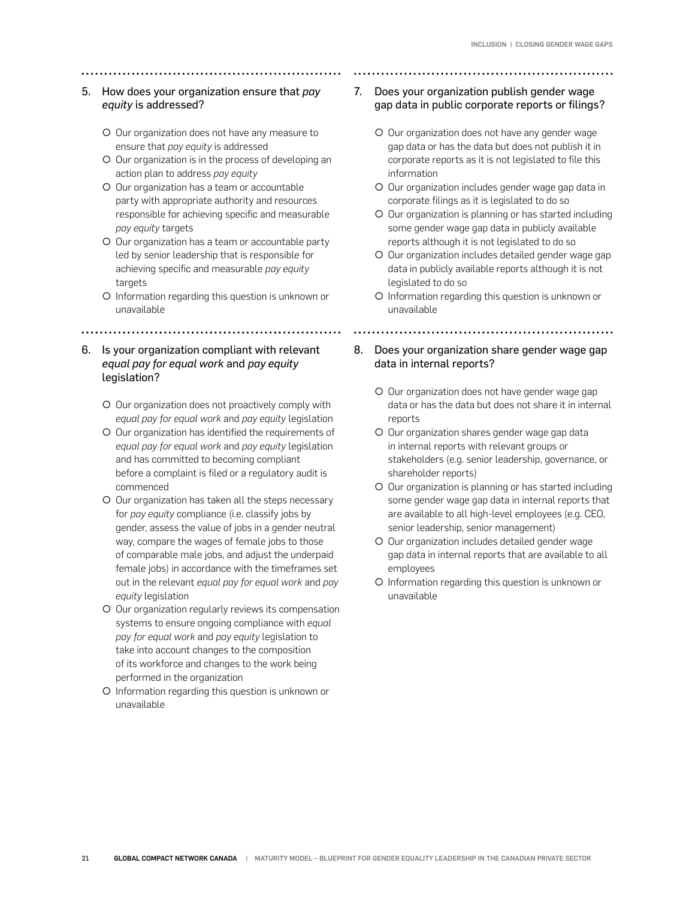5. How does your organization ensure that *pay equity* is addressed?

   - Our organization does not have any measure to ensure that *pay equity* is addressed
   - Our organization is in the process of developing an action plan to address *pay equity*
   - Our organization has a team or accountable party with appropriate authority and resources responsible for achieving specific and measurable *pay equity* targets
   - Our organization has a team or accountable party led by senior leadership that is responsible for achieving specific and measurable *pay equity* targets
   - Information regarding this question is unknown or unavailable

6. Is your organization compliant with relevant *equal pay for equal work* and *pay equity* legislation?

   - Our organization does not proactively comply with *equal pay for equal work* and *pay equity* legislation
   - Our organization has identified the requirements of *equal pay for equal work* and *pay equity* legislation and has committed to becoming compliant before a complaint is filed or a regulatory audit is commenced
   - Our organization has taken all the steps necessary for *pay equity* compliance (i.e. classify jobs by gender, assess the value of jobs in a gender neutral way, compare the wages of female jobs to those of comparable male jobs, and adjust the underpaid female jobs) in accordance with the timeframes set out in the relevant *equal pay for equal work* and *pay equity* legislation
   - Our organization regularly reviews its compensation systems to ensure ongoing compliance with *equal pay for equal work* and *pay equity* legislation to take into account changes to the composition of its workforce and changes to the work being performed in the organization
   - Information regarding this question is unknown or unavailable

7. Does your organization publish gender wage gap data in public corporate reports or filings?

   - Our organization does not have any gender wage gap data or has the data but does not publish it in corporate reports as it is not legislated to file this information
   - Our organization includes gender wage gap data in corporate filings as it is legislated to do so
   - Our organization is planning or has started including some gender wage gap data in publicly available reports although it is not legislated to do so
   - Our organization includes detailed gender wage gap data in publicly available reports although it is not legislated to do so
   - Information regarding this question is unknown or unavailable

8. Does your organization share gender wage gap data in internal reports?

   - Our organization does not have gender wage gap data or has the data but does not share it in internal reports
   - Our organization shares gender wage gap data in internal reports with relevant groups or stakeholders (e.g. senior leadership, governance, or shareholder reports)
   - Our organization is planning or has started including some gender wage gap data in internal reports that are available to all high-level employees (e.g. CEO, senior leadership, senior management)
   - Our organization includes detailed gender wage gap data in internal reports that are available to all employees
   - Information regarding this question is unknown or unavailable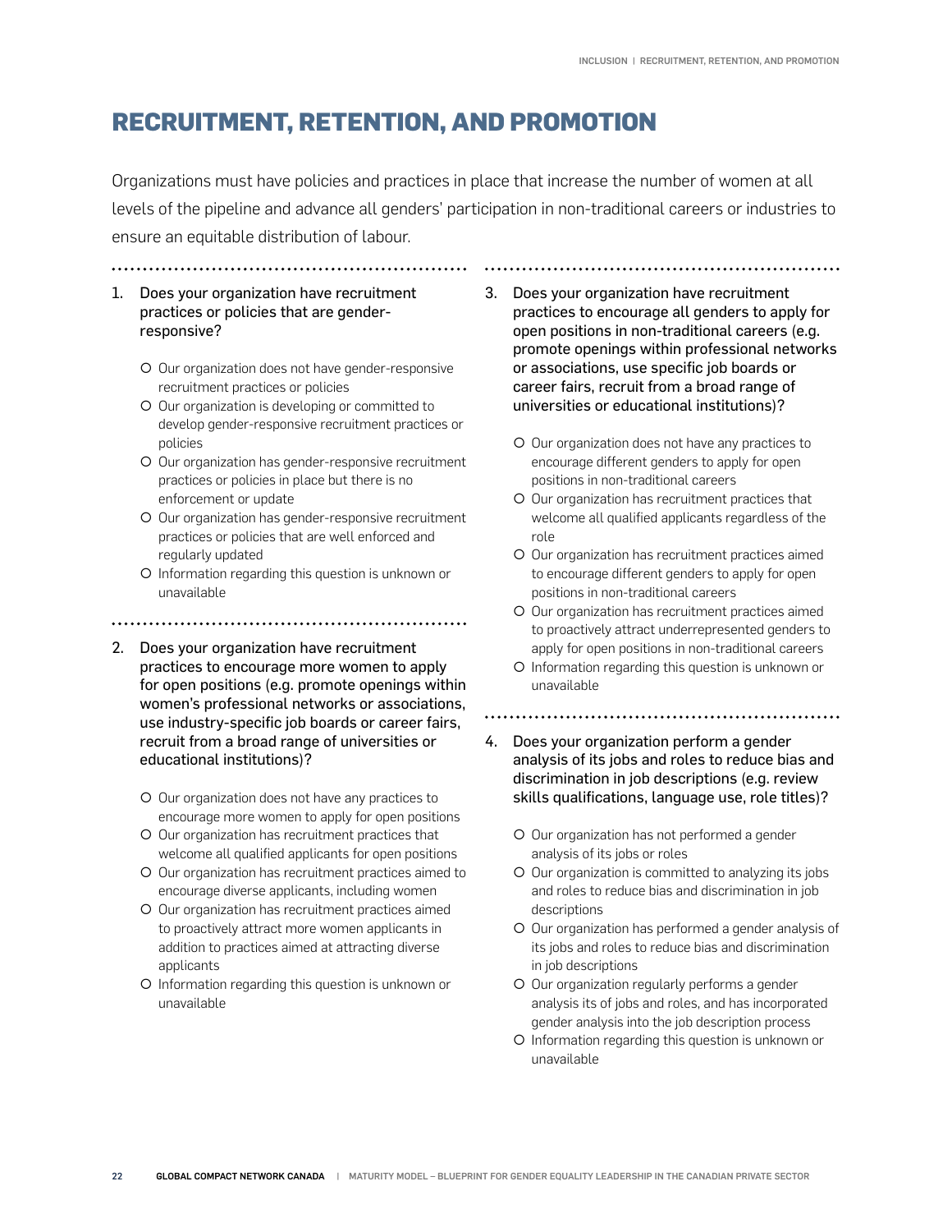# RECRUITMENT, RETENTION, AND PROMOTION

Organizations must have policies and practices in place that increase the number of women at all levels of the pipeline and advance all genders' participation in non-traditional careers or industries to ensure an equitable distribution of labour.

1. Does your organization have recruitment practices or policies that are gender-responsive?

   - Our organization does not have gender-responsive recruitment practices or policies
   - Our organization is developing or committed to develop gender-responsive recruitment practices or policies
   - Our organization has gender-responsive recruitment practices or policies in place but there is no enforcement or update
   - Our organization has gender-responsive recruitment practices or policies that are well enforced and regularly updated
   - Information regarding this question is unknown or unavailable

2. Does your organization have recruitment practices to encourage more women to apply for open positions (e.g. promote openings within women's professional networks or associations, use industry-specific job boards or career fairs, recruit from a broad range of universities or educational institutions)?

   - Our organization does not have any practices to encourage more women to apply for open positions
   - Our organization has recruitment practices that welcome all qualified applicants for open positions
   - Our organization has recruitment practices aimed to encourage diverse applicants, including women
   - Our organization has recruitment practices aimed to proactively attract more women applicants in addition to practices aimed at attracting diverse applicants
   - Information regarding this question is unknown or unavailable

3. Does your organization have recruitment practices to encourage all genders to apply for open positions in non-traditional careers (e.g. promote openings within professional networks or associations, use specific job boards or career fairs, recruit from a broad range of universities or educational institutions)?

   - Our organization does not have any practices to encourage different genders to apply for open positions in non-traditional careers
   - Our organization has recruitment practices that welcome all qualified applicants regardless of the role
   - Our organization has recruitment practices aimed to encourage different genders to apply for open positions in non-traditional careers
   - Our organization has recruitment practices aimed to proactively attract underrepresented genders to apply for open positions in non-traditional careers
   - Information regarding this question is unknown or unavailable

4. Does your organization perform a gender analysis of its jobs and roles to reduce bias and discrimination in job descriptions (e.g. review skills qualifications, language use, role titles)?

   - Our organization has not performed a gender analysis of its jobs or roles
   - Our organization is committed to analyzing its jobs and roles to reduce bias and discrimination in job descriptions
   - Our organization has performed a gender analysis of its jobs and roles to reduce bias and discrimination in job descriptions
   - Our organization regularly performs a gender analysis its of jobs and roles, and has incorporated gender analysis into the job description process
   - Information regarding this question is unknown or unavailable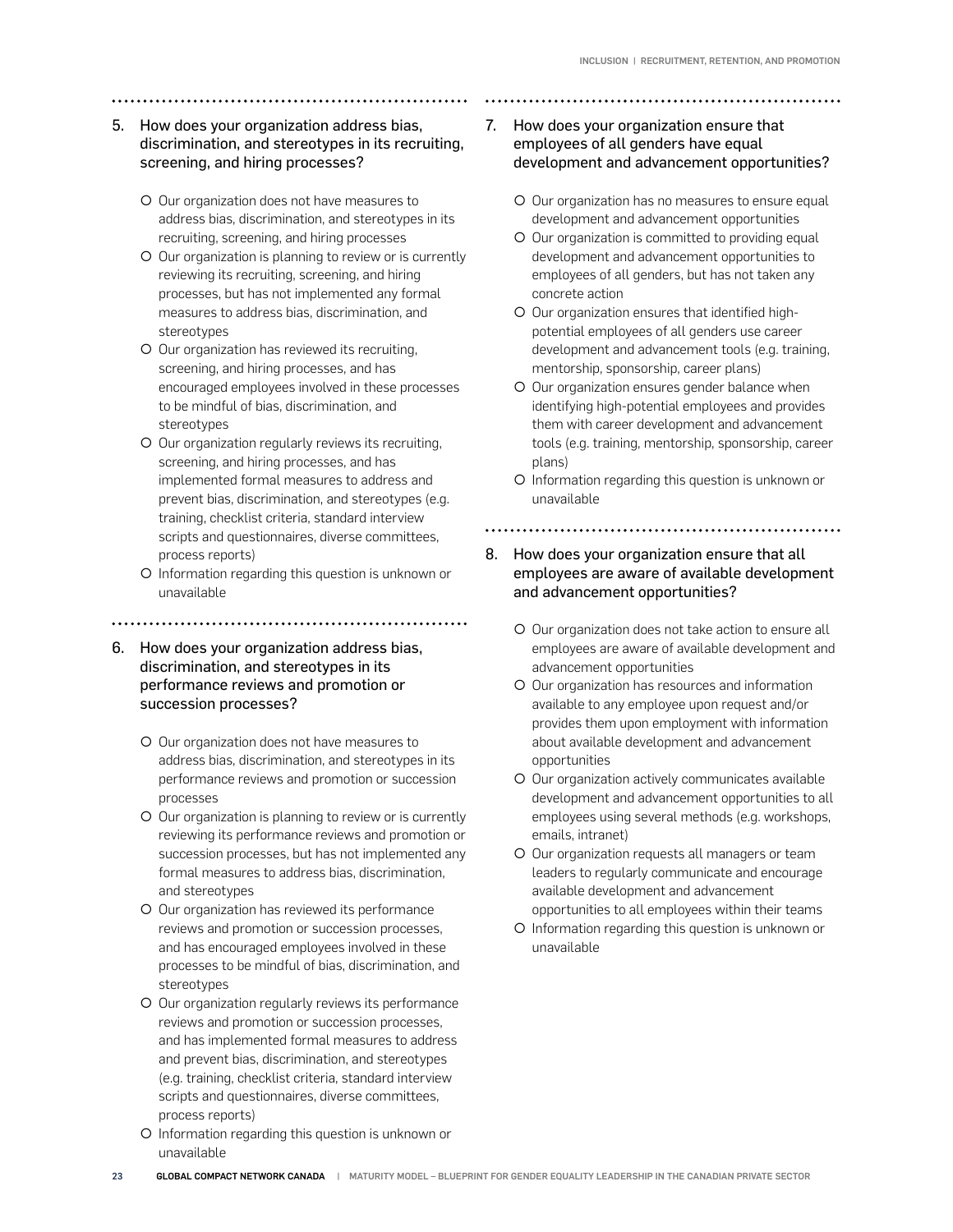5. How does your organization address bias, discrimination, and stereotypes in its recruiting, screening, and hiring processes?

   - Our organization does not have measures to address bias, discrimination, and stereotypes in its recruiting, screening, and hiring processes
   - Our organization is planning to review or is currently reviewing its recruiting, screening, and hiring processes, but has not implemented any formal measures to address bias, discrimination, and stereotypes
   - Our organization has reviewed its recruiting, screening, and hiring processes, and has encouraged employees involved in these processes to be mindful of bias, discrimination, and stereotypes
   - Our organization regularly reviews its recruiting, screening, and hiring processes, and has implemented formal measures to address and prevent bias, discrimination, and stereotypes (e.g. training, checklist criteria, standard interview scripts and questionnaires, diverse committees, process reports)
   - Information regarding this question is unknown or unavailable

6. How does your organization address bias, discrimination, and stereotypes in its performance reviews and promotion or succession processes?

   - Our organization does not have measures to address bias, discrimination, and stereotypes in its performance reviews and promotion or succession processes
   - Our organization is planning to review or is currently reviewing its performance reviews and promotion or succession processes, but has not implemented any formal measures to address bias, discrimination, and stereotypes
   - Our organization has reviewed its performance reviews and promotion or succession processes, and has encouraged employees involved in these processes to be mindful of bias, discrimination, and stereotypes
   - Our organization regularly reviews its performance reviews and promotion or succession processes, and has implemented formal measures to address and prevent bias, discrimination, and stereotypes (e.g. training, checklist criteria, standard interview scripts and questionnaires, diverse committees, process reports)
   - Information regarding this question is unknown or unavailable

7. How does your organization ensure that employees of all genders have equal development and advancement opportunities?

   - Our organization has no measures to ensure equal development and advancement opportunities
   - Our organization is committed to providing equal development and advancement opportunities to employees of all genders, but has not taken any concrete action
   - Our organization ensures that identified high-potential employees of all genders use career development and advancement tools (e.g. training, mentorship, sponsorship, career plans)
   - Our organization ensures gender balance when identifying high-potential employees and provides them with career development and advancement tools (e.g. training, mentorship, sponsorship, career plans)
   - Information regarding this question is unknown or unavailable

8. How does your organization ensure that all employees are aware of available development and advancement opportunities?

   - Our organization does not take action to ensure all employees are aware of available development and advancement opportunities
   - Our organization has resources and information available to any employee upon request and/or provides them upon employment with information about available development and advancement opportunities
   - Our organization actively communicates available development and advancement opportunities to all employees using several methods (e.g. workshops, emails, intranet)
   - Our organization requests all managers or team leaders to regularly communicate and encourage available development and advancement opportunities to all employees within their teams
   - Information regarding this question is unknown or unavailable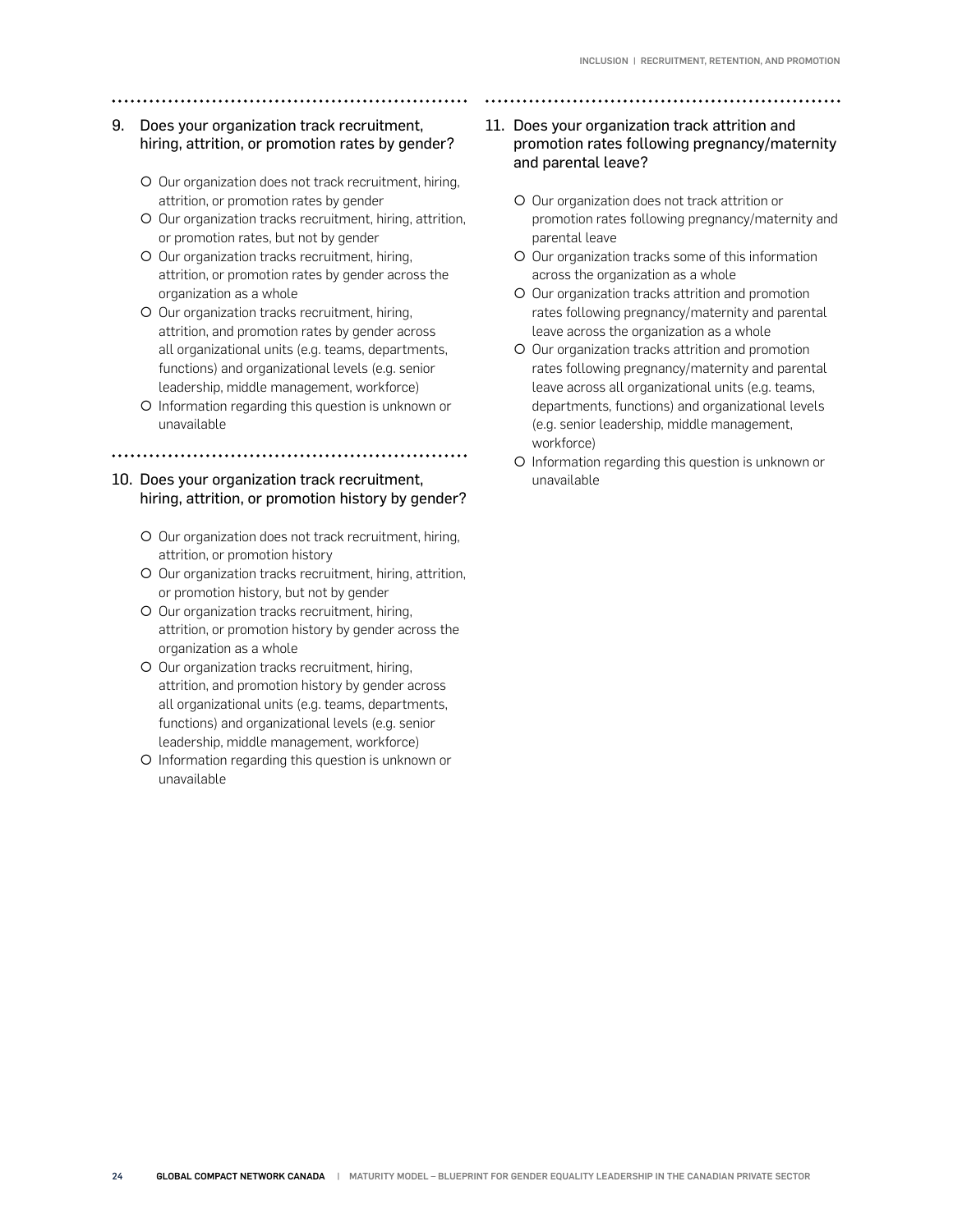9. Does your organization track recruitment, hiring, attrition, or promotion rates by gender?

- Our organization does not track recruitment, hiring, attrition, or promotion rates by gender
- Our organization tracks recruitment, hiring, attrition, or promotion rates, but not by gender
- Our organization tracks recruitment, hiring, attrition, or promotion rates by gender across the organization as a whole
- Our organization tracks recruitment, hiring, attrition, and promotion rates by gender across all organizational units (e.g. teams, departments, functions) and organizational levels (e.g. senior leadership, middle management, workforce)
- Information regarding this question is unknown or unavailable

10. Does your organization track recruitment, hiring, attrition, or promotion history by gender?

- Our organization does not track recruitment, hiring, attrition, or promotion history
- Our organization tracks recruitment, hiring, attrition, or promotion history, but not by gender
- Our organization tracks recruitment, hiring, attrition, or promotion history by gender across the organization as a whole
- Our organization tracks recruitment, hiring, attrition, and promotion history by gender across all organizational units (e.g. teams, departments, functions) and organizational levels (e.g. senior leadership, middle management, workforce)
- Information regarding this question is unknown or unavailable

11. Does your organization track attrition and promotion rates following pregnancy/maternity and parental leave?

- Our organization does not track attrition or promotion rates following pregnancy/maternity and parental leave
- Our organization tracks some of this information across the organization as a whole
- Our organization tracks attrition and promotion rates following pregnancy/maternity and parental leave across the organization as a whole
- Our organization tracks attrition and promotion rates following pregnancy/maternity and parental leave across all organizational units (e.g. teams, departments, functions) and organizational levels (e.g. senior leadership, middle management, workforce)
- Information regarding this question is unknown or unavailable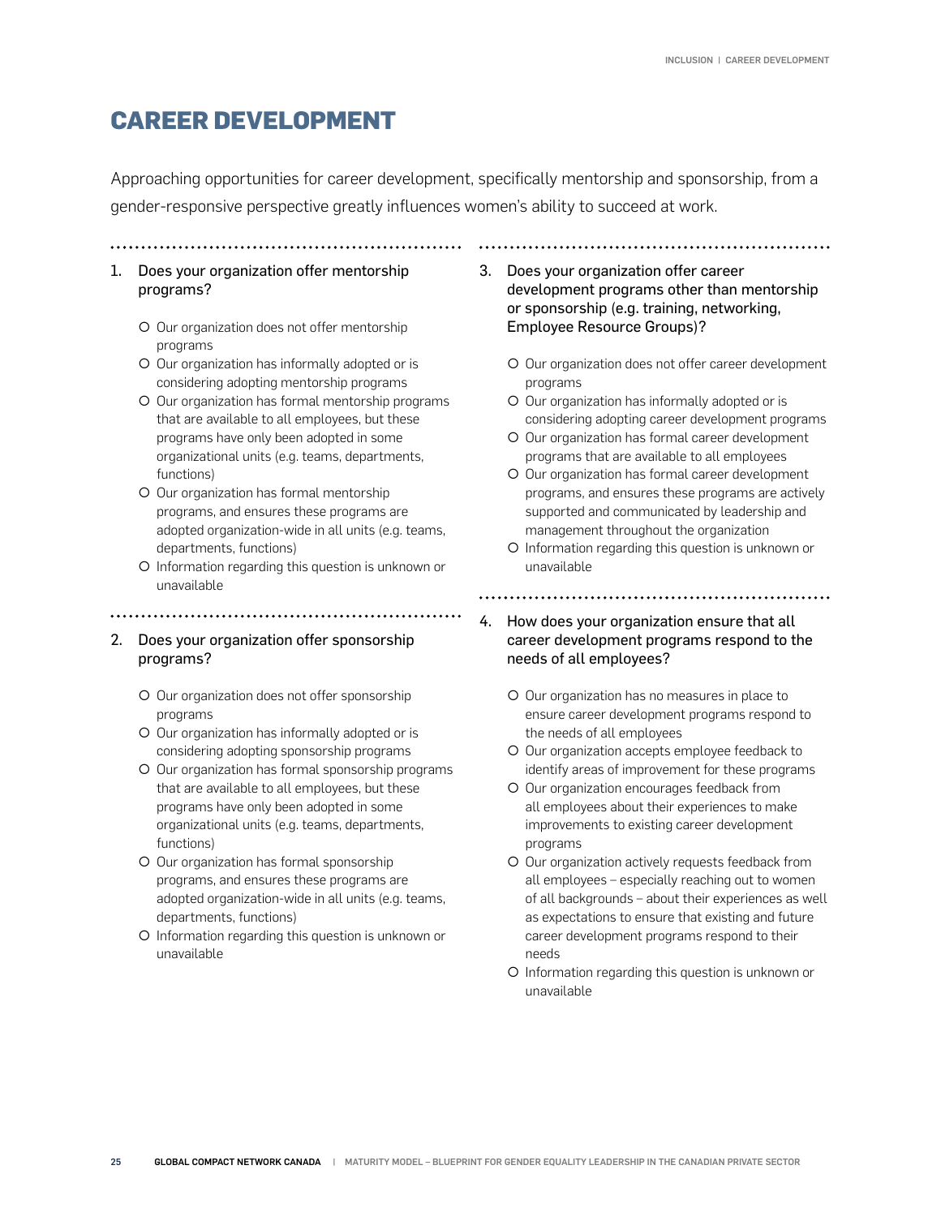# CAREER DEVELOPMENT

Approaching opportunities for career development, specifically mentorship and sponsorship, from a gender-responsive perspective greatly influences women's ability to succeed at work.

1. Does your organization offer mentorship programs?

   - Our organization does not offer mentorship programs
   - Our organization has informally adopted or is considering adopting mentorship programs
   - Our organization has formal mentorship programs that are available to all employees, but these programs have only been adopted in some organizational units (e.g. teams, departments, functions)
   - Our organization has formal mentorship programs, and ensures these programs are adopted organization-wide in all units (e.g. teams, departments, functions)
   - Information regarding this question is unknown or unavailable

2. Does your organization offer sponsorship programs?

   - Our organization does not offer sponsorship programs
   - Our organization has informally adopted or is considering adopting sponsorship programs
   - Our organization has formal sponsorship programs that are available to all employees, but these programs have only been adopted in some organizational units (e.g. teams, departments, functions)
   - Our organization has formal sponsorship programs, and ensures these programs are adopted organization-wide in all units (e.g. teams, departments, functions)
   - Information regarding this question is unknown or unavailable

3. Does your organization offer career development programs other than mentorship or sponsorship (e.g. training, networking, Employee Resource Groups)?

   - Our organization does not offer career development programs
   - Our organization has informally adopted or is considering adopting career development programs
   - Our organization has formal career development programs that are available to all employees
   - Our organization has formal career development programs, and ensures these programs are actively supported and communicated by leadership and management throughout the organization
   - Information regarding this question is unknown or unavailable

4. How does your organization ensure that all career development programs respond to the needs of all employees?

   - Our organization has no measures in place to ensure career development programs respond to the needs of all employees
   - Our organization accepts employee feedback to identify areas of improvement for these programs
   - Our organization encourages feedback from all employees about their experiences to make improvements to existing career development programs
   - Our organization actively requests feedback from all employees – especially reaching out to women of all backgrounds – about their experiences as well as expectations to ensure that existing and future career development programs respond to their needs
   - Information regarding this question is unknown or unavailable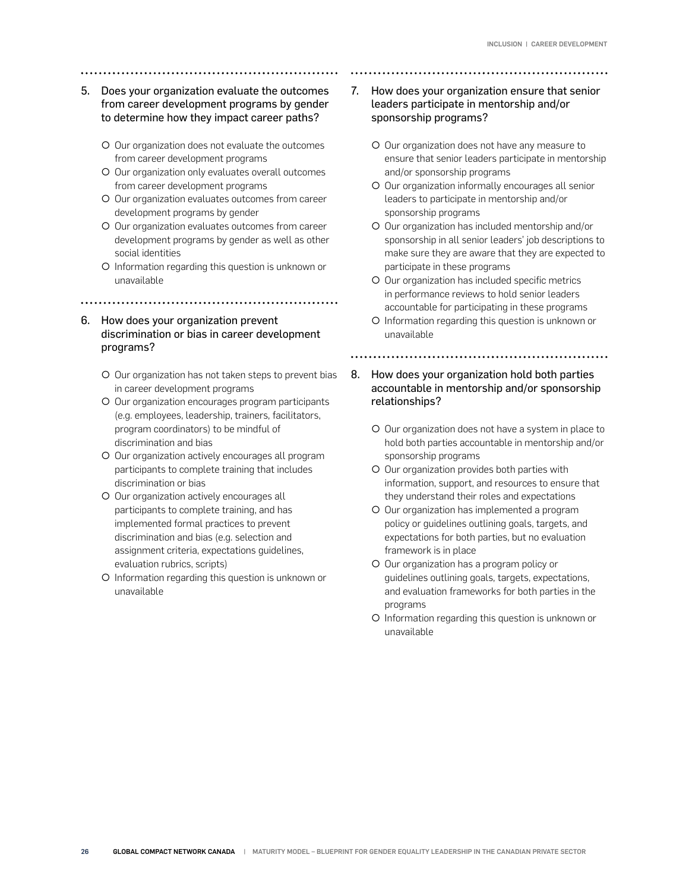5. Does your organization evaluate the outcomes from career development programs by gender to determine how they impact career paths?

   - Our organization does not evaluate the outcomes from career development programs
   - Our organization only evaluates overall outcomes from career development programs
   - Our organization evaluates outcomes from career development programs by gender
   - Our organization evaluates outcomes from career development programs by gender as well as other social identities
   - Information regarding this question is unknown or unavailable

6. How does your organization prevent discrimination or bias in career development programs?

   - Our organization has not taken steps to prevent bias in career development programs
   - Our organization encourages program participants (e.g. employees, leadership, trainers, facilitators, program coordinators) to be mindful of discrimination and bias
   - Our organization actively encourages all program participants to complete training that includes discrimination or bias
   - Our organization actively encourages all participants to complete training, and has implemented formal practices to prevent discrimination and bias (e.g. selection and assignment criteria, expectations guidelines, evaluation rubrics, scripts)
   - Information regarding this question is unknown or unavailable

7. How does your organization ensure that senior leaders participate in mentorship and/or sponsorship programs?

   - Our organization does not have any measure to ensure that senior leaders participate in mentorship and/or sponsorship programs
   - Our organization informally encourages all senior leaders to participate in mentorship and/or sponsorship programs
   - Our organization has included mentorship and/or sponsorship in all senior leaders' job descriptions to make sure they are aware that they are expected to participate in these programs
   - Our organization has included specific metrics in performance reviews to hold senior leaders accountable for participating in these programs
   - Information regarding this question is unknown or unavailable

8. How does your organization hold both parties accountable in mentorship and/or sponsorship relationships?

   - Our organization does not have a system in place to hold both parties accountable in mentorship and/or sponsorship programs
   - Our organization provides both parties with information, support, and resources to ensure that they understand their roles and expectations
   - Our organization has implemented a program policy or guidelines outlining goals, targets, and expectations for both parties, but no evaluation framework is in place
   - Our organization has a program policy or guidelines outlining goals, targets, expectations, and evaluation frameworks for both parties in the programs
   - Information regarding this question is unknown or unavailable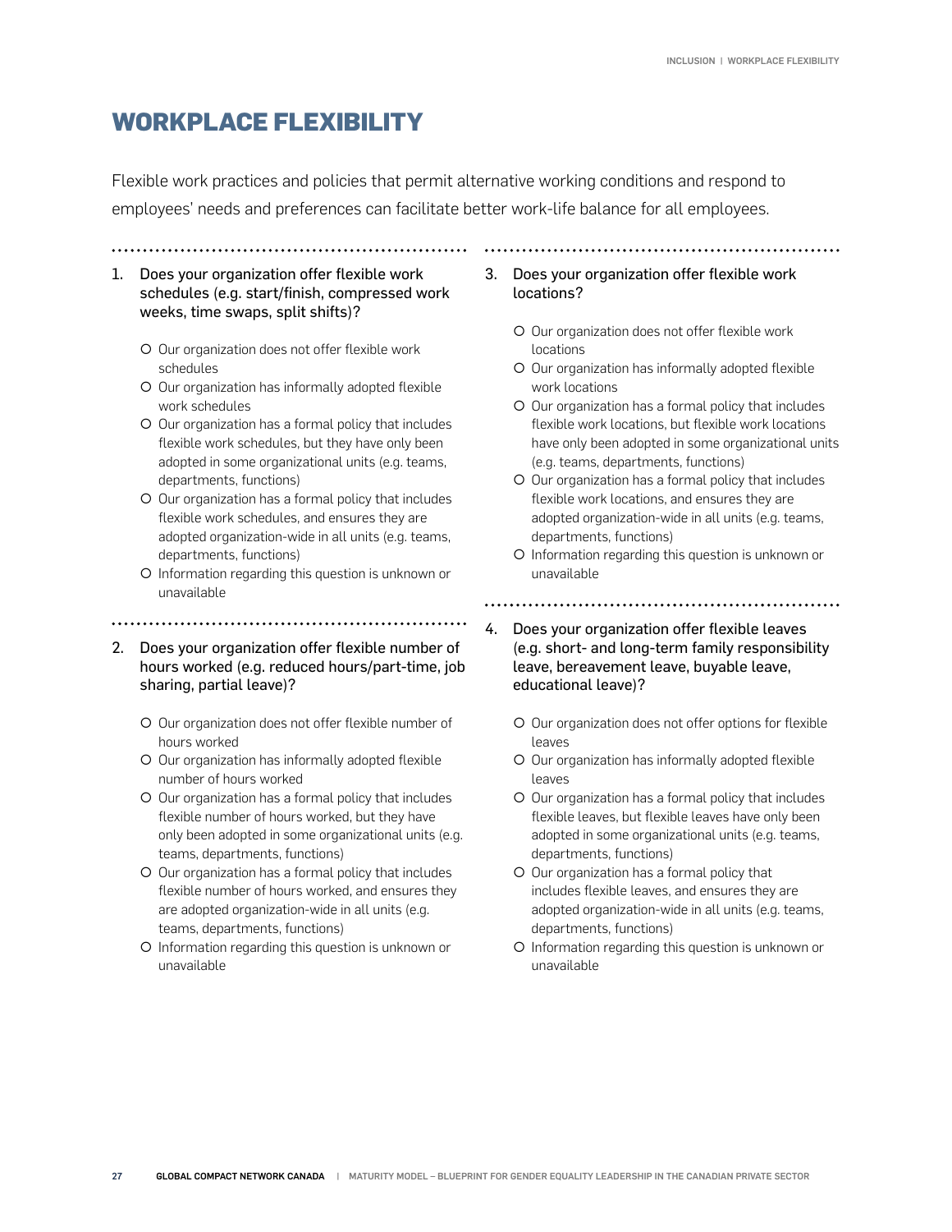# WORKPLACE FLEXIBILITY

Flexible work practices and policies that permit alternative working conditions and respond to employees' needs and preferences can facilitate better work-life balance for all employees.

1. Does your organization offer flexible work schedules (e.g. start/finish, compressed work weeks, time swaps, split shifts)?

   - Our organization does not offer flexible work schedules
   - Our organization has informally adopted flexible work schedules
   - Our organization has a formal policy that includes flexible work schedules, but they have only been adopted in some organizational units (e.g. teams, departments, functions)
   - Our organization has a formal policy that includes flexible work schedules, and ensures they are adopted organization-wide in all units (e.g. teams, departments, functions)
   - Information regarding this question is unknown or unavailable

2. Does your organization offer flexible number of hours worked (e.g. reduced hours/part-time, job sharing, partial leave)?

   - Our organization does not offer flexible number of hours worked
   - Our organization has informally adopted flexible number of hours worked
   - Our organization has a formal policy that includes flexible number of hours worked, but they have only been adopted in some organizational units (e.g. teams, departments, functions)
   - Our organization has a formal policy that includes flexible number of hours worked, and ensures they are adopted organization-wide in all units (e.g. teams, departments, functions)
   - Information regarding this question is unknown or unavailable

3. Does your organization offer flexible work locations?

   - Our organization does not offer flexible work locations
   - Our organization has informally adopted flexible work locations
   - Our organization has a formal policy that includes flexible work locations, but flexible work locations have only been adopted in some organizational units (e.g. teams, departments, functions)
   - Our organization has a formal policy that includes flexible work locations, and ensures they are adopted organization-wide in all units (e.g. teams, departments, functions)
   - Information regarding this question is unknown or unavailable

4. Does your organization offer flexible leaves (e.g. short- and long-term family responsibility leave, bereavement leave, buyable leave, educational leave)?

   - Our organization does not offer options for flexible leaves
   - Our organization has informally adopted flexible leaves
   - Our organization has a formal policy that includes flexible leaves, but flexible leaves have only been adopted in some organizational units (e.g. teams, departments, functions)
   - Our organization has a formal policy that includes flexible leaves, and ensures they are adopted organization-wide in all units (e.g. teams, departments, functions)
   - Information regarding this question is unknown or unavailable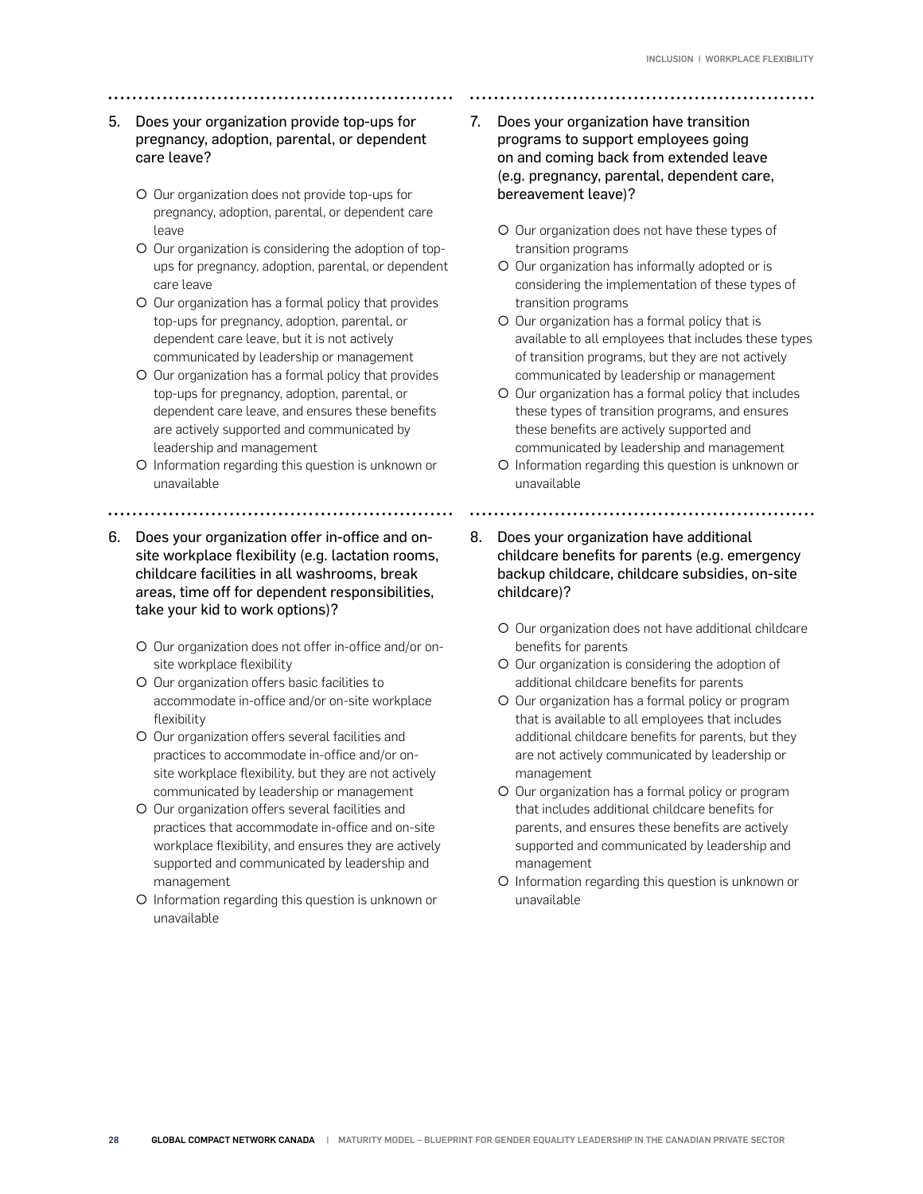5. Does your organization provide top-ups for pregnancy, adoption, parental, or dependent care leave?

   - Our organization does not provide top-ups for pregnancy, adoption, parental, or dependent care leave
   - Our organization is considering the adoption of top-ups for pregnancy, adoption, parental, or dependent care leave
   - Our organization has a formal policy that provides top-ups for pregnancy, adoption, parental, or dependent care leave, but it is not actively communicated by leadership or management
   - Our organization has a formal policy that provides top-ups for pregnancy, adoption, parental, or dependent care leave, and ensures these benefits are actively supported and communicated by leadership and management
   - Information regarding this question is unknown or unavailable

6. Does your organization offer in-office and on-site workplace flexibility (e.g. lactation rooms, childcare facilities in all washrooms, break areas, time off for dependent responsibilities, take your kid to work options)?

   - Our organization does not offer in-office and/or on-site workplace flexibility
   - Our organization offers basic facilities to accommodate in-office and/or on-site workplace flexibility
   - Our organization offers several facilities and practices to accommodate in-office and/or on-site workplace flexibility, but they are not actively communicated by leadership or management
   - Our organization offers several facilities and practices that accommodate in-office and on-site workplace flexibility, and ensures they are actively supported and communicated by leadership and management
   - Information regarding this question is unknown or unavailable

7. Does your organization have transition programs to support employees going on and coming back from extended leave (e.g. pregnancy, parental, dependent care, bereavement leave)?

   - Our organization does not have these types of transition programs
   - Our organization has informally adopted or is considering the implementation of these types of transition programs
   - Our organization has a formal policy that is available to all employees that includes these types of transition programs, but they are not actively communicated by leadership or management
   - Our organization has a formal policy that includes these types of transition programs, and ensures these benefits are actively supported and communicated by leadership and management
   - Information regarding this question is unknown or unavailable

8. Does your organization have additional childcare benefits for parents (e.g. emergency backup childcare, childcare subsidies, on-site childcare)?

   - Our organization does not have additional childcare benefits for parents
   - Our organization is considering the adoption of additional childcare benefits for parents
   - Our organization has a formal policy or program that is available to all employees that includes additional childcare benefits for parents, but they are not actively communicated by leadership or management
   - Our organization has a formal policy or program that includes additional childcare benefits for parents, and ensures these benefits are actively supported and communicated by leadership and management
   - Information regarding this question is unknown or unavailable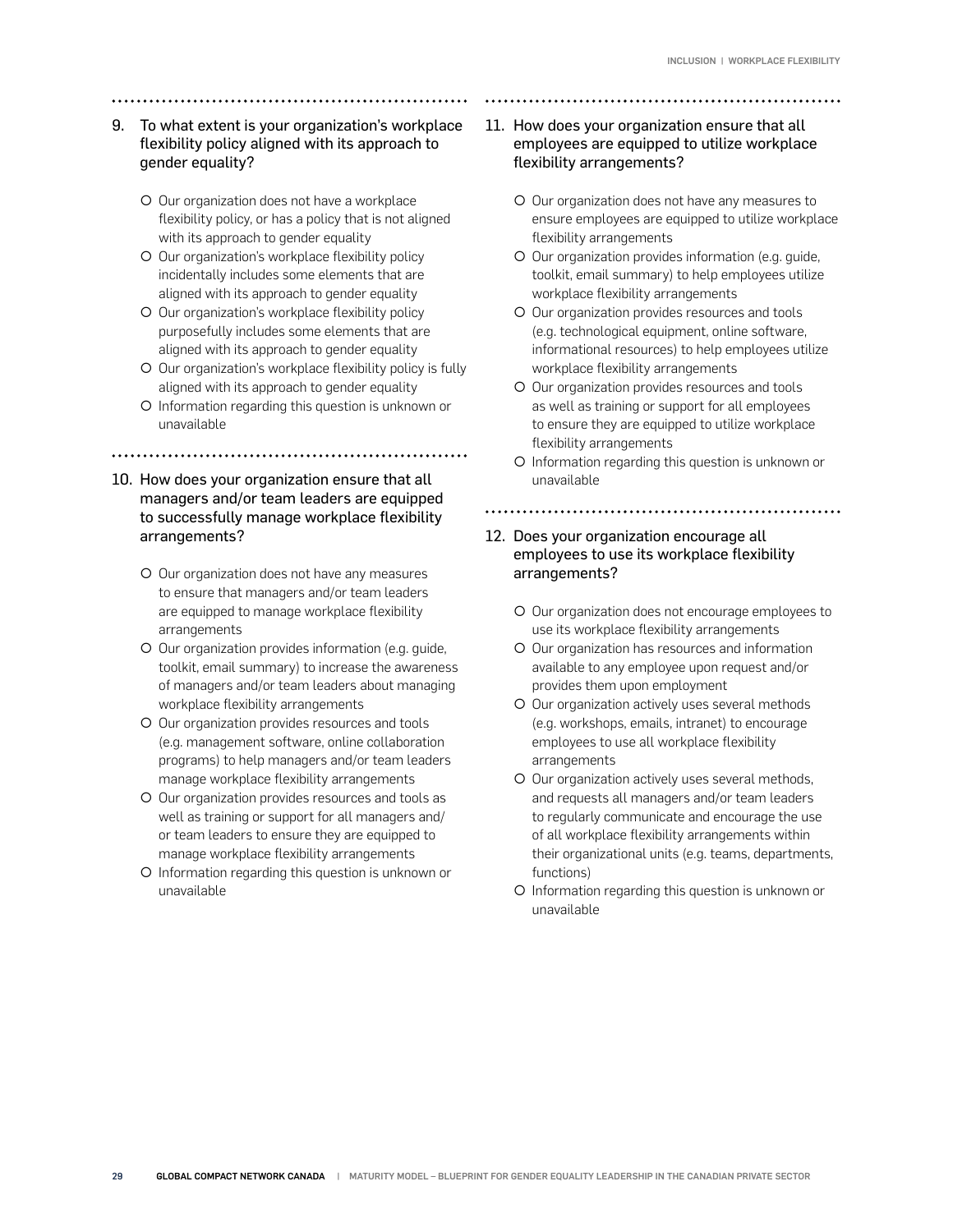9. To what extent is your organization's workplace flexibility policy aligned with its approach to gender equality?

   - Our organization does not have a workplace flexibility policy, or has a policy that is not aligned with its approach to gender equality
   - Our organization's workplace flexibility policy incidentally includes some elements that are aligned with its approach to gender equality
   - Our organization's workplace flexibility policy purposefully includes some elements that are aligned with its approach to gender equality
   - Our organization's workplace flexibility policy is fully aligned with its approach to gender equality
   - Information regarding this question is unknown or unavailable

10. How does your organization ensure that all managers and/or team leaders are equipped to successfully manage workplace flexibility arrangements?

    - Our organization does not have any measures to ensure that managers and/or team leaders are equipped to manage workplace flexibility arrangements
    - Our organization provides information (e.g. guide, toolkit, email summary) to increase the awareness of managers and/or team leaders about managing workplace flexibility arrangements
    - Our organization provides resources and tools (e.g. management software, online collaboration programs) to help managers and/or team leaders manage workplace flexibility arrangements
    - Our organization provides resources and tools as well as training or support for all managers and/or team leaders to ensure they are equipped to manage workplace flexibility arrangements
    - Information regarding this question is unknown or unavailable

11. How does your organization ensure that all employees are equipped to utilize workplace flexibility arrangements?

    - Our organization does not have any measures to ensure employees are equipped to utilize workplace flexibility arrangements
    - Our organization provides information (e.g. guide, toolkit, email summary) to help employees utilize workplace flexibility arrangements
    - Our organization provides resources and tools (e.g. technological equipment, online software, informational resources) to help employees utilize workplace flexibility arrangements
    - Our organization provides resources and tools as well as training or support for all employees to ensure they are equipped to utilize workplace flexibility arrangements
    - Information regarding this question is unknown or unavailable

12. Does your organization encourage all employees to use its workplace flexibility arrangements?

    - Our organization does not encourage employees to use its workplace flexibility arrangements
    - Our organization has resources and information available to any employee upon request and/or provides them upon employment
    - Our organization actively uses several methods (e.g. workshops, emails, intranet) to encourage employees to use all workplace flexibility arrangements
    - Our organization actively uses several methods, and requests all managers and/or team leaders to regularly communicate and encourage the use of all workplace flexibility arrangements within their organizational units (e.g. teams, departments, functions)
    - Information regarding this question is unknown or unavailable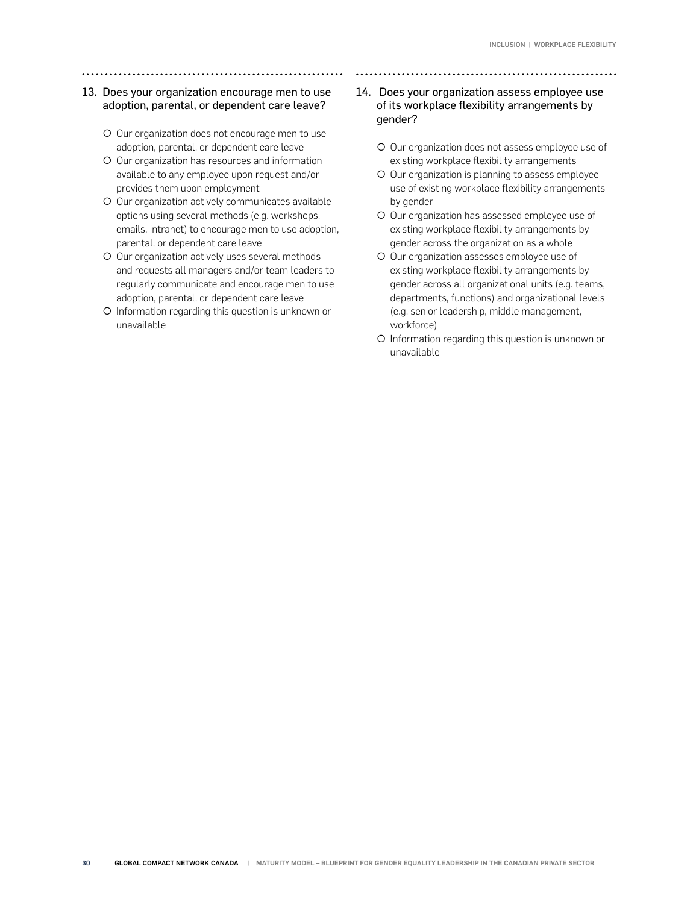13. Does your organization encourage men to use adoption, parental, or dependent care leave?

- Our organization does not encourage men to use adoption, parental, or dependent care leave
- Our organization has resources and information available to any employee upon request and/or provides them upon employment
- Our organization actively communicates available options using several methods (e.g. workshops, emails, intranet) to encourage men to use adoption, parental, or dependent care leave
- Our organization actively uses several methods and requests all managers and/or team leaders to regularly communicate and encourage men to use adoption, parental, or dependent care leave
- Information regarding this question is unknown or unavailable

14. Does your organization assess employee use of its workplace flexibility arrangements by gender?

- Our organization does not assess employee use of existing workplace flexibility arrangements
- Our organization is planning to assess employee use of existing workplace flexibility arrangements by gender
- Our organization has assessed employee use of existing workplace flexibility arrangements by gender across the organization as a whole
- Our organization assesses employee use of existing workplace flexibility arrangements by gender across all organizational units (e.g. teams, departments, functions) and organizational levels (e.g. senior leadership, middle management, workforce)
- Information regarding this question is unknown or unavailable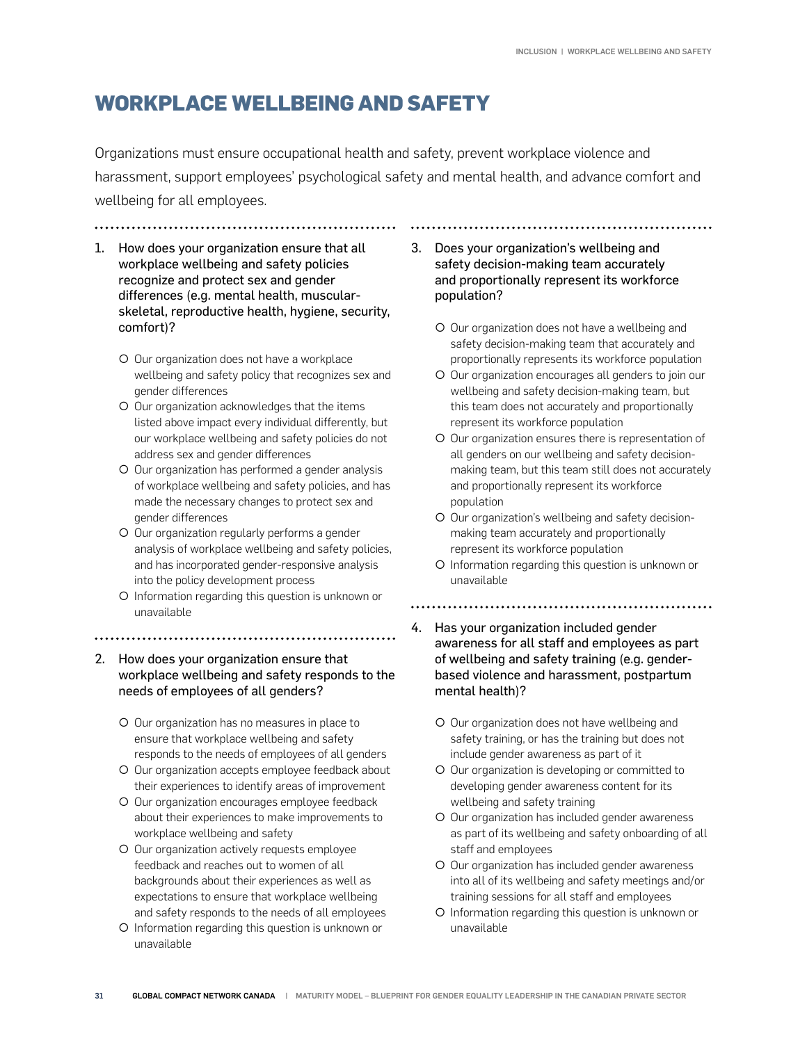# WORKPLACE WELLBEING AND SAFETY

Organizations must ensure occupational health and safety, prevent workplace violence and harassment, support employees' psychological safety and mental health, and advance comfort and wellbeing for all employees.

1. How does your organization ensure that all workplace wellbeing and safety policies recognize and protect sex and gender differences (e.g. mental health, muscular-skeletal, reproductive health, hygiene, security, comfort)?

    - Our organization does not have a workplace wellbeing and safety policy that recognizes sex and gender differences
    - Our organization acknowledges that the items listed above impact every individual differently, but our workplace wellbeing and safety policies do not address sex and gender differences
    - Our organization has performed a gender analysis of workplace wellbeing and safety policies, and has made the necessary changes to protect sex and gender differences
    - Our organization regularly performs a gender analysis of workplace wellbeing and safety policies, and has incorporated gender-responsive analysis into the policy development process
    - Information regarding this question is unknown or unavailable

2. How does your organization ensure that workplace wellbeing and safety responds to the needs of employees of all genders?

    - Our organization has no measures in place to ensure that workplace wellbeing and safety responds to the needs of employees of all genders
    - Our organization accepts employee feedback about their experiences to identify areas of improvement
    - Our organization encourages employee feedback about their experiences to make improvements to workplace wellbeing and safety
    - Our organization actively requests employee feedback and reaches out to women of all backgrounds about their experiences as well as expectations to ensure that workplace wellbeing and safety responds to the needs of all employees
    - Information regarding this question is unknown or unavailable

3. Does your organization's wellbeing and safety decision-making team accurately and proportionally represent its workforce population?

    - Our organization does not have a wellbeing and safety decision-making team that accurately and proportionally represents its workforce population
    - Our organization encourages all genders to join our wellbeing and safety decision-making team, but this team does not accurately and proportionally represent its workforce population
    - Our organization ensures there is representation of all genders on our wellbeing and safety decision-making team, but this team still does not accurately and proportionally represent its workforce population
    - Our organization's wellbeing and safety decision-making team accurately and proportionally represent its workforce population
    - Information regarding this question is unknown or unavailable

4. Has your organization included gender awareness for all staff and employees as part of wellbeing and safety training (e.g. gender-based violence and harassment, postpartum mental health)?

    - Our organization does not have wellbeing and safety training, or has the training but does not include gender awareness as part of it
    - Our organization is developing or committed to developing gender awareness content for its wellbeing and safety training
    - Our organization has included gender awareness as part of its wellbeing and safety onboarding of all staff and employees
    - Our organization has included gender awareness into all of its wellbeing and safety meetings and/or training sessions for all staff and employees
    - Information regarding this question is unknown or unavailable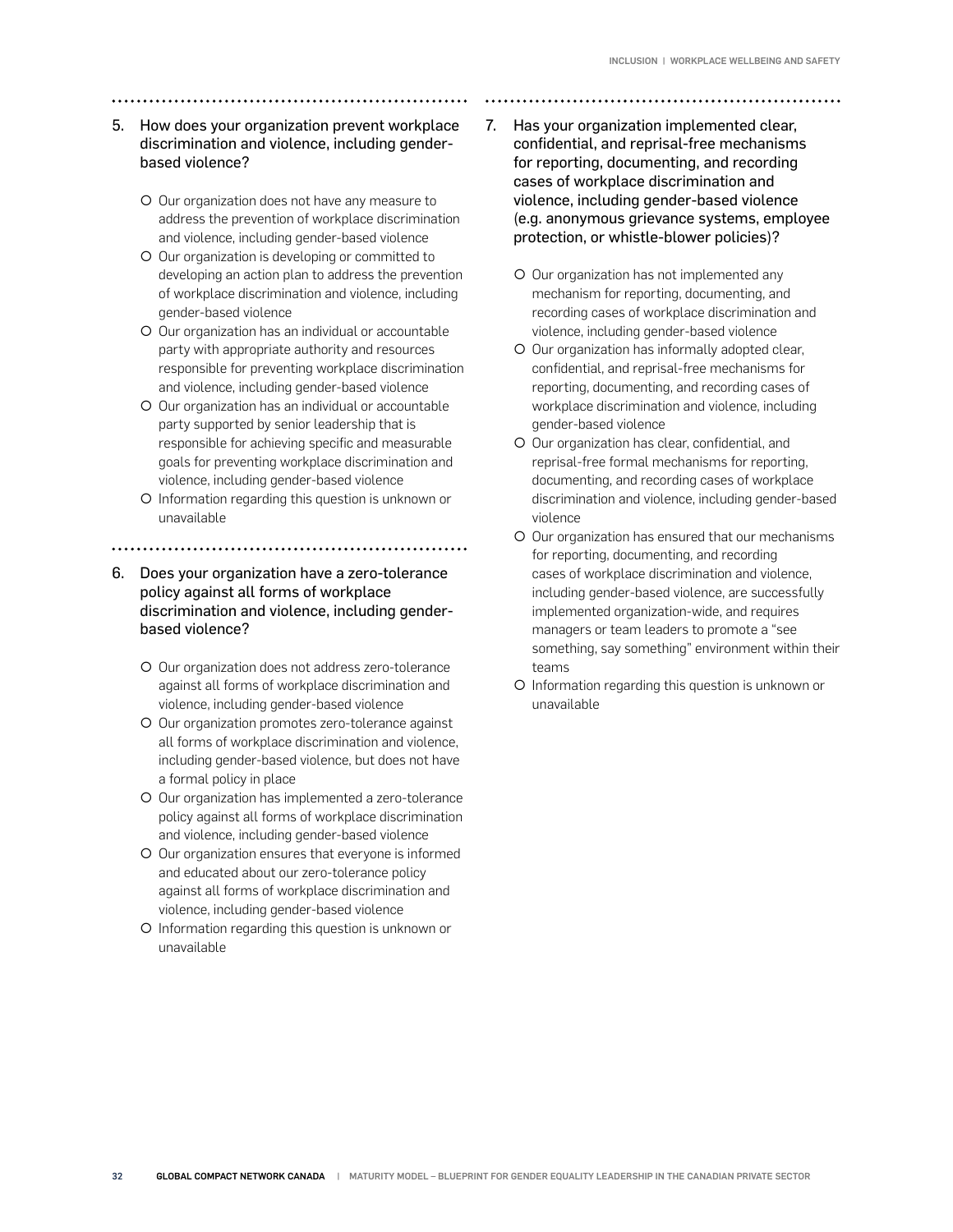5. How does your organization prevent workplace discrimination and violence, including gender-based violence?

   - Our organization does not have any measure to address the prevention of workplace discrimination and violence, including gender-based violence
   - Our organization is developing or committed to developing an action plan to address the prevention of workplace discrimination and violence, including gender-based violence
   - Our organization has an individual or accountable party with appropriate authority and resources responsible for preventing workplace discrimination and violence, including gender-based violence
   - Our organization has an individual or accountable party supported by senior leadership that is responsible for achieving specific and measurable goals for preventing workplace discrimination and violence, including gender-based violence
   - Information regarding this question is unknown or unavailable

6. Does your organization have a zero-tolerance policy against all forms of workplace discrimination and violence, including gender-based violence?

   - Our organization does not address zero-tolerance against all forms of workplace discrimination and violence, including gender-based violence
   - Our organization promotes zero-tolerance against all forms of workplace discrimination and violence, including gender-based violence, but does not have a formal policy in place
   - Our organization has implemented a zero-tolerance policy against all forms of workplace discrimination and violence, including gender-based violence
   - Our organization ensures that everyone is informed and educated about our zero-tolerance policy against all forms of workplace discrimination and violence, including gender-based violence
   - Information regarding this question is unknown or unavailable

7. Has your organization implemented clear, confidential, and reprisal-free mechanisms for reporting, documenting, and recording cases of workplace discrimination and violence, including gender-based violence (e.g. anonymous grievance systems, employee protection, or whistle-blower policies)?

   - Our organization has not implemented any mechanism for reporting, documenting, and recording cases of workplace discrimination and violence, including gender-based violence
   - Our organization has informally adopted clear, confidential, and reprisal-free mechanisms for reporting, documenting, and recording cases of workplace discrimination and violence, including gender-based violence
   - Our organization has clear, confidential, and reprisal-free formal mechanisms for reporting, documenting, and recording cases of workplace discrimination and violence, including gender-based violence
   - Our organization has ensured that our mechanisms for reporting, documenting, and recording cases of workplace discrimination and violence, including gender-based violence, are successfully implemented organization-wide, and requires managers or team leaders to promote a "see something, say something" environment within their teams
   - Information regarding this question is unknown or unavailable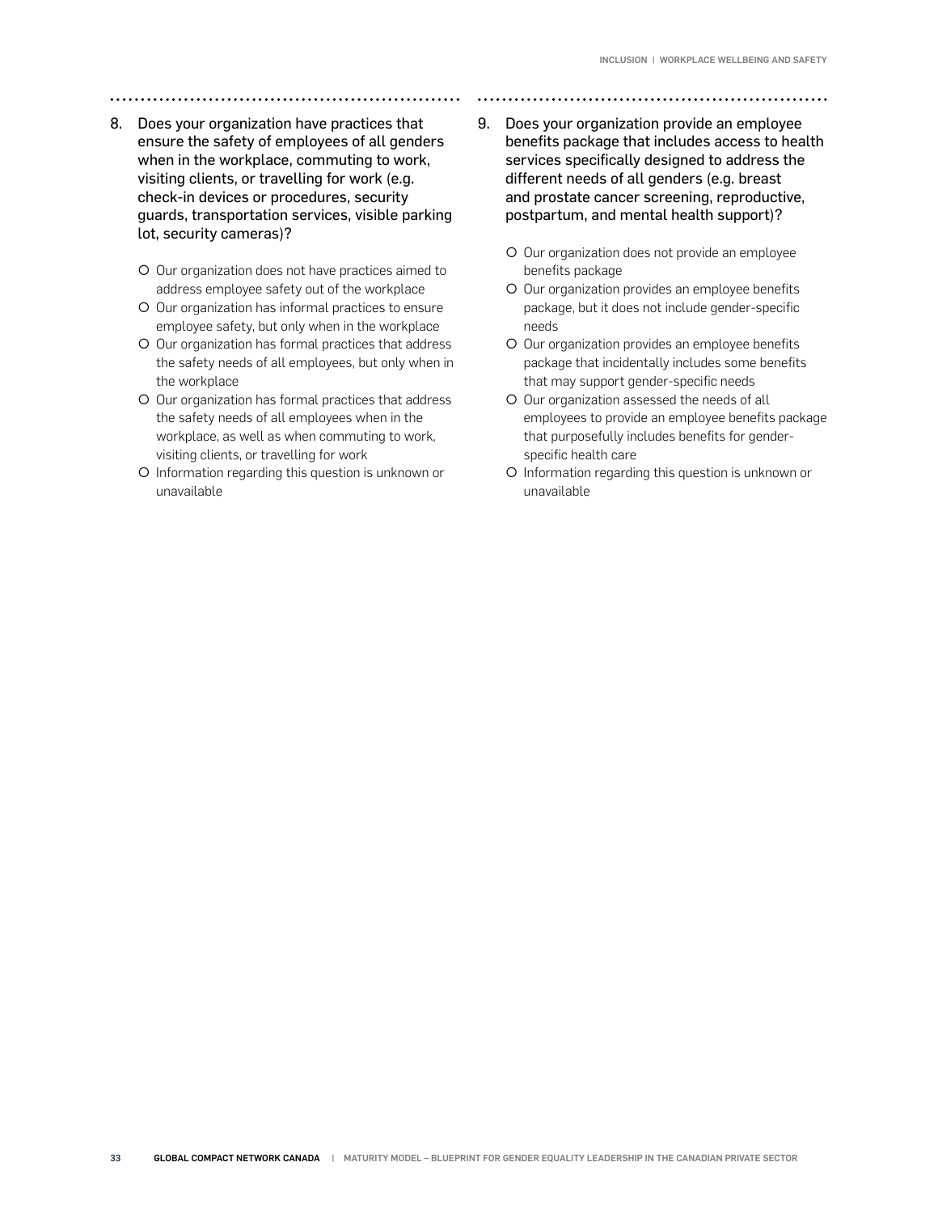8. Does your organization have practices that ensure the safety of employees of all genders when in the workplace, commuting to work, visiting clients, or travelling for work (e.g. check-in devices or procedures, security guards, transportation services, visible parking lot, security cameras)?

   - Our organization does not have practices aimed to address employee safety out of the workplace
   - Our organization has informal practices to ensure employee safety, but only when in the workplace
   - Our organization has formal practices that address the safety needs of all employees, but only when in the workplace
   - Our organization has formal practices that address the safety needs of all employees when in the workplace, as well as when commuting to work, visiting clients, or travelling for work
   - Information regarding this question is unknown or unavailable

9. Does your organization provide an employee benefits package that includes access to health services specifically designed to address the different needs of all genders (e.g. breast and prostate cancer screening, reproductive, postpartum, and mental health support)?

   - Our organization does not provide an employee benefits package
   - Our organization provides an employee benefits package, but it does not include gender-specific needs
   - Our organization provides an employee benefits package that incidentally includes some benefits that may support gender-specific needs
   - Our organization assessed the needs of all employees to provide an employee benefits package that purposefully includes benefits for gender-specific health care
   - Information regarding this question is unknown or unavailable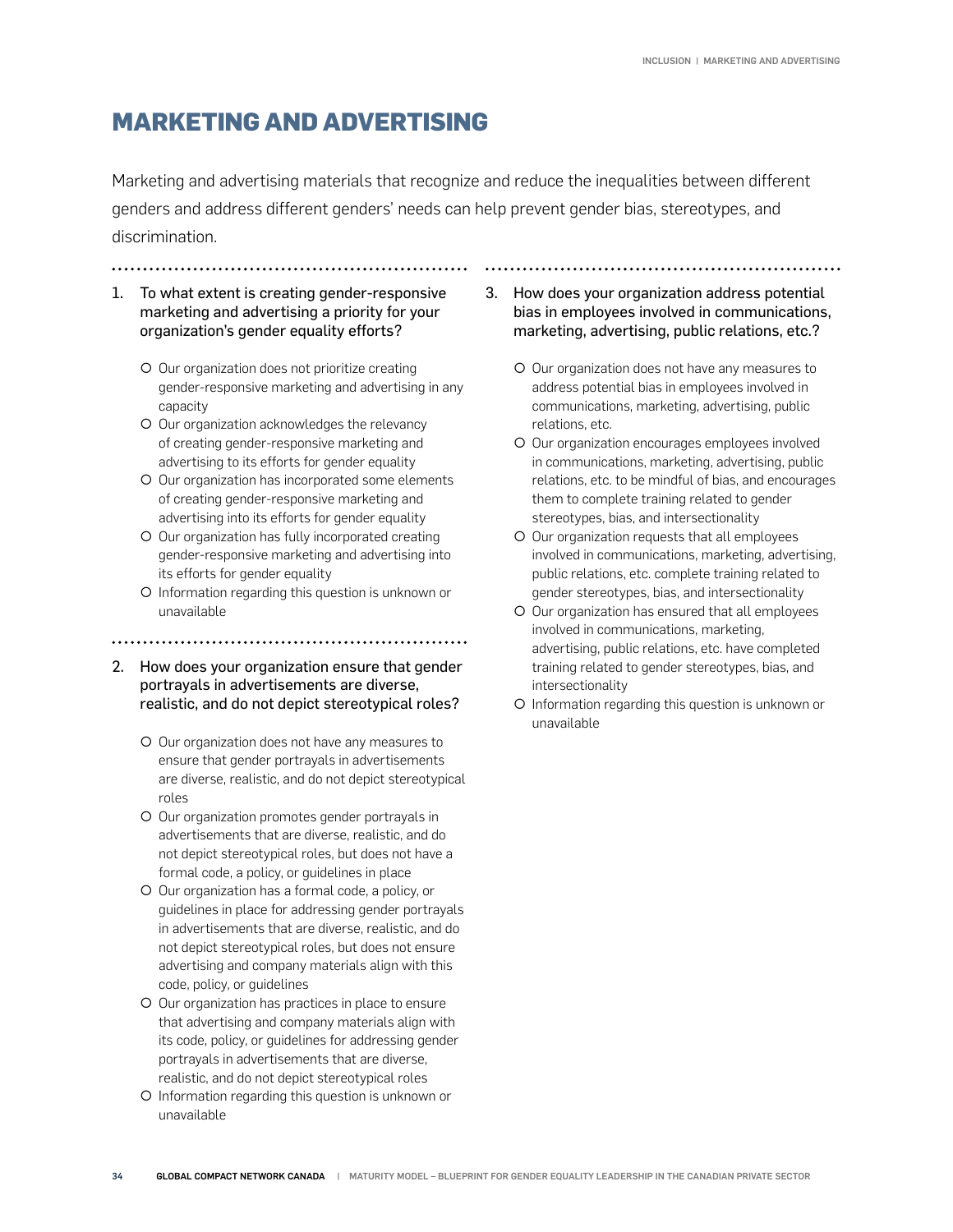# MARKETING AND ADVERTISING

Marketing and advertising materials that recognize and reduce the inequalities between different genders and address different genders' needs can help prevent gender bias, stereotypes, and discrimination.

1. To what extent is creating gender-responsive marketing and advertising a priority for your organization's gender equality efforts?

   - Our organization does not prioritize creating gender-responsive marketing and advertising in any capacity
   - Our organization acknowledges the relevancy of creating gender-responsive marketing and advertising to its efforts for gender equality
   - Our organization has incorporated some elements of creating gender-responsive marketing and advertising into its efforts for gender equality
   - Our organization has fully incorporated creating gender-responsive marketing and advertising into its efforts for gender equality
   - Information regarding this question is unknown or unavailable

2. How does your organization ensure that gender portrayals in advertisements are diverse, realistic, and do not depict stereotypical roles?

   - Our organization does not have any measures to ensure that gender portrayals in advertisements are diverse, realistic, and do not depict stereotypical roles
   - Our organization promotes gender portrayals in advertisements that are diverse, realistic, and do not depict stereotypical roles, but does not have a formal code, a policy, or guidelines in place
   - Our organization has a formal code, a policy, or guidelines in place for addressing gender portrayals in advertisements that are diverse, realistic, and do not depict stereotypical roles, but does not ensure advertising and company materials align with this code, policy, or guidelines
   - Our organization has practices in place to ensure that advertising and company materials align with its code, policy, or guidelines for addressing gender portrayals in advertisements that are diverse, realistic, and do not depict stereotypical roles
   - Information regarding this question is unknown or unavailable

3. How does your organization address potential bias in employees involved in communications, marketing, advertising, public relations, etc.?

   - Our organization does not have any measures to address potential bias in employees involved in communications, marketing, advertising, public relations, etc.
   - Our organization encourages employees involved in communications, marketing, advertising, public relations, etc. to be mindful of bias, and encourages them to complete training related to gender stereotypes, bias, and intersectionality
   - Our organization requests that all employees involved in communications, marketing, advertising, public relations, etc. complete training related to gender stereotypes, bias, and intersectionality
   - Our organization has ensured that all employees involved in communications, marketing, advertising, public relations, etc. have completed training related to gender stereotypes, bias, and intersectionality
   - Information regarding this question is unknown or unavailable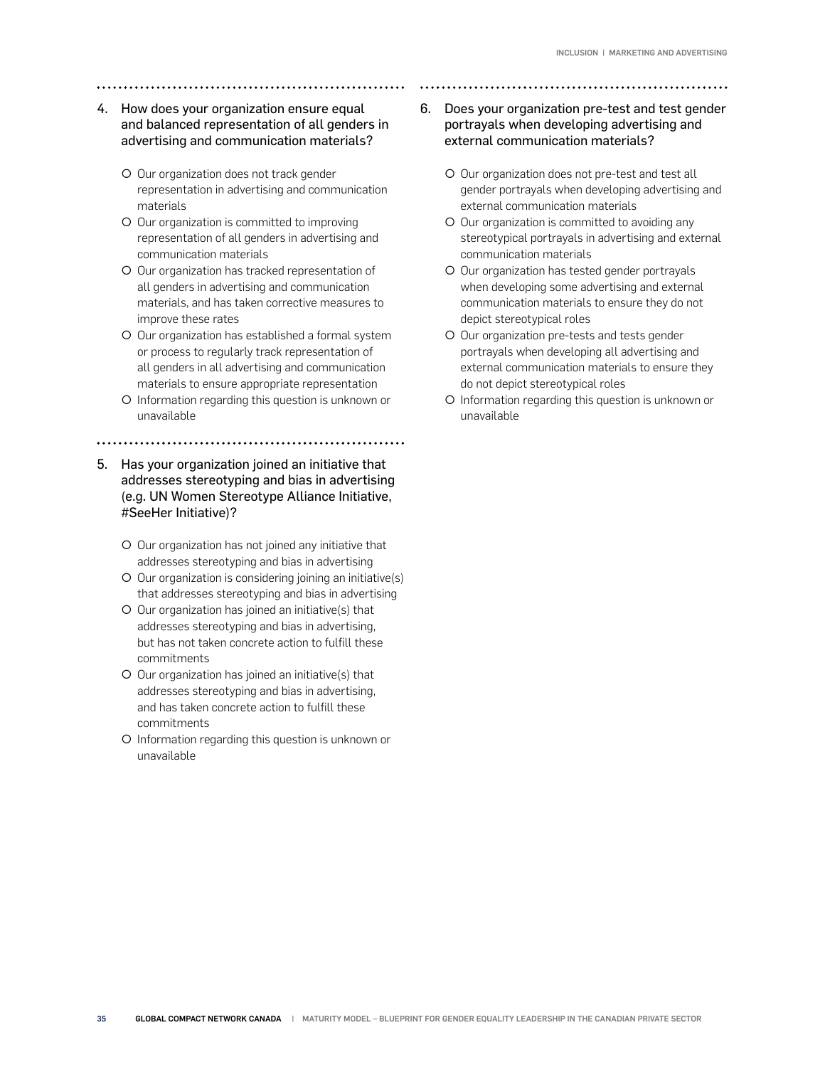4. How does your organization ensure equal and balanced representation of all genders in advertising and communication materials?

   - Our organization does not track gender representation in advertising and communication materials
   - Our organization is committed to improving representation of all genders in advertising and communication materials
   - Our organization has tracked representation of all genders in advertising and communication materials, and has taken corrective measures to improve these rates
   - Our organization has established a formal system or process to regularly track representation of all genders in all advertising and communication materials to ensure appropriate representation
   - Information regarding this question is unknown or unavailable

5. Has your organization joined an initiative that addresses stereotyping and bias in advertising (e.g. UN Women Stereotype Alliance Initiative, #SeeHer Initiative)?

   - Our organization has not joined any initiative that addresses stereotyping and bias in advertising
   - Our organization is considering joining an initiative(s) that addresses stereotyping and bias in advertising
   - Our organization has joined an initiative(s) that addresses stereotyping and bias in advertising, but has not taken concrete action to fulfill these commitments
   - Our organization has joined an initiative(s) that addresses stereotyping and bias in advertising, and has taken concrete action to fulfill these commitments
   - Information regarding this question is unknown or unavailable

6. Does your organization pre-test and test gender portrayals when developing advertising and external communication materials?

   - Our organization does not pre-test and test all gender portrayals when developing advertising and external communication materials
   - Our organization is committed to avoiding any stereotypical portrayals in advertising and external communication materials
   - Our organization has tested gender portrayals when developing some advertising and external communication materials to ensure they do not depict stereotypical roles
   - Our organization pre-tests and tests gender portrayals when developing all advertising and external communication materials to ensure they do not depict stereotypical roles
   - Information regarding this question is unknown or unavailable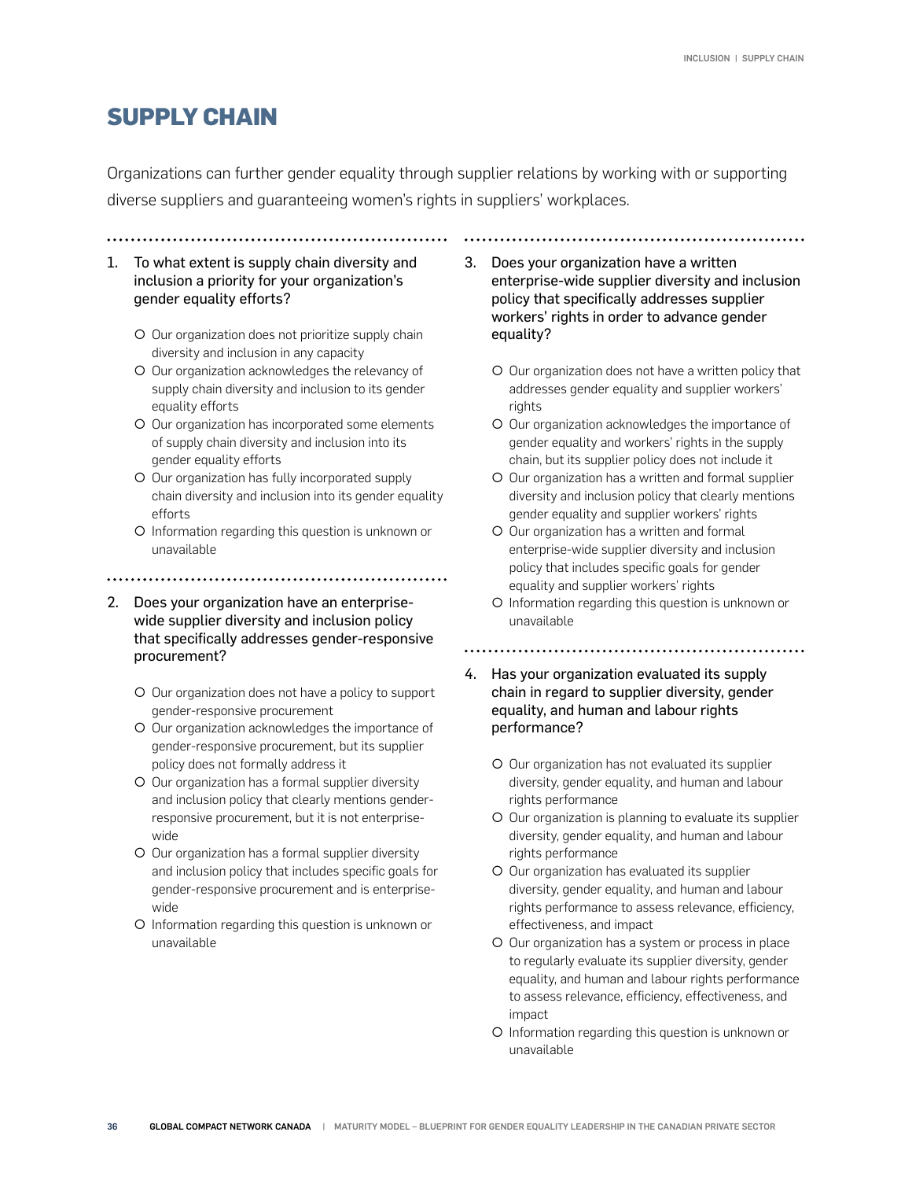# SUPPLY CHAIN

Organizations can further gender equality through supplier relations by working with or supporting diverse suppliers and guaranteeing women's rights in suppliers' workplaces.

1. To what extent is supply chain diversity and inclusion a priority for your organization's gender equality efforts?

   - Our organization does not prioritize supply chain diversity and inclusion in any capacity
   - Our organization acknowledges the relevancy of supply chain diversity and inclusion to its gender equality efforts
   - Our organization has incorporated some elements of supply chain diversity and inclusion into its gender equality efforts
   - Our organization has fully incorporated supply chain diversity and inclusion into its gender equality efforts
   - Information regarding this question is unknown or unavailable

2. Does your organization have an enterprise-wide supplier diversity and inclusion policy that specifically addresses gender-responsive procurement?

   - Our organization does not have a policy to support gender-responsive procurement
   - Our organization acknowledges the importance of gender-responsive procurement, but its supplier policy does not formally address it
   - Our organization has a formal supplier diversity and inclusion policy that clearly mentions gender-responsive procurement, but it is not enterprise-wide
   - Our organization has a formal supplier diversity and inclusion policy that includes specific goals for gender-responsive procurement and is enterprise-wide
   - Information regarding this question is unknown or unavailable

3. Does your organization have a written enterprise-wide supplier diversity and inclusion policy that specifically addresses supplier workers' rights in order to advance gender equality?

   - Our organization does not have a written policy that addresses gender equality and supplier workers' rights
   - Our organization acknowledges the importance of gender equality and workers' rights in the supply chain, but its supplier policy does not include it
   - Our organization has a written and formal supplier diversity and inclusion policy that clearly mentions gender equality and supplier workers' rights
   - Our organization has a written and formal enterprise-wide supplier diversity and inclusion policy that includes specific goals for gender equality and supplier workers' rights
   - Information regarding this question is unknown or unavailable

4. Has your organization evaluated its supply chain in regard to supplier diversity, gender equality, and human and labour rights performance?

   - Our organization has not evaluated its supplier diversity, gender equality, and human and labour rights performance
   - Our organization is planning to evaluate its supplier diversity, gender equality, and human and labour rights performance
   - Our organization has evaluated its supplier diversity, gender equality, and human and labour rights performance to assess relevance, efficiency, effectiveness, and impact
   - Our organization has a system or process in place to regularly evaluate its supplier diversity, gender equality, and human and labour rights performance to assess relevance, efficiency, effectiveness, and impact
   - Information regarding this question is unknown or unavailable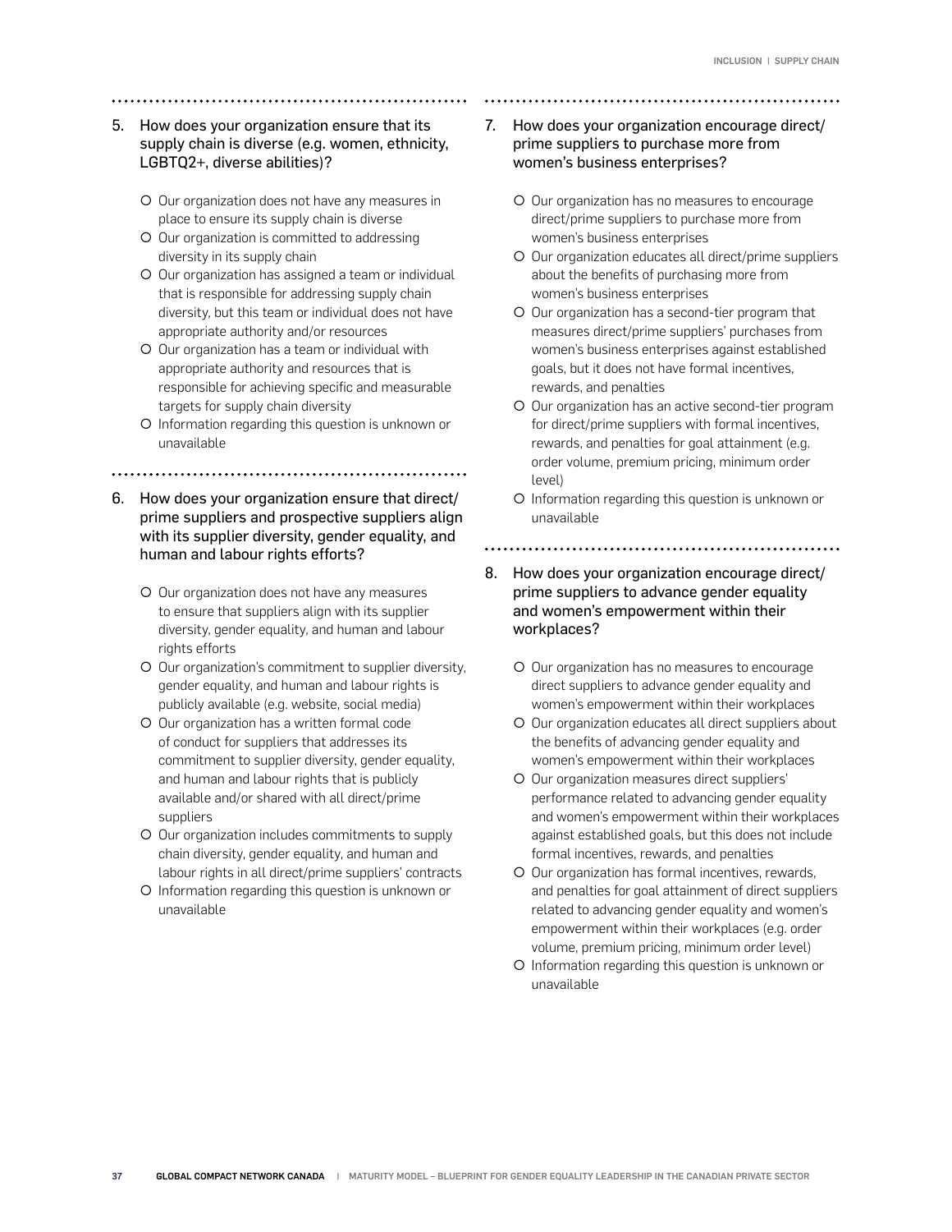5. How does your organization ensure that its supply chain is diverse (e.g. women, ethnicity, LGBTQ2+, diverse abilities)?

   - Our organization does not have any measures in place to ensure its supply chain is diverse
   - Our organization is committed to addressing diversity in its supply chain
   - Our organization has assigned a team or individual that is responsible for addressing supply chain diversity, but this team or individual does not have appropriate authority and/or resources
   - Our organization has a team or individual with appropriate authority and resources that is responsible for achieving specific and measurable targets for supply chain diversity
   - Information regarding this question is unknown or unavailable

6. How does your organization ensure that direct/prime suppliers and prospective suppliers align with its supplier diversity, gender equality, and human and labour rights efforts?

   - Our organization does not have any measures to ensure that suppliers align with its supplier diversity, gender equality, and human and labour rights efforts
   - Our organization's commitment to supplier diversity, gender equality, and human and labour rights is publicly available (e.g. website, social media)
   - Our organization has a written formal code of conduct for suppliers that addresses its commitment to supplier diversity, gender equality, and human and labour rights that is publicly available and/or shared with all direct/prime suppliers
   - Our organization includes commitments to supply chain diversity, gender equality, and human and labour rights in all direct/prime suppliers' contracts
   - Information regarding this question is unknown or unavailable

7. How does your organization encourage direct/prime suppliers to purchase more from women's business enterprises?

   - Our organization has no measures to encourage direct/prime suppliers to purchase more from women's business enterprises
   - Our organization educates all direct/prime suppliers about the benefits of purchasing more from women's business enterprises
   - Our organization has a second-tier program that measures direct/prime suppliers' purchases from women's business enterprises against established goals, but it does not have formal incentives, rewards, and penalties
   - Our organization has an active second-tier program for direct/prime suppliers with formal incentives, rewards, and penalties for goal attainment (e.g. order volume, premium pricing, minimum order level)
   - Information regarding this question is unknown or unavailable

8. How does your organization encourage direct/prime suppliers to advance gender equality and women's empowerment within their workplaces?

   - Our organization has no measures to encourage direct suppliers to advance gender equality and women's empowerment within their workplaces
   - Our organization educates all direct suppliers about the benefits of advancing gender equality and women's empowerment within their workplaces
   - Our organization measures direct suppliers' performance related to advancing gender equality and women's empowerment within their workplaces against established goals, but this does not include formal incentives, rewards, and penalties
   - Our organization has formal incentives, rewards, and penalties for goal attainment of direct suppliers related to advancing gender equality and women's empowerment within their workplaces (e.g. order volume, premium pricing, minimum order level)
   - Information regarding this question is unknown or unavailable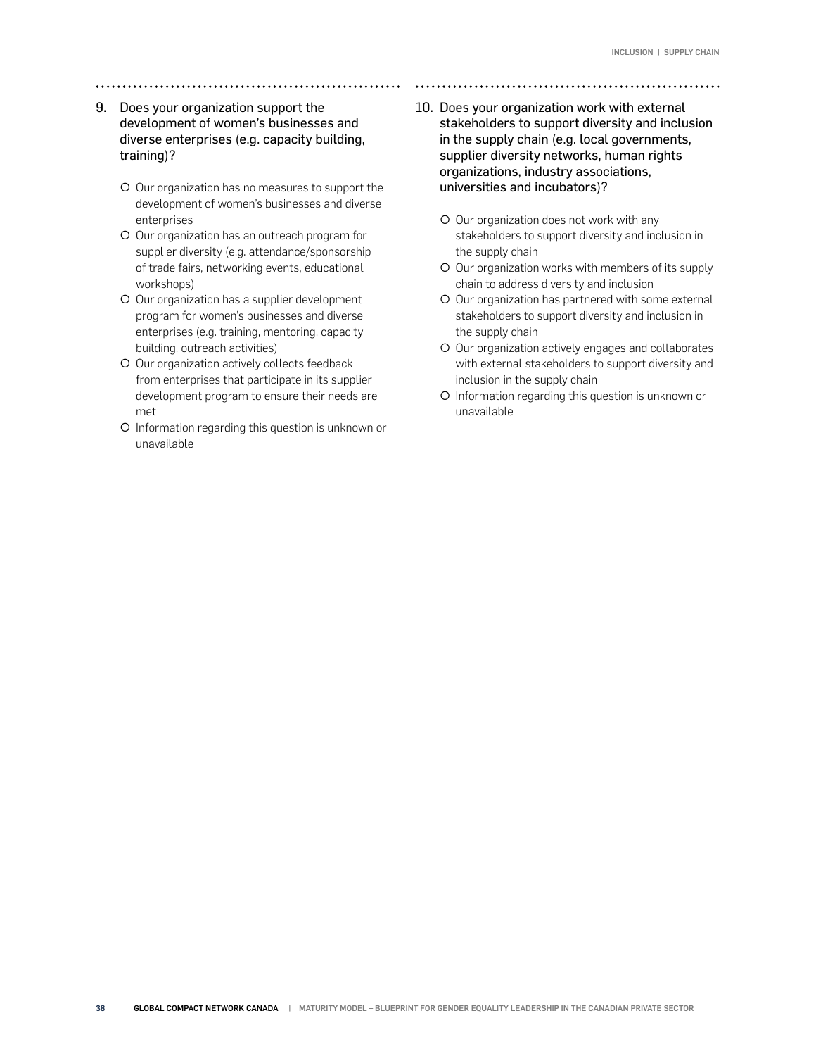9. Does your organization support the development of women's businesses and diverse enterprises (e.g. capacity building, training)?

   - Our organization has no measures to support the development of women's businesses and diverse enterprises
   - Our organization has an outreach program for supplier diversity (e.g. attendance/sponsorship of trade fairs, networking events, educational workshops)
   - Our organization has a supplier development program for women's businesses and diverse enterprises (e.g. training, mentoring, capacity building, outreach activities)
   - Our organization actively collects feedback from enterprises that participate in its supplier development program to ensure their needs are met
   - Information regarding this question is unknown or unavailable

10. Does your organization work with external stakeholders to support diversity and inclusion in the supply chain (e.g. local governments, supplier diversity networks, human rights organizations, industry associations, universities and incubators)?

    - Our organization does not work with any stakeholders to support diversity and inclusion in the supply chain
    - Our organization works with members of its supply chain to address diversity and inclusion
    - Our organization has partnered with some external stakeholders to support diversity and inclusion in the supply chain
    - Our organization actively engages and collaborates with external stakeholders to support diversity and inclusion in the supply chain
    - Information regarding this question is unknown or unavailable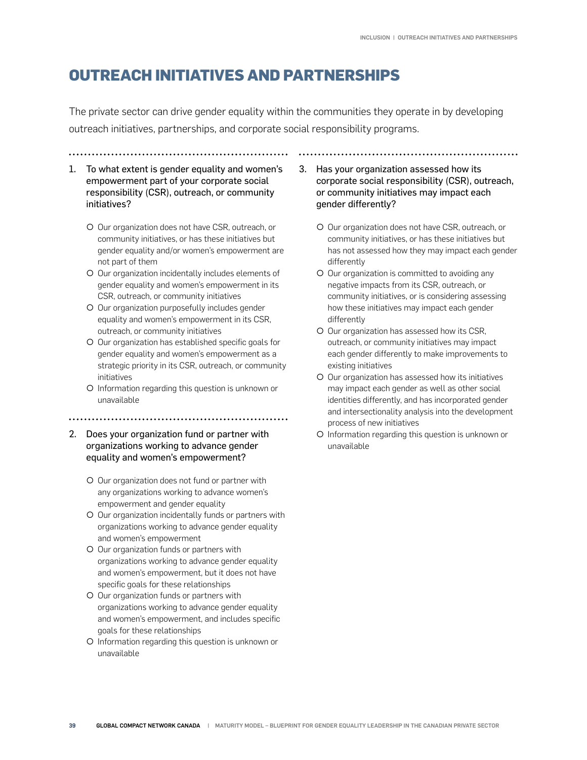# OUTREACH INITIATIVES AND PARTNERSHIPS

The private sector can drive gender equality within the communities they operate in by developing outreach initiatives, partnerships, and corporate social responsibility programs.

1. To what extent is gender equality and women's empowerment part of your corporate social responsibility (CSR), outreach, or community initiatives?

   - Our organization does not have CSR, outreach, or community initiatives, or has these initiatives but gender equality and/or women's empowerment are not part of them
   - Our organization incidentally includes elements of gender equality and women's empowerment in its CSR, outreach, or community initiatives
   - Our organization purposefully includes gender equality and women's empowerment in its CSR, outreach, or community initiatives
   - Our organization has established specific goals for gender equality and women's empowerment as a strategic priority in its CSR, outreach, or community initiatives
   - Information regarding this question is unknown or unavailable

2. Does your organization fund or partner with organizations working to advance gender equality and women's empowerment?

   - Our organization does not fund or partner with any organizations working to advance women's empowerment and gender equality
   - Our organization incidentally funds or partners with organizations working to advance gender equality and women's empowerment
   - Our organization funds or partners with organizations working to advance gender equality and women's empowerment, but it does not have specific goals for these relationships
   - Our organization funds or partners with organizations working to advance gender equality and women's empowerment, and includes specific goals for these relationships
   - Information regarding this question is unknown or unavailable

3. Has your organization assessed how its corporate social responsibility (CSR), outreach, or community initiatives may impact each gender differently?

   - Our organization does not have CSR, outreach, or community initiatives, or has these initiatives but has not assessed how they may impact each gender differently
   - Our organization is committed to avoiding any negative impacts from its CSR, outreach, or community initiatives, or is considering assessing how these initiatives may impact each gender differently
   - Our organization has assessed how its CSR, outreach, or community initiatives may impact each gender differently to make improvements to existing initiatives
   - Our organization has assessed how its initiatives may impact each gender as well as other social identities differently, and has incorporated gender and intersectionality analysis into the development process of new initiatives
   - Information regarding this question is unknown or unavailable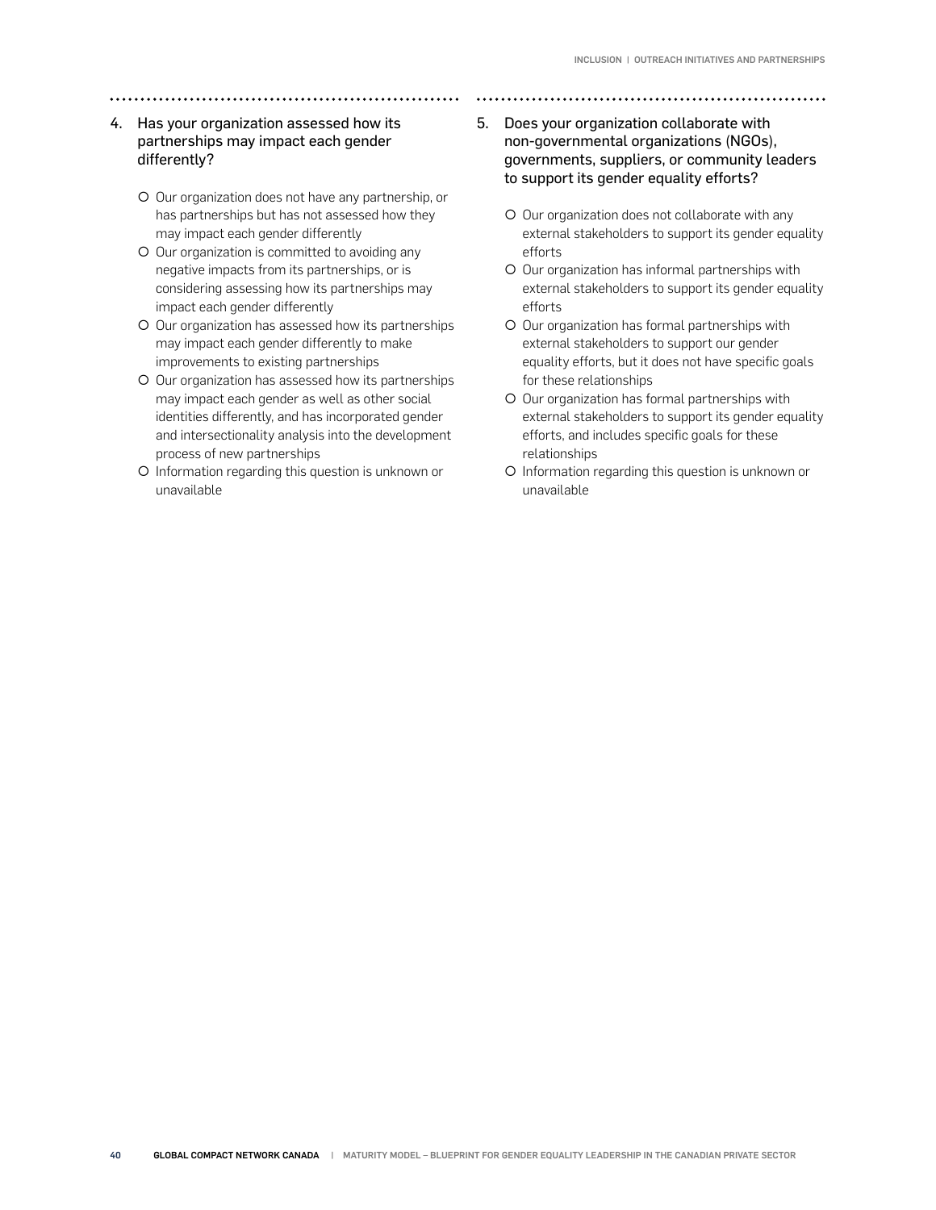4. Has your organization assessed how its partnerships may impact each gender differently?

   - Our organization does not have any partnership, or has partnerships but has not assessed how they may impact each gender differently
   - Our organization is committed to avoiding any negative impacts from its partnerships, or is considering assessing how its partnerships may impact each gender differently
   - Our organization has assessed how its partnerships may impact each gender differently to make improvements to existing partnerships
   - Our organization has assessed how its partnerships may impact each gender as well as other social identities differently, and has incorporated gender and intersectionality analysis into the development process of new partnerships
   - Information regarding this question is unknown or unavailable

5. Does your organization collaborate with non-governmental organizations (NGOs), governments, suppliers, or community leaders to support its gender equality efforts?

   - Our organization does not collaborate with any external stakeholders to support its gender equality efforts
   - Our organization has informal partnerships with external stakeholders to support its gender equality efforts
   - Our organization has formal partnerships with external stakeholders to support our gender equality efforts, but it does not have specific goals for these relationships
   - Our organization has formal partnerships with external stakeholders to support its gender equality efforts, and includes specific goals for these relationships
   - Information regarding this question is unknown or unavailable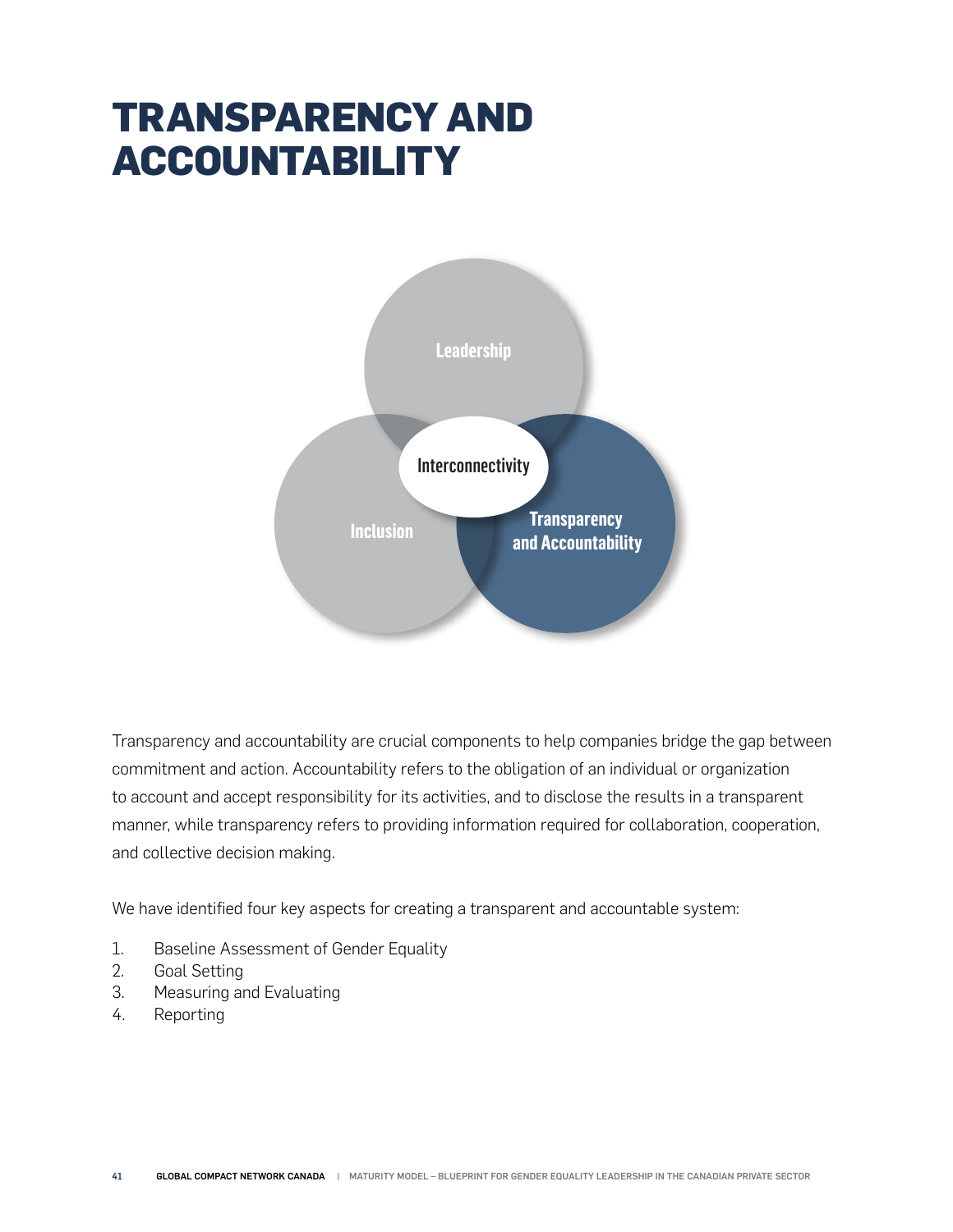# TRANSPARENCY AND ACCOUNTABILITY

Leadership

Interconnectivity

Inclusion

Transparency and Accountability

Transparency and accountability are crucial components to help companies bridge the gap between commitment and action. Accountability refers to the obligation of an individual or organization to account and accept responsibility for its activities, and to disclose the results in a transparent manner, while transparency refers to providing information required for collaboration, cooperation, and collective decision making.

We have identified four key aspects for creating a transparent and accountable system:

1. Baseline Assessment of Gender Equality
2. Goal Setting
3. Measuring and Evaluating
4. Reporting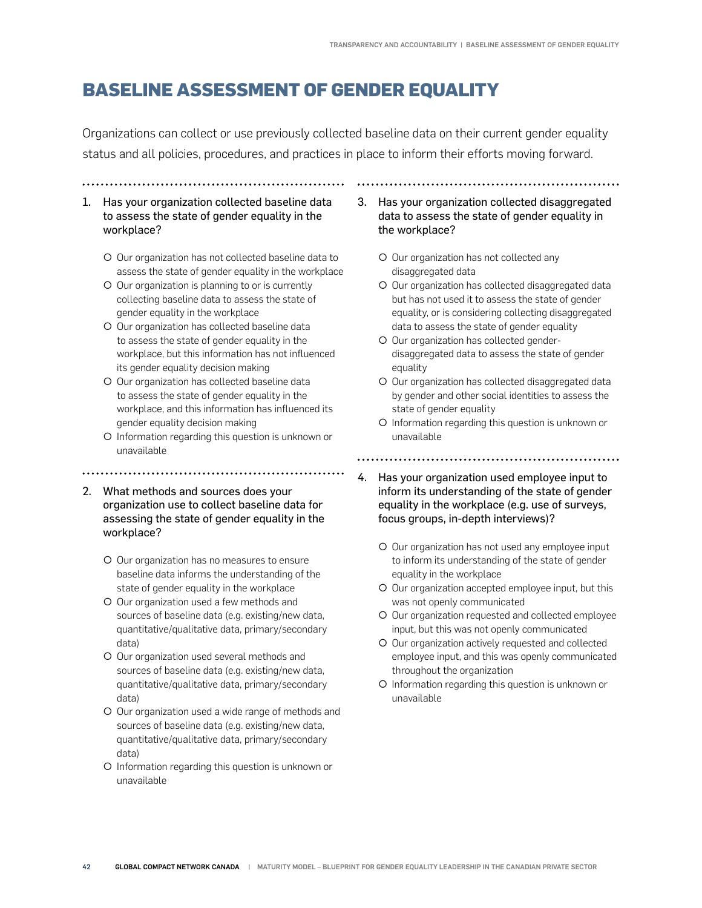# BASELINE ASSESSMENT OF GENDER EQUALITY

Organizations can collect or use previously collected baseline data on their current gender equality status and all policies, procedures, and practices in place to inform their efforts moving forward.

1. Has your organization collected baseline data to assess the state of gender equality in the workplace?

   - Our organization has not collected baseline data to assess the state of gender equality in the workplace
   - Our organization is planning to or is currently collecting baseline data to assess the state of gender equality in the workplace
   - Our organization has collected baseline data to assess the state of gender equality in the workplace, but this information has not influenced its gender equality decision making
   - Our organization has collected baseline data to assess the state of gender equality in the workplace, and this information has influenced its gender equality decision making
   - Information regarding this question is unknown or unavailable

2. What methods and sources does your organization use to collect baseline data for assessing the state of gender equality in the workplace?

   - Our organization has no measures to ensure baseline data informs the understanding of the state of gender equality in the workplace
   - Our organization used a few methods and sources of baseline data (e.g. existing/new data, quantitative/qualitative data, primary/secondary data)
   - Our organization used several methods and sources of baseline data (e.g. existing/new data, quantitative/qualitative data, primary/secondary data)
   - Our organization used a wide range of methods and sources of baseline data (e.g. existing/new data, quantitative/qualitative data, primary/secondary data)
   - Information regarding this question is unknown or unavailable

3. Has your organization collected disaggregated data to assess the state of gender equality in the workplace?

   - Our organization has not collected any disaggregated data
   - Our organization has collected disaggregated data but has not used it to assess the state of gender equality, or is considering collecting disaggregated data to assess the state of gender equality
   - Our organization has collected gender-disaggregated data to assess the state of gender equality
   - Our organization has collected disaggregated data by gender and other social identities to assess the state of gender equality
   - Information regarding this question is unknown or unavailable

4. Has your organization used employee input to inform its understanding of the state of gender equality in the workplace (e.g. use of surveys, focus groups, in-depth interviews)?

   - Our organization has not used any employee input to inform its understanding of the state of gender equality in the workplace
   - Our organization accepted employee input, but this was not openly communicated
   - Our organization requested and collected employee input, but this was not openly communicated
   - Our organization actively requested and collected employee input, and this was openly communicated throughout the organization
   - Information regarding this question is unknown or unavailable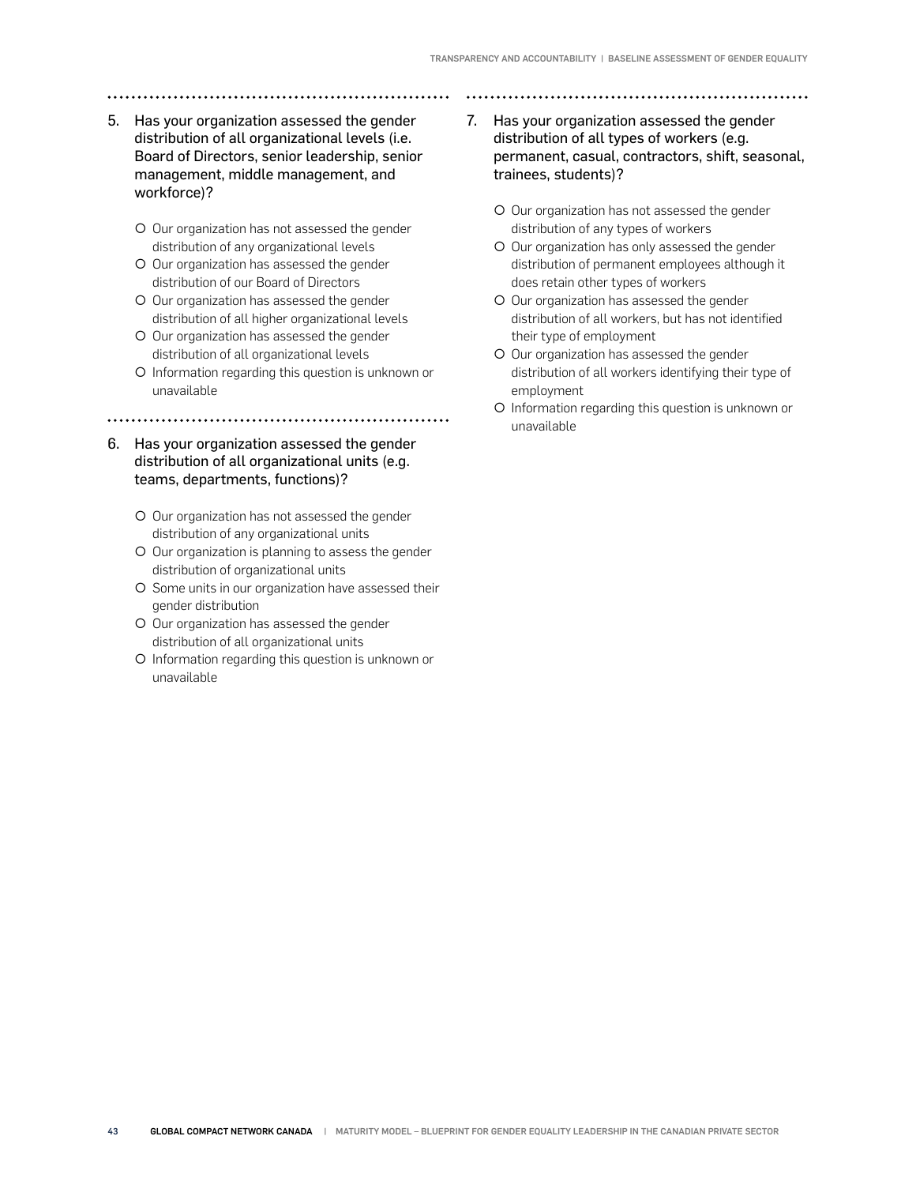5. Has your organization assessed the gender distribution of all organizational levels (i.e. Board of Directors, senior leadership, senior management, middle management, and workforce)?

   - Our organization has not assessed the gender distribution of any organizational levels
   - Our organization has assessed the gender distribution of our Board of Directors
   - Our organization has assessed the gender distribution of all higher organizational levels
   - Our organization has assessed the gender distribution of all organizational levels
   - Information regarding this question is unknown or unavailable

6. Has your organization assessed the gender distribution of all organizational units (e.g. teams, departments, functions)?

   - Our organization has not assessed the gender distribution of any organizational units
   - Our organization is planning to assess the gender distribution of organizational units
   - Some units in our organization have assessed their gender distribution
   - Our organization has assessed the gender distribution of all organizational units
   - Information regarding this question is unknown or unavailable

7. Has your organization assessed the gender distribution of all types of workers (e.g. permanent, casual, contractors, shift, seasonal, trainees, students)?

   - Our organization has not assessed the gender distribution of any types of workers
   - Our organization has only assessed the gender distribution of permanent employees although it does retain other types of workers
   - Our organization has assessed the gender distribution of all workers, but has not identified their type of employment
   - Our organization has assessed the gender distribution of all workers identifying their type of employment
   - Information regarding this question is unknown or unavailable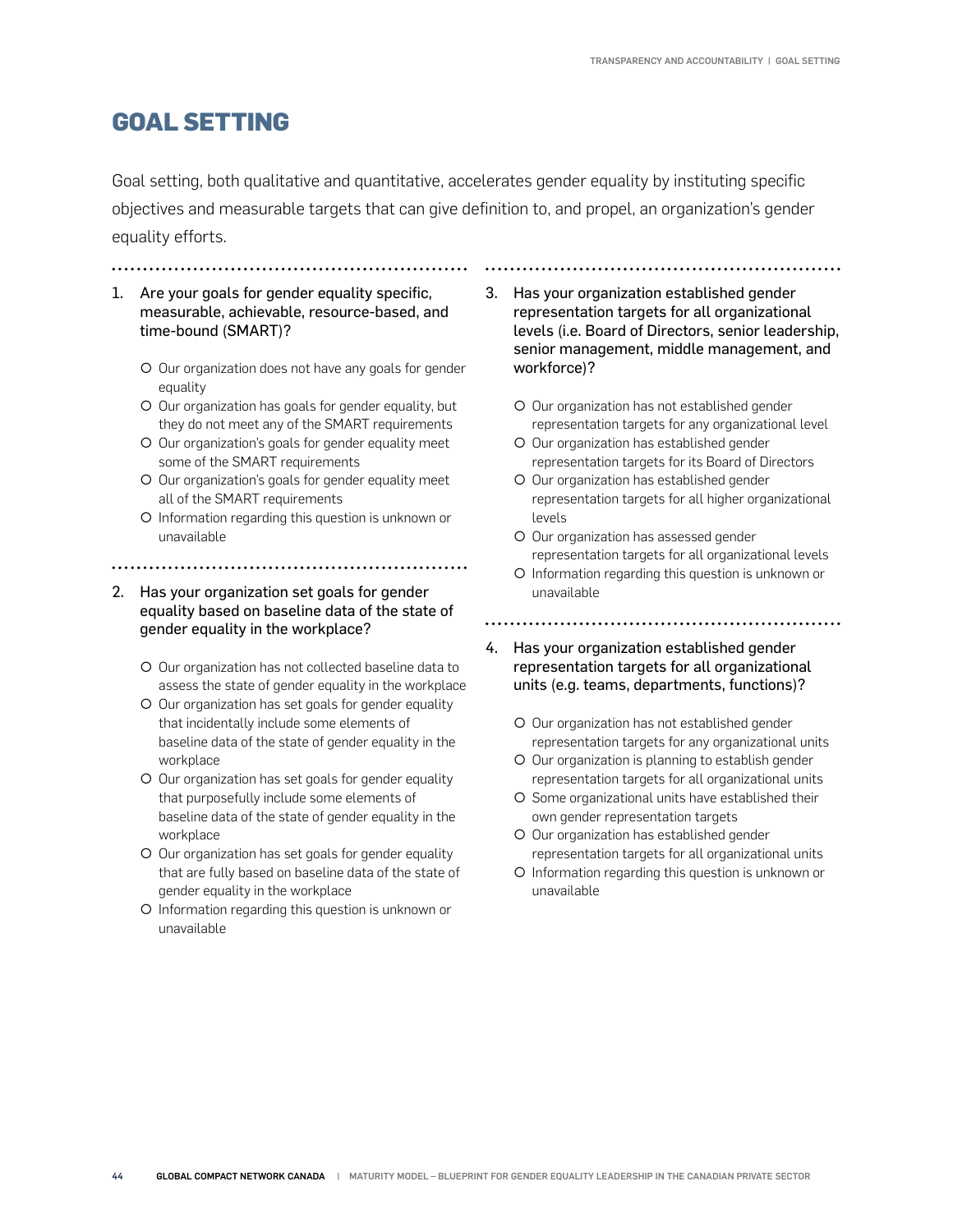# GOAL SETTING

Goal setting, both qualitative and quantitative, accelerates gender equality by instituting specific objectives and measurable targets that can give definition to, and propel, an organization's gender equality efforts.

1. Are your goals for gender equality specific, measurable, achievable, resource-based, and time-bound (SMART)?
   - Our organization does not have any goals for gender equality
   - Our organization has goals for gender equality, but they do not meet any of the SMART requirements
   - Our organization's goals for gender equality meet some of the SMART requirements
   - Our organization's goals for gender equality meet all of the SMART requirements
   - Information regarding this question is unknown or unavailable

2. Has your organization set goals for gender equality based on baseline data of the state of gender equality in the workplace?
   - Our organization has not collected baseline data to assess the state of gender equality in the workplace
   - Our organization has set goals for gender equality that incidentally include some elements of baseline data of the state of gender equality in the workplace
   - Our organization has set goals for gender equality that purposefully include some elements of baseline data of the state of gender equality in the workplace
   - Our organization has set goals for gender equality that are fully based on baseline data of the state of gender equality in the workplace
   - Information regarding this question is unknown or unavailable

3. Has your organization established gender representation targets for all organizational levels (i.e. Board of Directors, senior leadership, senior management, middle management, and workforce)?
   - Our organization has not established gender representation targets for any organizational level
   - Our organization has established gender representation targets for its Board of Directors
   - Our organization has established gender representation targets for all higher organizational levels
   - Our organization has assessed gender representation targets for all organizational levels
   - Information regarding this question is unknown or unavailable

4. Has your organization established gender representation targets for all organizational units (e.g. teams, departments, functions)?
   - Our organization has not established gender representation targets for any organizational units
   - Our organization is planning to establish gender representation targets for all organizational units
   - Some organizational units have established their own gender representation targets
   - Our organization has established gender representation targets for all organizational units
   - Information regarding this question is unknown or unavailable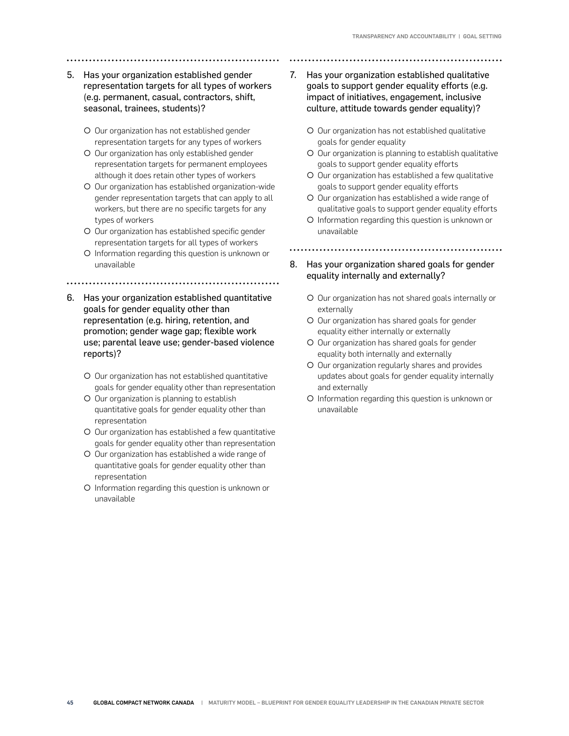5. Has your organization established gender representation targets for all types of workers (e.g. permanent, casual, contractors, shift, seasonal, trainees, students)?

   - ○ Our organization has not established gender representation targets for any types of workers
   - ○ Our organization has only established gender representation targets for permanent employees although it does retain other types of workers
   - ○ Our organization has established organization-wide gender representation targets that can apply to all workers, but there are no specific targets for any types of workers
   - ○ Our organization has established specific gender representation targets for all types of workers
   - ○ Information regarding this question is unknown or unavailable

6. Has your organization established quantitative goals for gender equality other than representation (e.g. hiring, retention, and promotion; gender wage gap; flexible work use; parental leave use; gender-based violence reports)?

   - ○ Our organization has not established quantitative goals for gender equality other than representation
   - ○ Our organization is planning to establish quantitative goals for gender equality other than representation
   - ○ Our organization has established a few quantitative goals for gender equality other than representation
   - ○ Our organization has established a wide range of quantitative goals for gender equality other than representation
   - ○ Information regarding this question is unknown or unavailable

7. Has your organization established qualitative goals to support gender equality efforts (e.g. impact of initiatives, engagement, inclusive culture, attitude towards gender equality)?

   - ○ Our organization has not established qualitative goals for gender equality
   - ○ Our organization is planning to establish qualitative goals to support gender equality efforts
   - ○ Our organization has established a few qualitative goals to support gender equality efforts
   - ○ Our organization has established a wide range of qualitative goals to support gender equality efforts
   - ○ Information regarding this question is unknown or unavailable

8. Has your organization shared goals for gender equality internally and externally?

   - ○ Our organization has not shared goals internally or externally
   - ○ Our organization has shared goals for gender equality either internally or externally
   - ○ Our organization has shared goals for gender equality both internally and externally
   - ○ Our organization regularly shares and provides updates about goals for gender equality internally and externally
   - ○ Information regarding this question is unknown or unavailable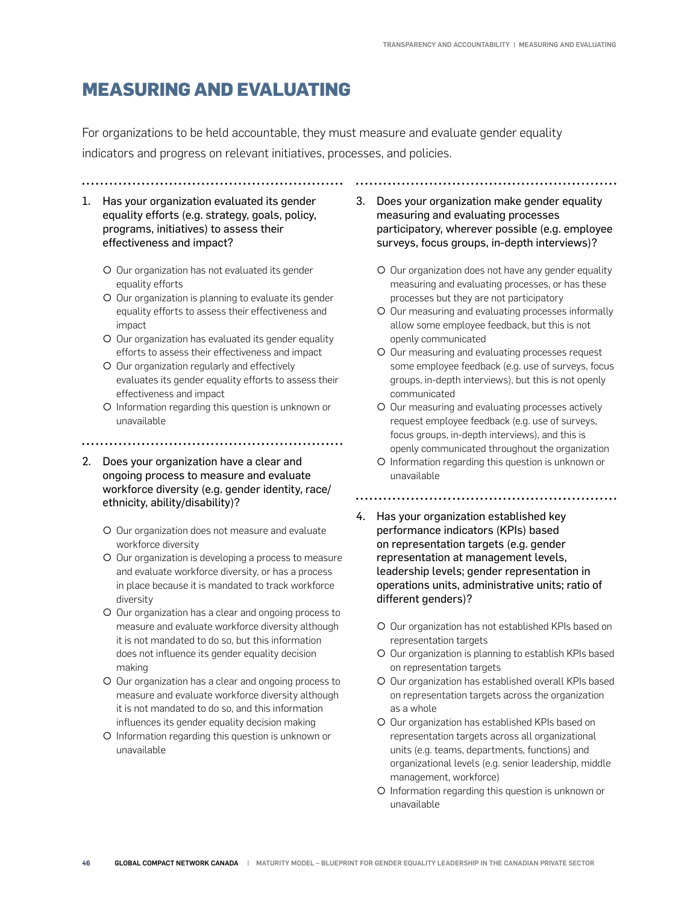# MEASURING AND EVALUATING

For organizations to be held accountable, they must measure and evaluate gender equality indicators and progress on relevant initiatives, processes, and policies.

1. Has your organization evaluated its gender equality efforts (e.g. strategy, goals, policy, programs, initiatives) to assess their effectiveness and impact?

   - Our organization has not evaluated its gender equality efforts
   - Our organization is planning to evaluate its gender equality efforts to assess their effectiveness and impact
   - Our organization has evaluated its gender equality efforts to assess their effectiveness and impact
   - Our organization regularly and effectively evaluates its gender equality efforts to assess their effectiveness and impact
   - Information regarding this question is unknown or unavailable

2. Does your organization have a clear and ongoing process to measure and evaluate workforce diversity (e.g. gender identity, race/ethnicity, ability/disability)?

   - Our organization does not measure and evaluate workforce diversity
   - Our organization is developing a process to measure and evaluate workforce diversity, or has a process in place because it is mandated to track workforce diversity
   - Our organization has a clear and ongoing process to measure and evaluate workforce diversity although it is not mandated to do so, but this information does not influence its gender equality decision making
   - Our organization has a clear and ongoing process to measure and evaluate workforce diversity although it is not mandated to do so, and this information influences its gender equality decision making
   - Information regarding this question is unknown or unavailable

3. Does your organization make gender equality measuring and evaluating processes participatory, wherever possible (e.g. employee surveys, focus groups, in-depth interviews)?

   - Our organization does not have any gender equality measuring and evaluating processes, or has these processes but they are not participatory
   - Our measuring and evaluating processes informally allow some employee feedback, but this is not openly communicated
   - Our measuring and evaluating processes request some employee feedback (e.g. use of surveys, focus groups, in-depth interviews), but this is not openly communicated
   - Our measuring and evaluating processes actively request employee feedback (e.g. use of surveys, focus groups, in-depth interviews), and this is openly communicated throughout the organization
   - Information regarding this question is unknown or unavailable

4. Has your organization established key performance indicators (KPIs) based on representation targets (e.g. gender representation at management levels, leadership levels; gender representation in operations units, administrative units; ratio of different genders)?

   - Our organization has not established KPIs based on representation targets
   - Our organization is planning to establish KPIs based on representation targets
   - Our organization has established overall KPIs based on representation targets across the organization as a whole
   - Our organization has established KPIs based on representation targets across all organizational units (e.g. teams, departments, functions) and organizational levels (e.g. senior leadership, middle management, workforce)
   - Information regarding this question is unknown or unavailable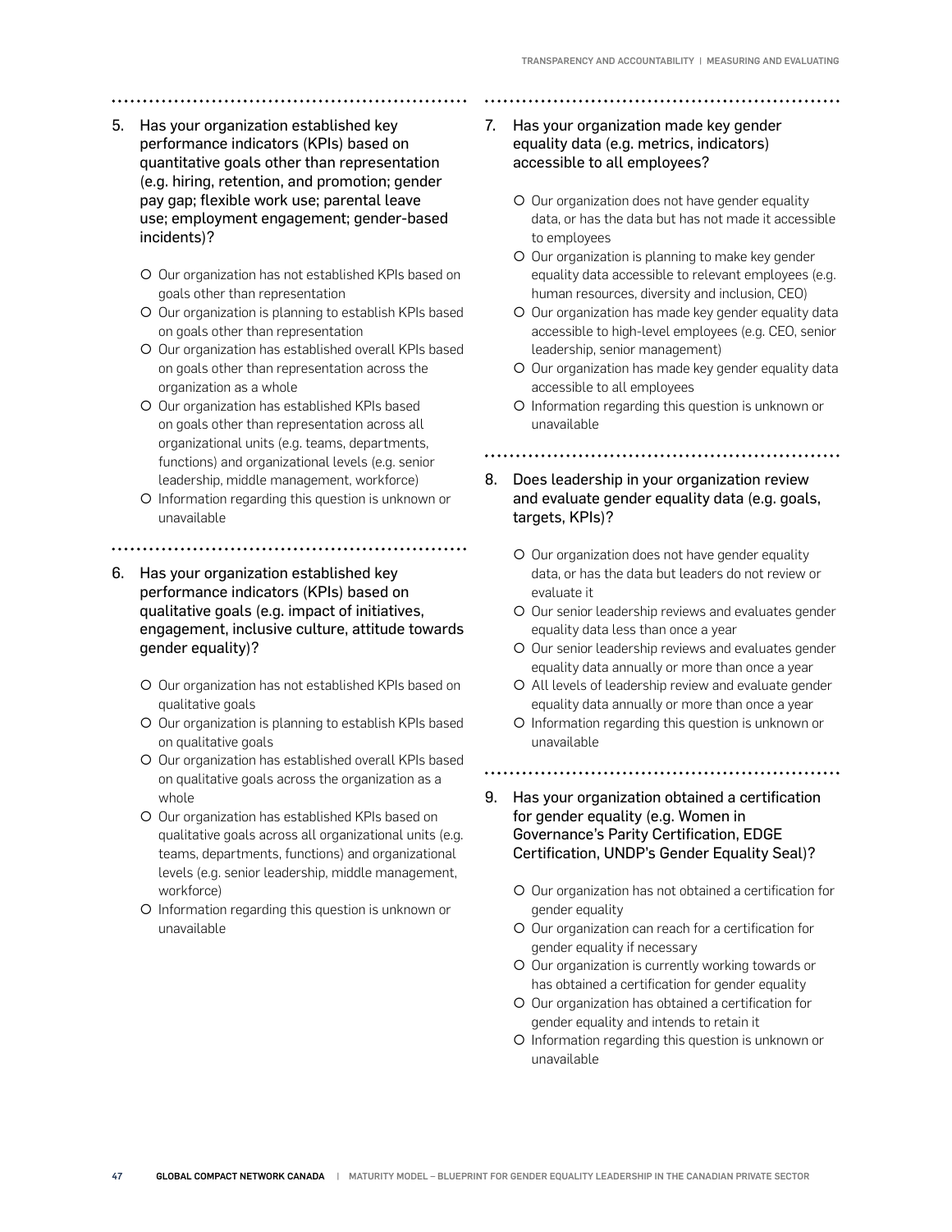5. Has your organization established key performance indicators (KPIs) based on quantitative goals other than representation (e.g. hiring, retention, and promotion; gender pay gap; flexible work use; parental leave use; employment engagement; gender-based incidents)?

   - Our organization has not established KPIs based on goals other than representation
   - Our organization is planning to establish KPIs based on goals other than representation
   - Our organization has established overall KPIs based on goals other than representation across the organization as a whole
   - Our organization has established KPIs based on goals other than representation across all organizational units (e.g. teams, departments, functions) and organizational levels (e.g. senior leadership, middle management, workforce)
   - Information regarding this question is unknown or unavailable

6. Has your organization established key performance indicators (KPIs) based on qualitative goals (e.g. impact of initiatives, engagement, inclusive culture, attitude towards gender equality)?

   - Our organization has not established KPIs based on qualitative goals
   - Our organization is planning to establish KPIs based on qualitative goals
   - Our organization has established overall KPIs based on qualitative goals across the organization as a whole
   - Our organization has established KPIs based on qualitative goals across all organizational units (e.g. teams, departments, functions) and organizational levels (e.g. senior leadership, middle management, workforce)
   - Information regarding this question is unknown or unavailable

7. Has your organization made key gender equality data (e.g. metrics, indicators) accessible to all employees?

   - Our organization does not have gender equality data, or has the data but has not made it accessible to employees
   - Our organization is planning to make key gender equality data accessible to relevant employees (e.g. human resources, diversity and inclusion, CEO)
   - Our organization has made key gender equality data accessible to high-level employees (e.g. CEO, senior leadership, senior management)
   - Our organization has made key gender equality data accessible to all employees
   - Information regarding this question is unknown or unavailable

8. Does leadership in your organization review and evaluate gender equality data (e.g. goals, targets, KPIs)?

   - Our organization does not have gender equality data, or has the data but leaders do not review or evaluate it
   - Our senior leadership reviews and evaluates gender equality data less than once a year
   - Our senior leadership reviews and evaluates gender equality data annually or more than once a year
   - All levels of leadership review and evaluate gender equality data annually or more than once a year
   - Information regarding this question is unknown or unavailable

9. Has your organization obtained a certification for gender equality (e.g. Women in Governance's Parity Certification, EDGE Certification, UNDP's Gender Equality Seal)?

   - Our organization has not obtained a certification for gender equality
   - Our organization can reach for a certification for gender equality if necessary
   - Our organization is currently working towards or has obtained a certification for gender equality
   - Our organization has obtained a certification for gender equality and intends to retain it
   - Information regarding this question is unknown or unavailable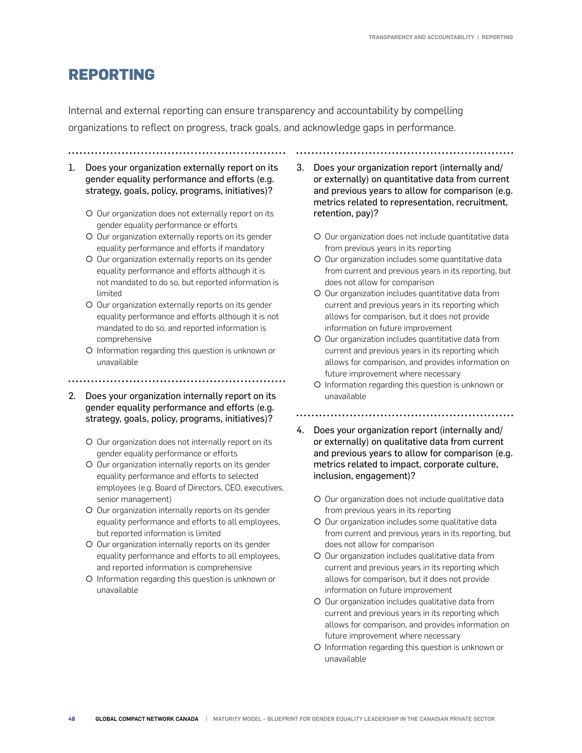# REPORTING

Internal and external reporting can ensure transparency and accountability by compelling organizations to reflect on progress, track goals, and acknowledge gaps in performance.

1. Does your organization externally report on its gender equality performance and efforts (e.g. strategy, goals, policy, programs, initiatives)?

   - Our organization does not externally report on its gender equality performance or efforts
   - Our organization externally reports on its gender equality performance and efforts if mandatory
   - Our organization externally reports on its gender equality performance and efforts although it is not mandated to do so, but reported information is limited
   - Our organization externally reports on its gender equality performance and efforts although it is not mandated to do so, and reported information is comprehensive
   - Information regarding this question is unknown or unavailable

2. Does your organization internally report on its gender equality performance and efforts (e.g. strategy, goals, policy, programs, initiatives)?

   - Our organization does not internally report on its gender equality performance or efforts
   - Our organization internally reports on its gender equality performance and efforts to selected employees (e.g. Board of Directors, CEO, executives, senior management)
   - Our organization internally reports on its gender equality performance and efforts to all employees, but reported information is limited
   - Our organization internally reports on its gender equality performance and efforts to all employees, and reported information is comprehensive
   - Information regarding this question is unknown or unavailable

3. Does your organization report (internally and/or externally) on quantitative data from current and previous years to allow for comparison (e.g. metrics related to representation, recruitment, retention, pay)?

   - Our organization does not include quantitative data from previous years in its reporting
   - Our organization includes some quantitative data from current and previous years in its reporting, but does not allow for comparison
   - Our organization includes quantitative data from current and previous years in its reporting which allows for comparison, but it does not provide information on future improvement
   - Our organization includes quantitative data from current and previous years in its reporting which allows for comparison, and provides information on future improvement where necessary
   - Information regarding this question is unknown or unavailable

4. Does your organization report (internally and/or externally) on qualitative data from current and previous years to allow for comparison (e.g. metrics related to impact, corporate culture, inclusion, engagement)?

   - Our organization does not include qualitative data from previous years in its reporting
   - Our organization includes some qualitative data from current and previous years in its reporting, but does not allow for comparison
   - Our organization includes qualitative data from current and previous years in its reporting which allows for comparison, but it does not provide information on future improvement
   - Our organization includes qualitative data from current and previous years in its reporting which allows for comparison, and provides information on future improvement where necessary
   - Information regarding this question is unknown or unavailable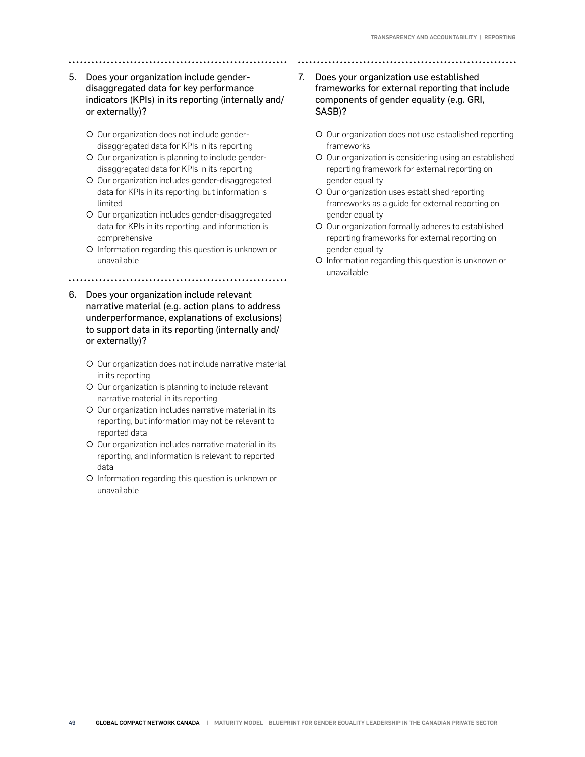5. Does your organization include gender-disaggregated data for key performance indicators (KPIs) in its reporting (internally and/or externally)?

   - Our organization does not include gender-disaggregated data for KPIs in its reporting
   - Our organization is planning to include gender-disaggregated data for KPIs in its reporting
   - Our organization includes gender-disaggregated data for KPIs in its reporting, but information is limited
   - Our organization includes gender-disaggregated data for KPIs in its reporting, and information is comprehensive
   - Information regarding this question is unknown or unavailable

6. Does your organization include relevant narrative material (e.g. action plans to address underperformance, explanations of exclusions) to support data in its reporting (internally and/or externally)?

   - Our organization does not include narrative material in its reporting
   - Our organization is planning to include relevant narrative material in its reporting
   - Our organization includes narrative material in its reporting, but information may not be relevant to reported data
   - Our organization includes narrative material in its reporting, and information is relevant to reported data
   - Information regarding this question is unknown or unavailable

7. Does your organization use established frameworks for external reporting that include components of gender equality (e.g. GRI, SASB)?

   - Our organization does not use established reporting frameworks
   - Our organization is considering using an established reporting framework for external reporting on gender equality
   - Our organization uses established reporting frameworks as a guide for external reporting on gender equality
   - Our organization formally adheres to established reporting frameworks for external reporting on gender equality
   - Information regarding this question is unknown or unavailable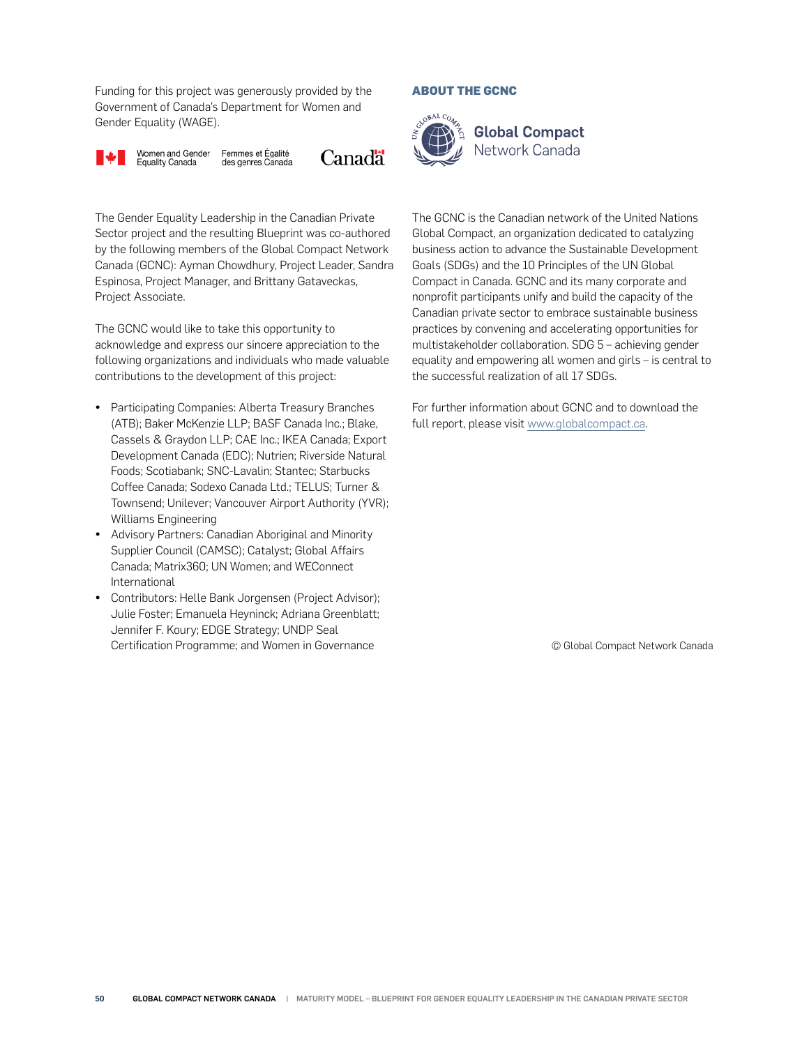Funding for this project was generously provided by the Government of Canada's Department for Women and Gender Equality (WAGE).

Women and Gender Equality Canada — Femmes et Égalité des genres Canada — Canada

The Gender Equality Leadership in the Canadian Private Sector project and the resulting Blueprint was co-authored by the following members of the Global Compact Network Canada (GCNC): Ayman Chowdhury, Project Leader, Sandra Espinosa, Project Manager, and Brittany Gataveckas, Project Associate.

The GCNC would like to take this opportunity to acknowledge and express our sincere appreciation to the following organizations and individuals who made valuable contributions to the development of this project:

- Participating Companies: Alberta Treasury Branches (ATB); Baker McKenzie LLP; BASF Canada Inc.; Blake, Cassels & Graydon LLP; CAE Inc.; IKEA Canada; Export Development Canada (EDC); Nutrien; Riverside Natural Foods; Scotiabank; SNC-Lavalin; Stantec; Starbucks Coffee Canada; Sodexo Canada Ltd.; TELUS; Turner & Townsend; Unilever; Vancouver Airport Authority (YVR); Williams Engineering
- Advisory Partners: Canadian Aboriginal and Minority Supplier Council (CAMSC); Catalyst; Global Affairs Canada; Matrix360; UN Women; and WEConnect International
- Contributors: Helle Bank Jorgensen (Project Advisor); Julie Foster; Emanuela Heyninck; Adriana Greenblatt; Jennifer F. Koury; EDGE Strategy; UNDP Seal Certification Programme; and Women in Governance

## ABOUT THE GCNC

Global Compact Network Canada

The GCNC is the Canadian network of the United Nations Global Compact, an organization dedicated to catalyzing business action to advance the Sustainable Development Goals (SDGs) and the 10 Principles of the UN Global Compact in Canada. GCNC and its many corporate and nonprofit participants unify and build the capacity of the Canadian private sector to embrace sustainable business practices by convening and accelerating opportunities for multistakeholder collaboration. SDG 5 – achieving gender equality and empowering all women and girls – is central to the successful realization of all 17 SDGs.

For further information about GCNC and to download the full report, please visit www.globalcompact.ca.

© Global Compact Network Canada